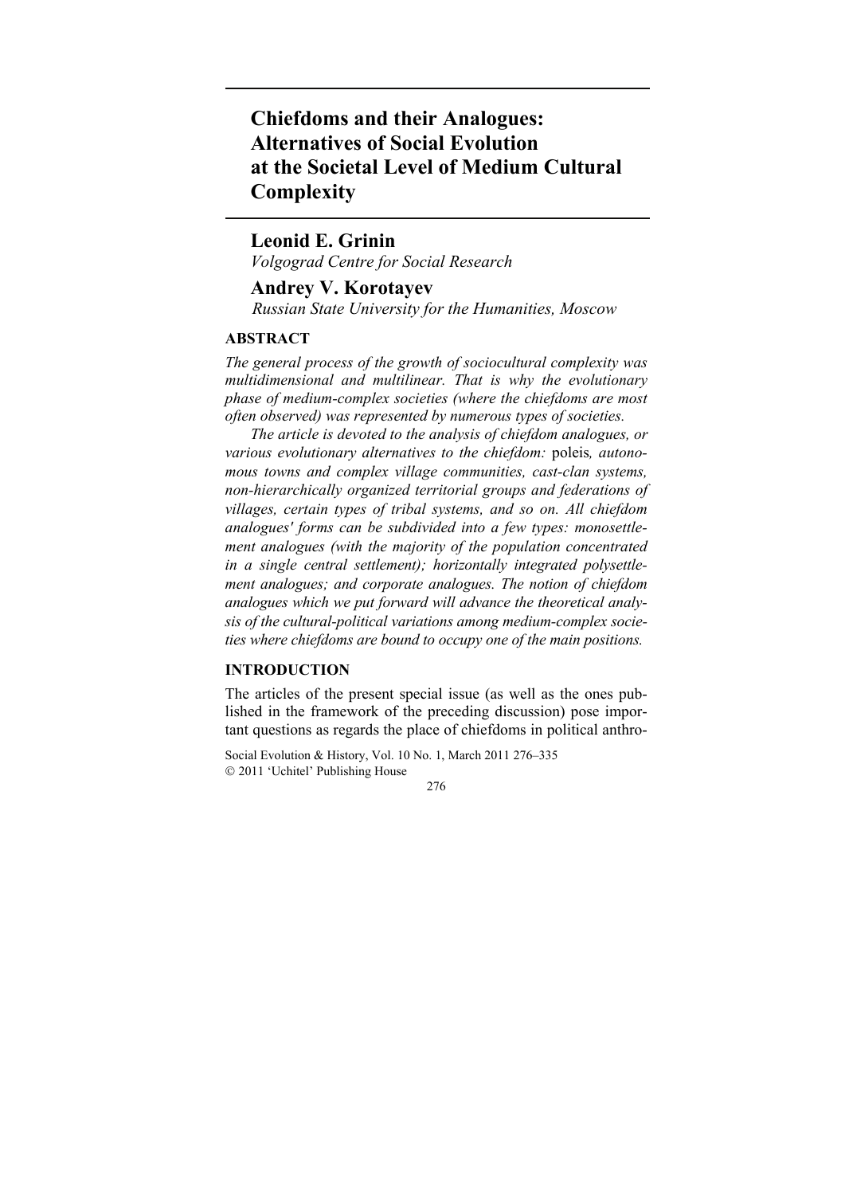# Chiefdoms and their Analogues: Alternatives of Social Evolution at the Societal Level of Medium Cultural Complexity

**Leonid E. Grinin**

*Volgograd Centre for Social Research*

**Andrey V. Korotayev**

*Russian State University for the Humanities, Moscow*

## ABSTRACT

*The general process of the growth of sociocultural complexity was multidimensional and multilinear. That is why the evolutionary phase of medium-complex societies (where the chiefdoms are most often observed) was represented by numerous types of societies.*

*The article is devoted to the analysis of chiefdom analogues, or various evolutionary alternatives to the chiefdom:* poleis*, autonomous towns and complex village communities, cast-clan systems, non-hierarchically organized territorial groups and federations of villages, certain types of tribal systems, and so on. All chiefdom analogues' forms can be subdivided into a few types: monosettlement analogues (with the majority of the population concentrated in a single central settlement); horizontally integrated polysettlement analogues; and corporate analogues. The notion of chiefdom analogues which we put forward will advance the theoretical analysis of the cultural-political variations among medium-complex societies where chiefdoms are bound to occupy one of the main positions.*

## INTRODUCTION

The articles of the present special issue (as well as the ones published in the framework of the preceding discussion) pose important questions as regards the place of chiefdoms in political anthro-

Social Evolution & History, Vol. 10 No. 1, March 2011 276–335
© 2011 'Uchitel' Publishing House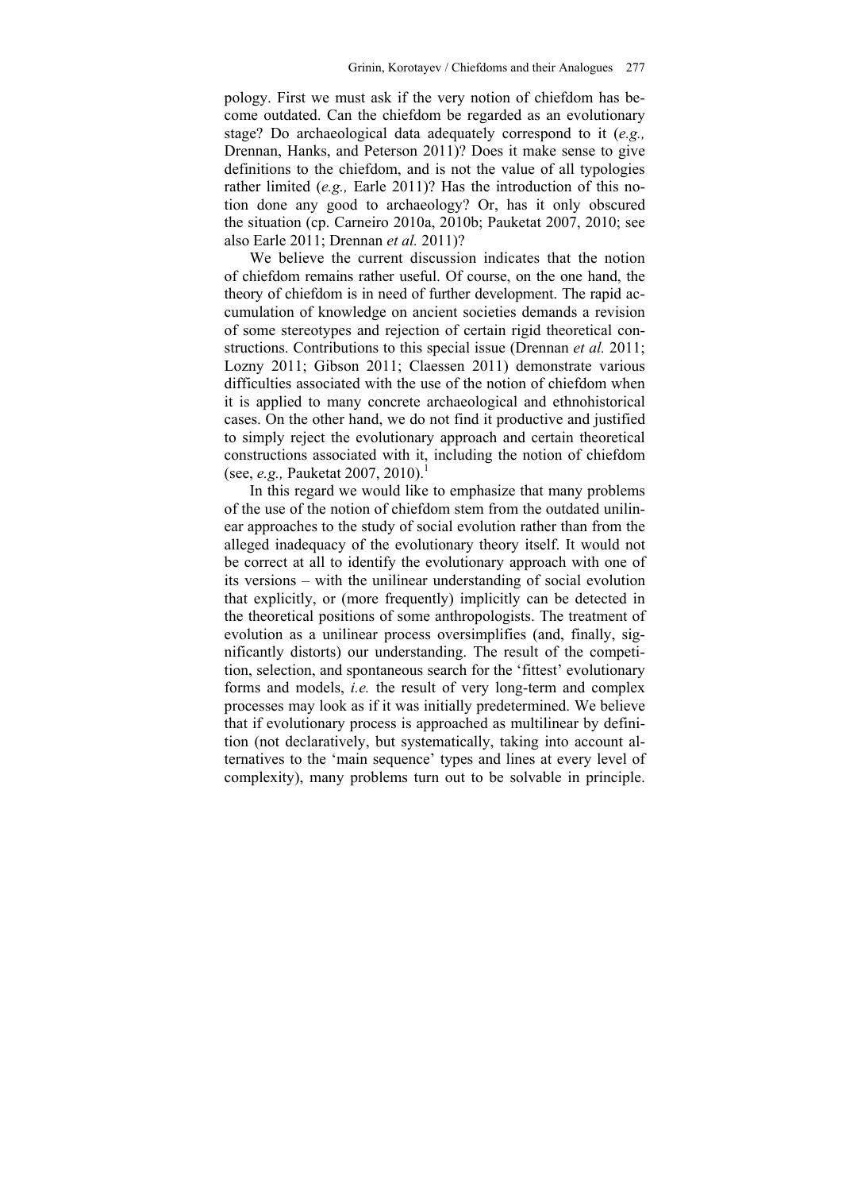pology. First we must ask if the very notion of chiefdom has become outdated. Can the chiefdom be regarded as an evolutionary stage? Do archaeological data adequately correspond to it (*e.g.,* Drennan, Hanks, and Peterson 2011)? Does it make sense to give definitions to the chiefdom, and is not the value of all typologies rather limited (*e.g.,* Earle 2011)? Has the introduction of this notion done any good to archaeology? Or, has it only obscured the situation (cp. Carneiro 2010a, 2010b; Pauketat 2007, 2010; see also Earle 2011; Drennan *et al.* 2011)?

We believe the current discussion indicates that the notion of chiefdom remains rather useful. Of course, on the one hand, the theory of chiefdom is in need of further development. The rapid accumulation of knowledge on ancient societies demands a revision of some stereotypes and rejection of certain rigid theoretical constructions. Contributions to this special issue (Drennan *et al.* 2011; Lozny 2011; Gibson 2011; Claessen 2011) demonstrate various difficulties associated with the use of the notion of chiefdom when it is applied to many concrete archaeological and ethnohistorical cases. On the other hand, we do not find it productive and justified to simply reject the evolutionary approach and certain theoretical constructions associated with it, including the notion of chiefdom (see, *e.g.,* Pauketat 2007, 2010).[1]

In this regard we would like to emphasize that many problems of the use of the notion of chiefdom stem from the outdated unilinear approaches to the study of social evolution rather than from the alleged inadequacy of the evolutionary theory itself. It would not be correct at all to identify the evolutionary approach with one of its versions – with the unilinear understanding of social evolution that explicitly, or (more frequently) implicitly can be detected in the theoretical positions of some anthropologists. The treatment of evolution as a unilinear process oversimplifies (and, finally, significantly distorts) our understanding. The result of the competition, selection, and spontaneous search for the 'fittest' evolutionary forms and models, *i.e.* the result of very long-term and complex processes may look as if it was initially predetermined. We believe that if evolutionary process is approached as multilinear by definition (not declaratively, but systematically, taking into account alternatives to the 'main sequence' types and lines at every level of complexity), many problems turn out to be solvable in principle.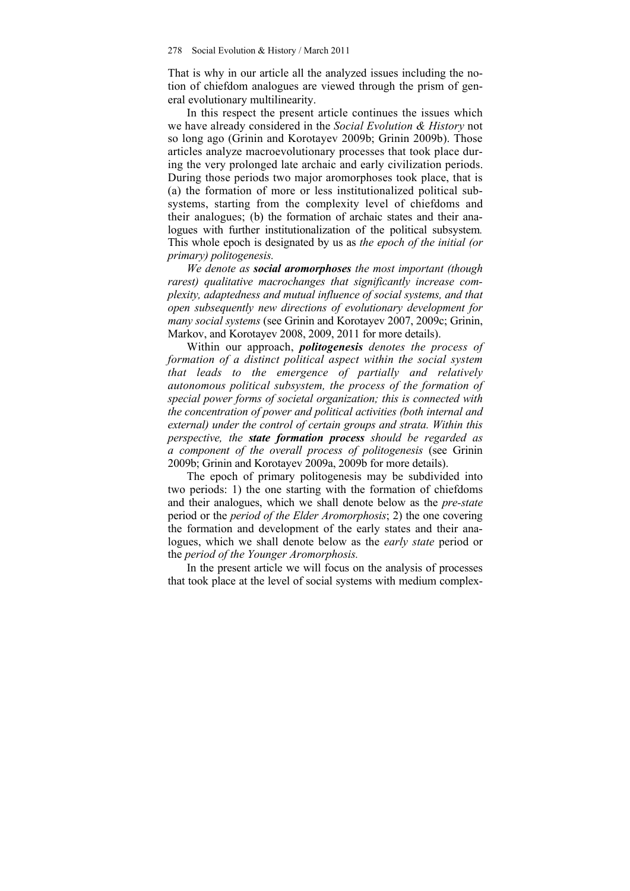That is why in our article all the analyzed issues including the notion of chiefdom analogues are viewed through the prism of general evolutionary multilinearity.

In this respect the present article continues the issues which we have already considered in the *Social Evolution & History* not so long ago (Grinin and Korotayev 2009b; Grinin 2009b). Those articles analyze macroevolutionary processes that took place during the very prolonged late archaic and early civilization periods. During those periods two major aromorphoses took place, that is (a) the formation of more or less institutionalized political subsystems, starting from the complexity level of chiefdoms and their analogues; (b) the formation of archaic states and their analogues with further institutionalization of the political subsystem. This whole epoch is designated by us as *the epoch of the initial (or primary) politogenesis.*

*We denote as* ***social aromorphoses*** *the most important (though rarest) qualitative macrochanges that significantly increase complexity, adaptedness and mutual influence of social systems, and that open subsequently new directions of evolutionary development for many social systems* (see Grinin and Korotayev 2007, 2009c; Grinin, Markov, and Korotayev 2008, 2009, 2011 for more details).

Within our approach, ***politogenesis*** *denotes the process of formation of a distinct political aspect within the social system that leads to the emergence of partially and relatively autonomous political subsystem, the process of the formation of special power forms of societal organization; this is connected with the concentration of power and political activities (both internal and external) under the control of certain groups and strata. Within this perspective, the* ***state formation process*** *should be regarded as a component of the overall process of politogenesis* (see Grinin 2009b; Grinin and Korotayev 2009a, 2009b for more details).

The epoch of primary politogenesis may be subdivided into two periods: 1) the one starting with the formation of chiefdoms and their analogues, which we shall denote below as the *pre-state* period or the *period of the Elder Aromorphosis*; 2) the one covering the formation and development of the early states and their analogues, which we shall denote below as the *early state* period or the *period of the Younger Aromorphosis.*

In the present article we will focus on the analysis of processes that took place at the level of social systems with medium complex-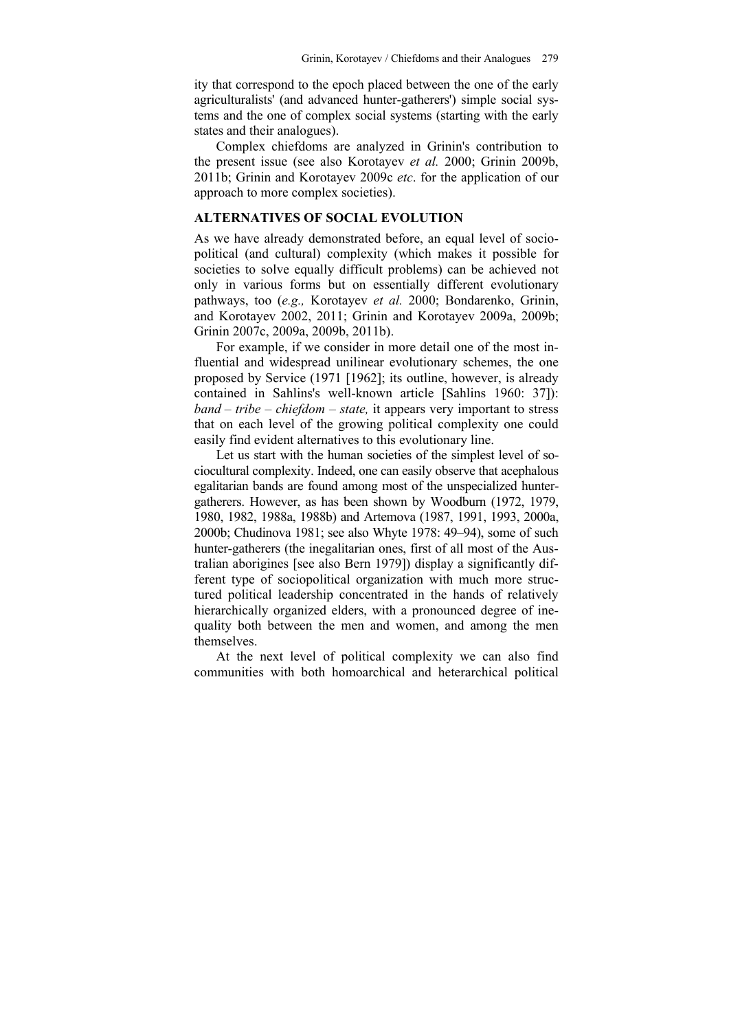ity that correspond to the epoch placed between the one of the early agriculturalists' (and advanced hunter-gatherers') simple social systems and the one of complex social systems (starting with the early states and their analogues).

Complex chiefdoms are analyzed in Grinin's contribution to the present issue (see also Korotayev *et al.* 2000; Grinin 2009b, 2011b; Grinin and Korotayev 2009c *etc*. for the application of our approach to more complex societies).

## ALTERNATIVES OF SOCIAL EVOLUTION

As we have already demonstrated before, an equal level of sociopolitical (and cultural) complexity (which makes it possible for societies to solve equally difficult problems) can be achieved not only in various forms but on essentially different evolutionary pathways, too (*e.g.,* Korotayev *et al.* 2000; Bondarenko, Grinin, and Korotayev 2002, 2011; Grinin and Korotayev 2009a, 2009b; Grinin 2007c, 2009a, 2009b, 2011b).

For example, if we consider in more detail one of the most influential and widespread unilinear evolutionary schemes, the one proposed by Service (1971 [1962]; its outline, however, is already contained in Sahlins's well-known article [Sahlins 1960: 37]): *band – tribe – chiefdom – state,* it appears very important to stress that on each level of the growing political complexity one could easily find evident alternatives to this evolutionary line.

Let us start with the human societies of the simplest level of sociocultural complexity. Indeed, one can easily observe that acephalous egalitarian bands are found among most of the unspecialized hunter-gatherers. However, as has been shown by Woodburn (1972, 1979, 1980, 1982, 1988a, 1988b) and Artemova (1987, 1991, 1993, 2000a, 2000b; Chudinova 1981; see also Whyte 1978: 49–94), some of such hunter-gatherers (the inegalitarian ones, first of all most of the Australian aborigines [see also Bern 1979]) display a significantly different type of sociopolitical organization with much more structured political leadership concentrated in the hands of relatively hierarchically organized elders, with a pronounced degree of inequality both between the men and women, and among the men themselves.

At the next level of political complexity we can also find communities with both homoarchical and heterarchical political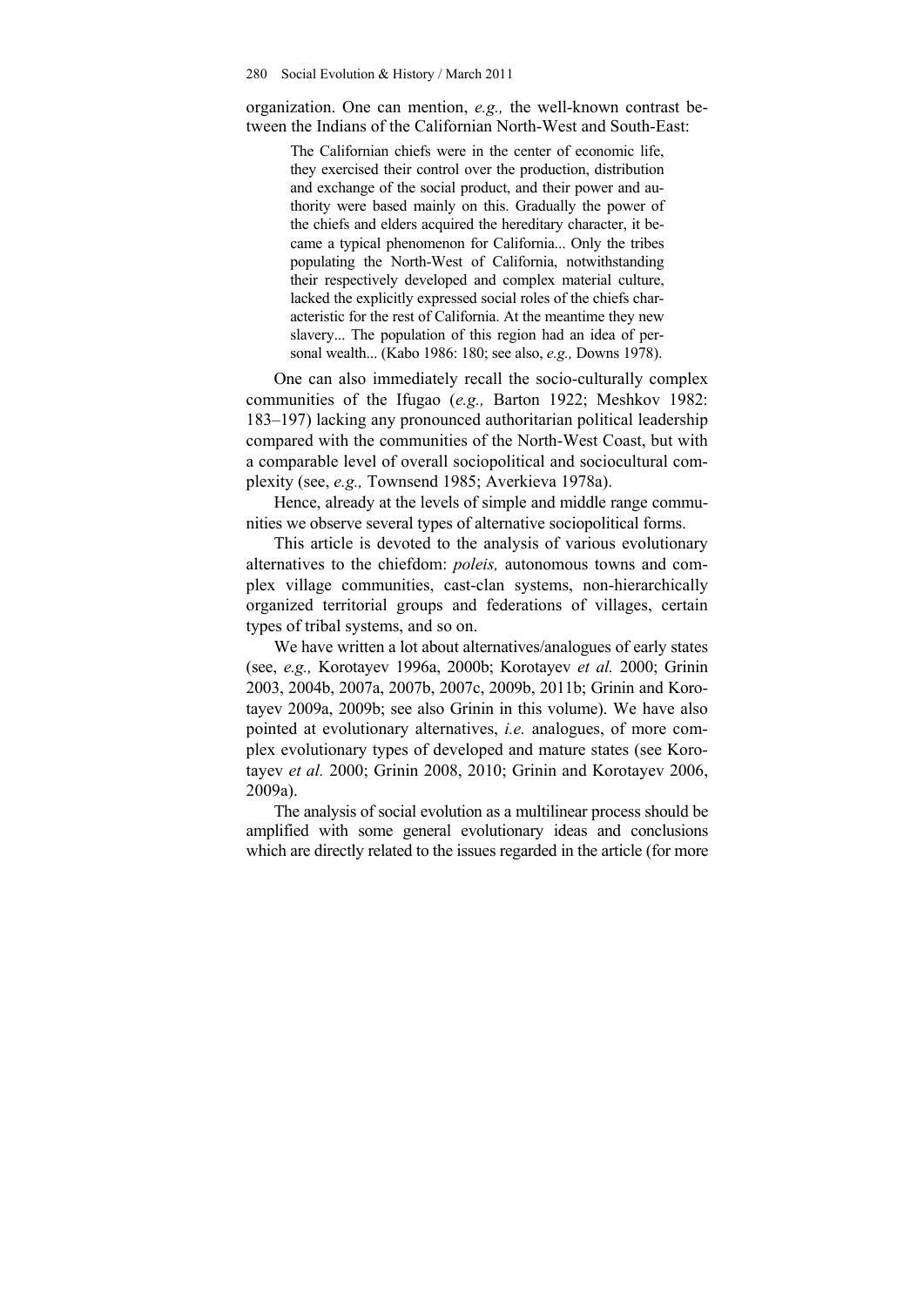organization. One can mention, *e.g.,* the well-known contrast between the Indians of the Californian North-West and South-East:

> The Californian chiefs were in the center of economic life, they exercised their control over the production, distribution and exchange of the social product, and their power and authority were based mainly on this. Gradually the power of the chiefs and elders acquired the hereditary character, it became a typical phenomenon for California... Only the tribes populating the North-West of California, notwithstanding their respectively developed and complex material culture, lacked the explicitly expressed social roles of the chiefs characteristic for the rest of California. At the meantime they new slavery... The population of this region had an idea of personal wealth... (Kabo 1986: 180; see also, *e.g.,* Downs 1978).

One can also immediately recall the socio-culturally complex communities of the Ifugao (*e.g.,* Barton 1922; Meshkov 1982: 183–197) lacking any pronounced authoritarian political leadership compared with the communities of the North-West Coast, but with a comparable level of overall sociopolitical and sociocultural complexity (see, *e.g.,* Townsend 1985; Averkieva 1978a).

Hence, already at the levels of simple and middle range communities we observe several types of alternative sociopolitical forms.

This article is devoted to the analysis of various evolutionary alternatives to the chiefdom: *poleis,* autonomous towns and complex village communities, cast-clan systems, non-hierarchically organized territorial groups and federations of villages, certain types of tribal systems, and so on.

We have written a lot about alternatives/analogues of early states (see, *e.g.,* Korotayev 1996a, 2000b; Korotayev *et al.* 2000; Grinin 2003, 2004b, 2007a, 2007b, 2007c, 2009b, 2011b; Grinin and Korotayev 2009a, 2009b; see also Grinin in this volume). We have also pointed at evolutionary alternatives, *i.e.* analogues, of more complex evolutionary types of developed and mature states (see Korotayev *et al.* 2000; Grinin 2008, 2010; Grinin and Korotayev 2006, 2009a).

The analysis of social evolution as a multilinear process should be amplified with some general evolutionary ideas and conclusions which are directly related to the issues regarded in the article (for more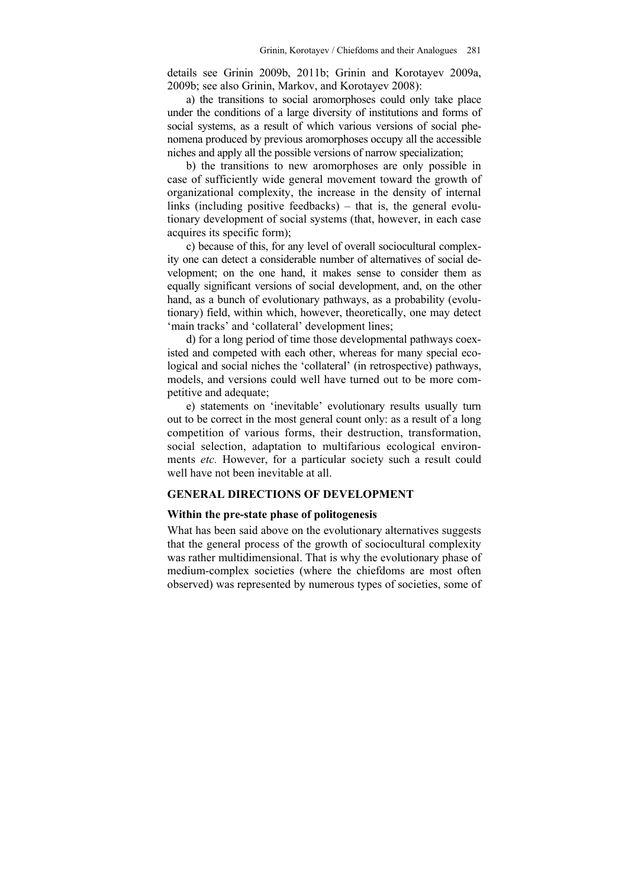details see Grinin 2009b, 2011b; Grinin and Korotayev 2009a, 2009b; see also Grinin, Markov, and Korotayev 2008):

a) the transitions to social aromorphoses could only take place under the conditions of a large diversity of institutions and forms of social systems, as a result of which various versions of social phenomena produced by previous aromorphoses occupy all the accessible niches and apply all the possible versions of narrow specialization;

b) the transitions to new aromorphoses are only possible in case of sufficiently wide general movement toward the growth of organizational complexity, the increase in the density of internal links (including positive feedbacks) – that is, the general evolutionary development of social systems (that, however, in each case acquires its specific form);

c) because of this, for any level of overall sociocultural complexity one can detect a considerable number of alternatives of social development; on the one hand, it makes sense to consider them as equally significant versions of social development, and, on the other hand, as a bunch of evolutionary pathways, as a probability (evolutionary) field, within which, however, theoretically, one may detect 'main tracks' and 'collateral' development lines;

d) for a long period of time those developmental pathways coexisted and competed with each other, whereas for many special ecological and social niches the 'collateral' (in retrospective) pathways, models, and versions could well have turned out to be more competitive and adequate;

e) statements on 'inevitable' evolutionary results usually turn out to be correct in the most general count only: as a result of a long competition of various forms, their destruction, transformation, social selection, adaptation to multifarious ecological environments *etc.* However, for a particular society such a result could well have not been inevitable at all.

## GENERAL DIRECTIONS OF DEVELOPMENT

### Within the pre-state phase of politogenesis

What has been said above on the evolutionary alternatives suggests that the general process of the growth of sociocultural complexity was rather multidimensional. That is why the evolutionary phase of medium-complex societies (where the chiefdoms are most often observed) was represented by numerous types of societies, some of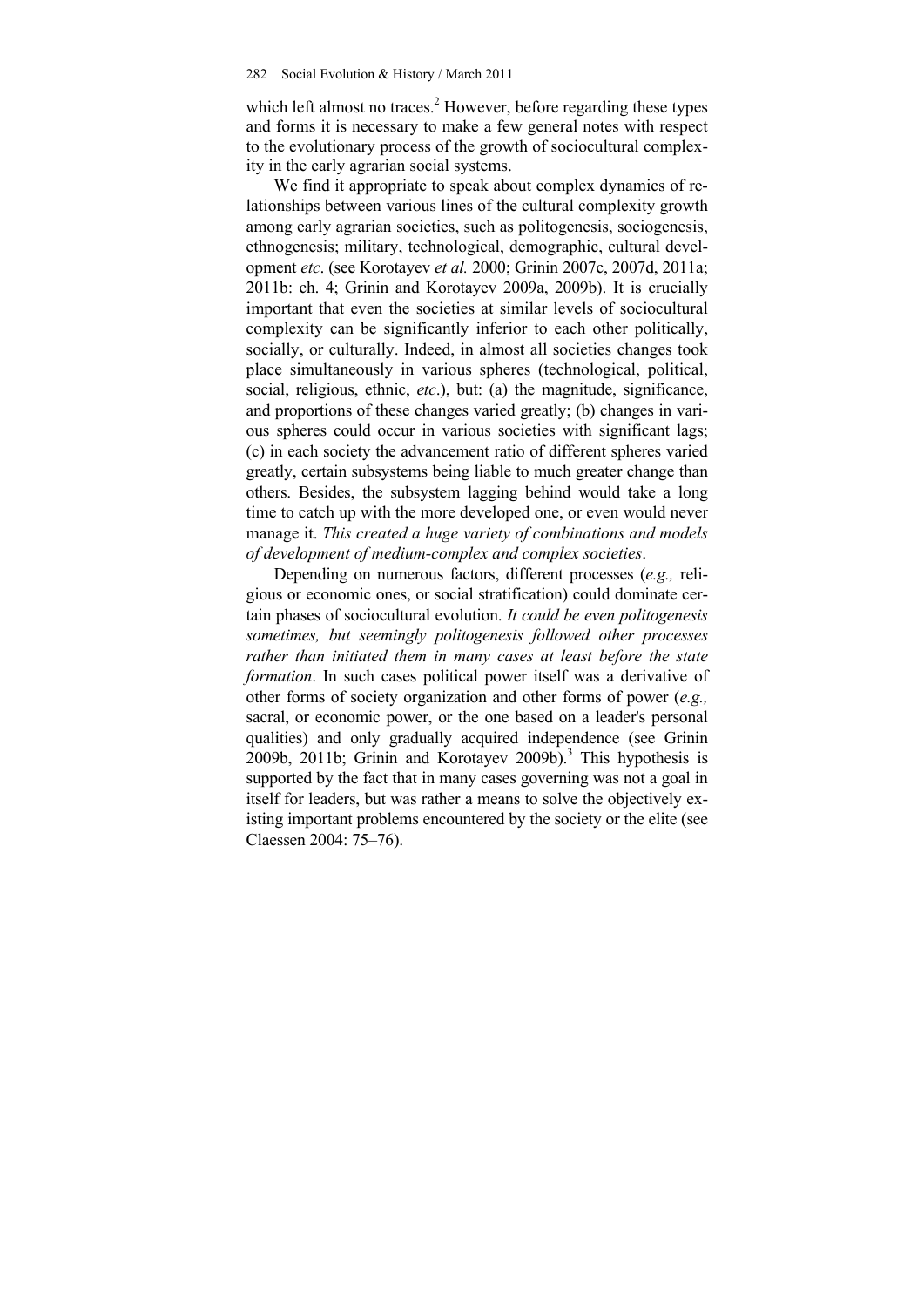which left almost no traces.[2] However, before regarding these types and forms it is necessary to make a few general notes with respect to the evolutionary process of the growth of sociocultural complexity in the early agrarian social systems.

We find it appropriate to speak about complex dynamics of relationships between various lines of the cultural complexity growth among early agrarian societies, such as politogenesis, sociogenesis, ethnogenesis; military, technological, demographic, cultural development *etc*. (see Korotayev *et al.* 2000; Grinin 2007c, 2007d, 2011a; 2011b: ch. 4; Grinin and Korotayev 2009a, 2009b). It is crucially important that even the societies at similar levels of sociocultural complexity can be significantly inferior to each other politically, socially, or culturally. Indeed, in almost all societies changes took place simultaneously in various spheres (technological, political, social, religious, ethnic, *etc*.), but: (a) the magnitude, significance, and proportions of these changes varied greatly; (b) changes in various spheres could occur in various societies with significant lags; (c) in each society the advancement ratio of different spheres varied greatly, certain subsystems being liable to much greater change than others. Besides, the subsystem lagging behind would take a long time to catch up with the more developed one, or even would never manage it. *This created a huge variety of combinations and models of development of medium-complex and complex societies*.

Depending on numerous factors, different processes (*e.g.,* religious or economic ones, or social stratification) could dominate certain phases of sociocultural evolution. *It could be even politogenesis sometimes, but seemingly politogenesis followed other processes rather than initiated them in many cases at least before the state formation*. In such cases political power itself was a derivative of other forms of society organization and other forms of power (*e.g.,* sacral, or economic power, or the one based on a leader's personal qualities) and only gradually acquired independence (see Grinin 2009b, 2011b; Grinin and Korotayev 2009b).[3] This hypothesis is supported by the fact that in many cases governing was not a goal in itself for leaders, but was rather a means to solve the objectively existing important problems encountered by the society or the elite (see Claessen 2004: 75–76).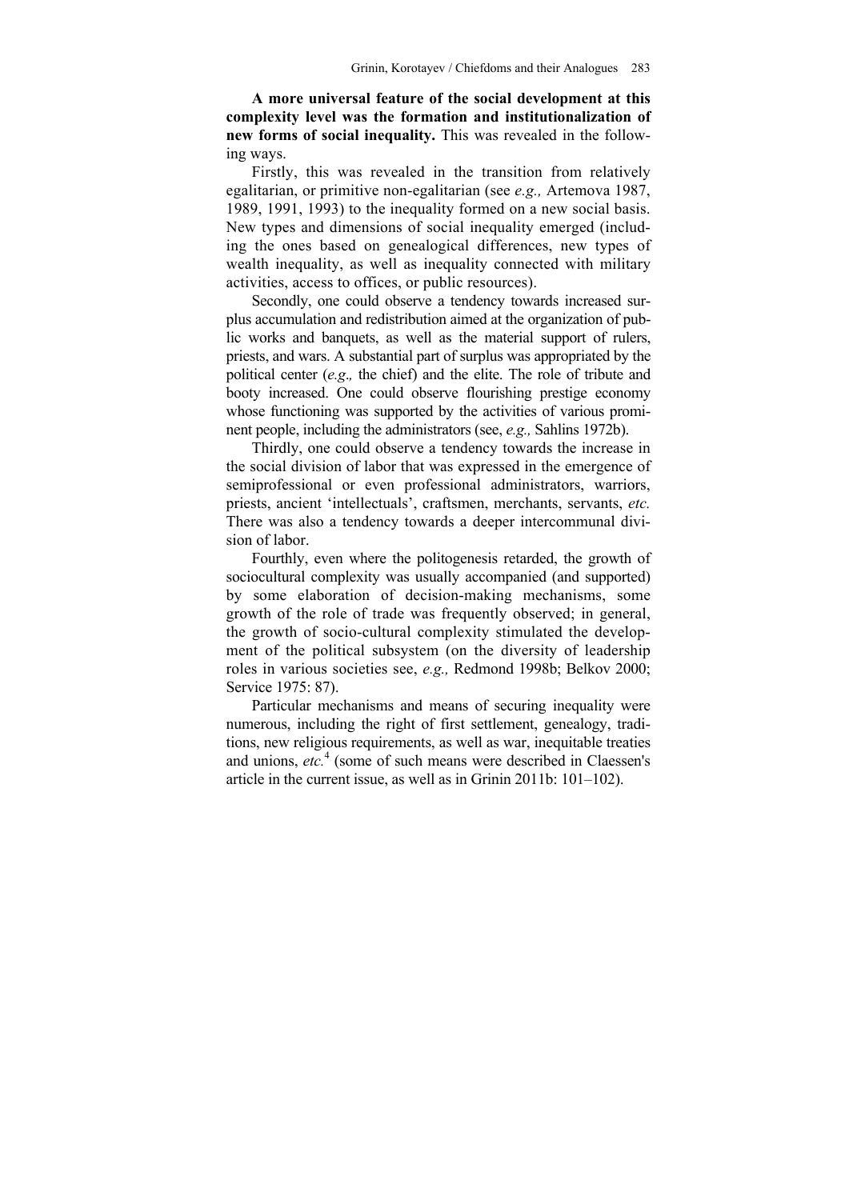**A more universal feature of the social development at this complexity level was the formation and institutionalization of new forms of social inequality.** This was revealed in the following ways.

Firstly, this was revealed in the transition from relatively egalitarian, or primitive non-egalitarian (see *e.g.,* Artemova 1987, 1989, 1991, 1993) to the inequality formed on a new social basis. New types and dimensions of social inequality emerged (including the ones based on genealogical differences, new types of wealth inequality, as well as inequality connected with military activities, access to offices, or public resources).

Secondly, one could observe a tendency towards increased surplus accumulation and redistribution aimed at the organization of public works and banquets, as well as the material support of rulers, priests, and wars. A substantial part of surplus was appropriated by the political center (*e.g.,* the chief) and the elite. The role of tribute and booty increased. One could observe flourishing prestige economy whose functioning was supported by the activities of various prominent people, including the administrators (see, *e.g.,* Sahlins 1972b).

Thirdly, one could observe a tendency towards the increase in the social division of labor that was expressed in the emergence of semiprofessional or even professional administrators, warriors, priests, ancient 'intellectuals', craftsmen, merchants, servants, *etc.* There was also a tendency towards a deeper intercommunal division of labor.

Fourthly, even where the politogenesis retarded, the growth of sociocultural complexity was usually accompanied (and supported) by some elaboration of decision-making mechanisms, some growth of the role of trade was frequently observed; in general, the growth of socio-cultural complexity stimulated the development of the political subsystem (on the diversity of leadership roles in various societies see, *e.g.,* Redmond 1998b; Belkov 2000; Service 1975: 87).

Particular mechanisms and means of securing inequality were numerous, including the right of first settlement, genealogy, traditions, new religious requirements, as well as war, inequitable treaties and unions, *etc.*[4] (some of such means were described in Claessen's article in the current issue, as well as in Grinin 2011b: 101–102).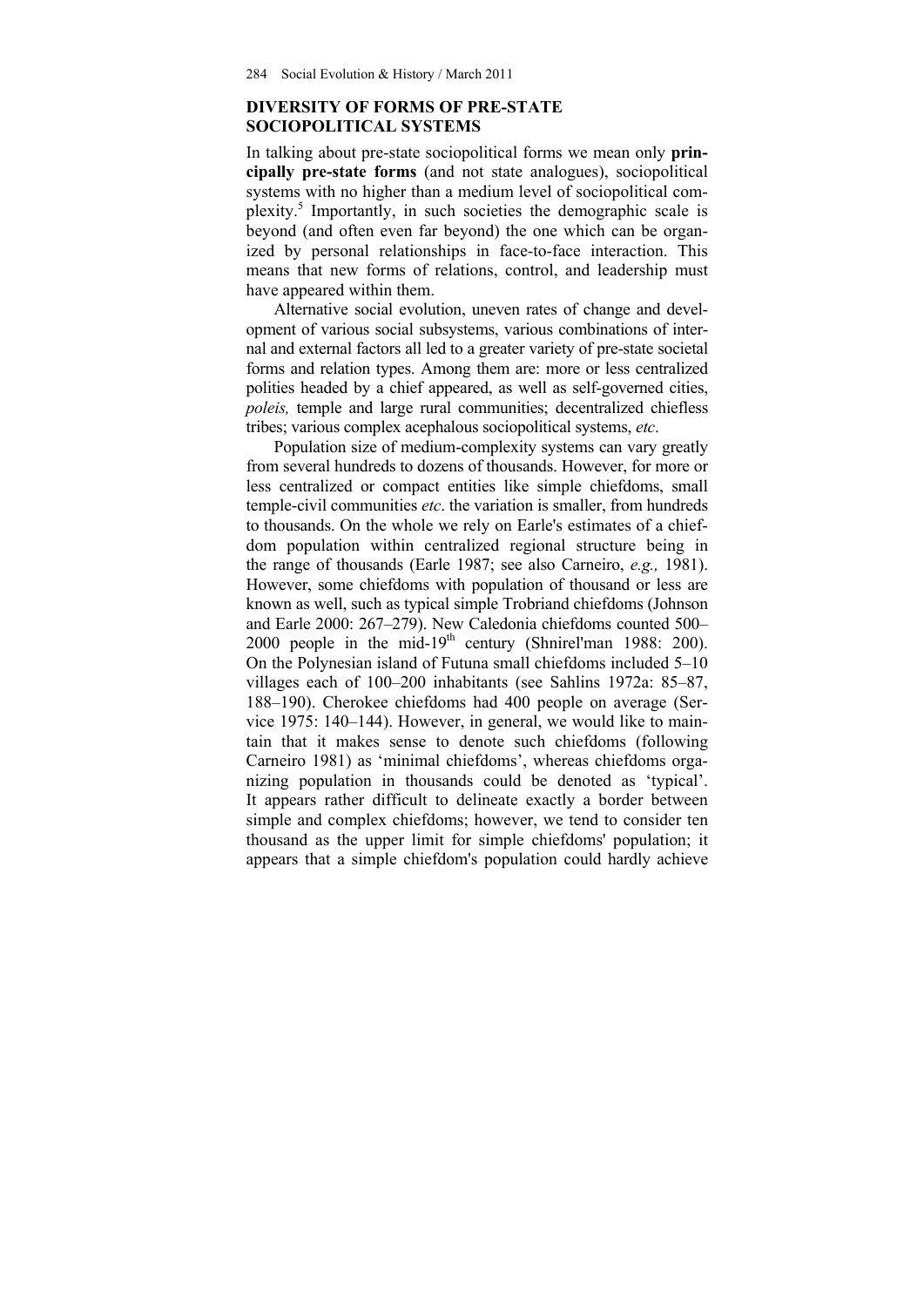## DIVERSITY OF FORMS OF PRE-STATE SOCIOPOLITICAL SYSTEMS

In talking about pre-state sociopolitical forms we mean only **principally pre-state forms** (and not state analogues), sociopolitical systems with no higher than a medium level of sociopolitical complexity.[5] Importantly, in such societies the demographic scale is beyond (and often even far beyond) the one which can be organized by personal relationships in face-to-face interaction. This means that new forms of relations, control, and leadership must have appeared within them.

Alternative social evolution, uneven rates of change and development of various social subsystems, various combinations of internal and external factors all led to a greater variety of pre-state societal forms and relation types. Among them are: more or less centralized polities headed by a chief appeared, as well as self-governed cities, *poleis,* temple and large rural communities; decentralized chiefless tribes; various complex acephalous sociopolitical systems, *etc*.

Population size of medium-complexity systems can vary greatly from several hundreds to dozens of thousands. However, for more or less centralized or compact entities like simple chiefdoms, small temple-civil communities *etc*. the variation is smaller, from hundreds to thousands. On the whole we rely on Earle's estimates of a chiefdom population within centralized regional structure being in the range of thousands (Earle 1987; see also Carneiro, *e.g.,* 1981). However, some chiefdoms with population of thousand or less are known as well, such as typical simple Trobriand chiefdoms (Johnson and Earle 2000: 267–279). New Caledonia chiefdoms counted 500–2000 people in the mid-19th century (Shnirel'man 1988: 200). On the Polynesian island of Futuna small chiefdoms included 5–10 villages each of 100–200 inhabitants (see Sahlins 1972a: 85–87, 188–190). Cherokee chiefdoms had 400 people on average (Service 1975: 140–144). However, in general, we would like to maintain that it makes sense to denote such chiefdoms (following Carneiro 1981) as 'minimal chiefdoms', whereas chiefdoms organizing population in thousands could be denoted as 'typical'. It appears rather difficult to delineate exactly a border between simple and complex chiefdoms; however, we tend to consider ten thousand as the upper limit for simple chiefdoms' population; it appears that a simple chiefdom's population could hardly achieve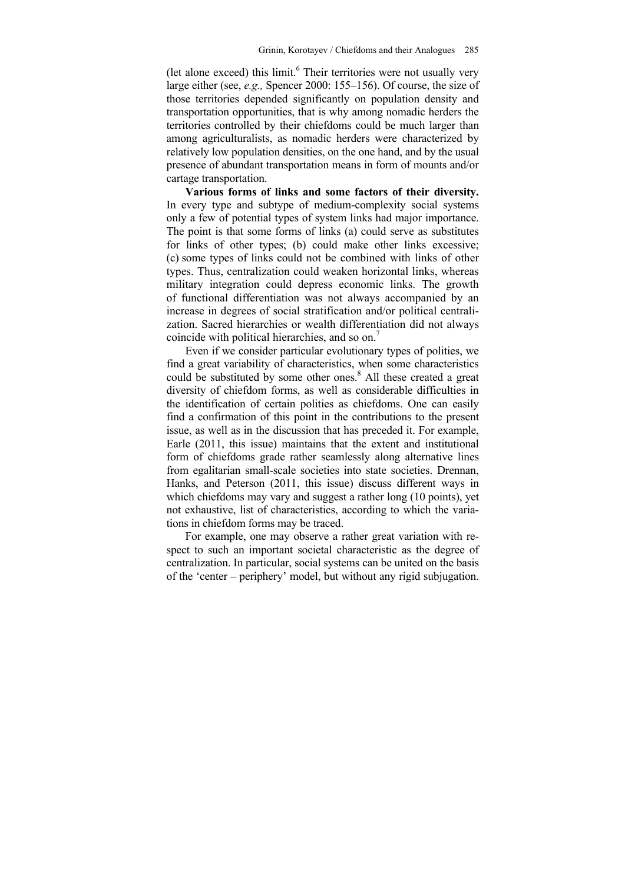(let alone exceed) this limit.[6] Their territories were not usually very large either (see, *e.g.,* Spencer 2000: 155–156). Of course, the size of those territories depended significantly on population density and transportation opportunities, that is why among nomadic herders the territories controlled by their chiefdoms could be much larger than among agriculturalists, as nomadic herders were characterized by relatively low population densities, on the one hand, and by the usual presence of abundant transportation means in form of mounts and/or cartage transportation.

**Various forms of links and some factors of their diversity.** In every type and subtype of medium-complexity social systems only a few of potential types of system links had major importance. The point is that some forms of links (a) could serve as substitutes for links of other types; (b) could make other links excessive; (c) some types of links could not be combined with links of other types. Thus, centralization could weaken horizontal links, whereas military integration could depress economic links. The growth of functional differentiation was not always accompanied by an increase in degrees of social stratification and/or political centralization. Sacred hierarchies or wealth differentiation did not always coincide with political hierarchies, and so on.[7]

Even if we consider particular evolutionary types of polities, we find a great variability of characteristics, when some characteristics could be substituted by some other ones.[8] All these created a great diversity of chiefdom forms, as well as considerable difficulties in the identification of certain polities as chiefdoms. One can easily find a confirmation of this point in the contributions to the present issue, as well as in the discussion that has preceded it. For example, Earle (2011, this issue) maintains that the extent and institutional form of chiefdoms grade rather seamlessly along alternative lines from egalitarian small-scale societies into state societies. Drennan, Hanks, and Peterson (2011, this issue) discuss different ways in which chiefdoms may vary and suggest a rather long (10 points), yet not exhaustive, list of characteristics, according to which the variations in chiefdom forms may be traced.

For example, one may observe a rather great variation with respect to such an important societal characteristic as the degree of centralization. In particular, social systems can be united on the basis of the 'center – periphery' model, but without any rigid subjugation.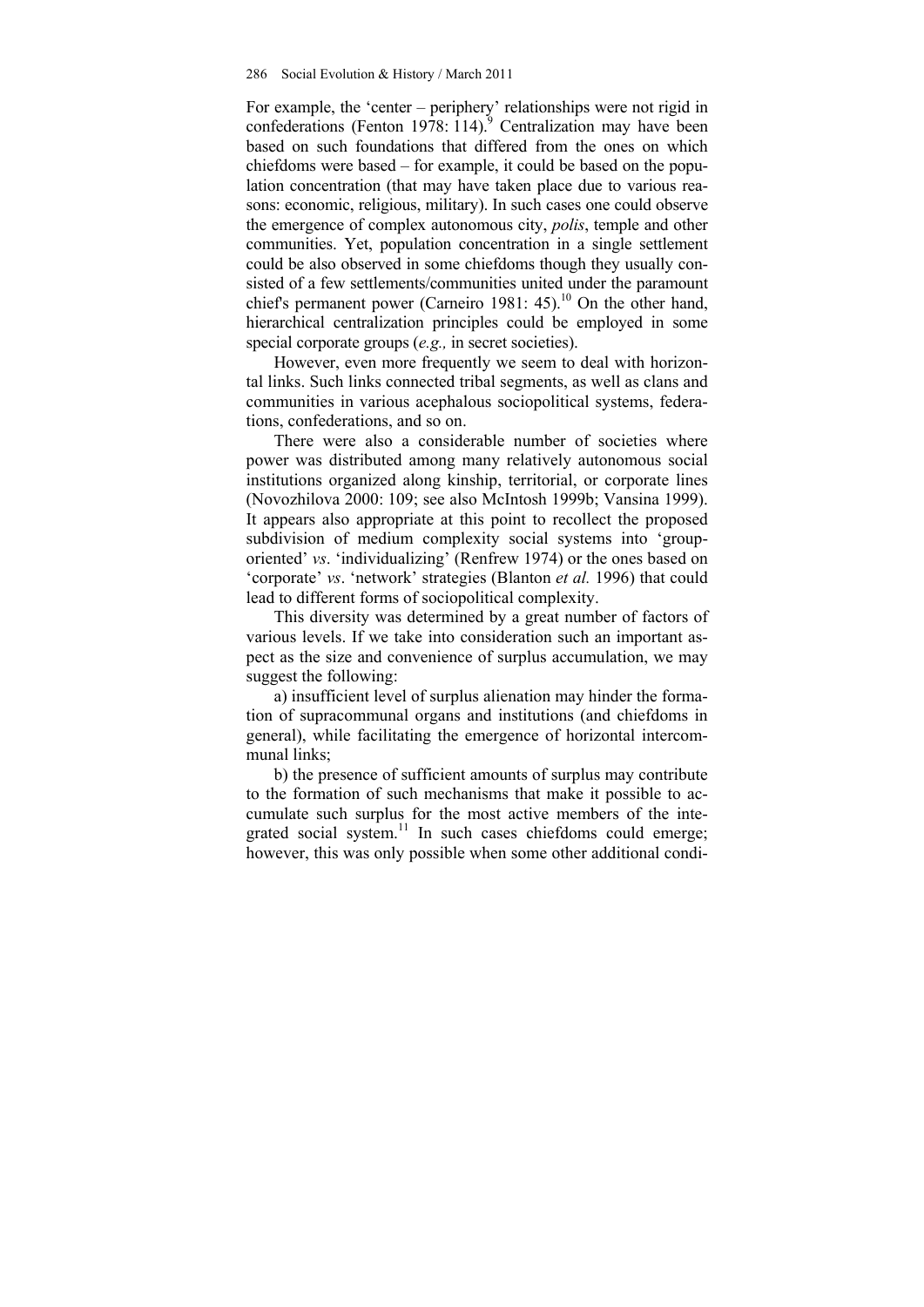For example, the 'center – periphery' relationships were not rigid in confederations (Fenton 1978: 114).[9] Centralization may have been based on such foundations that differed from the ones on which chiefdoms were based – for example, it could be based on the population concentration (that may have taken place due to various reasons: economic, religious, military). In such cases one could observe the emergence of complex autonomous city, *polis*, temple and other communities. Yet, population concentration in a single settlement could be also observed in some chiefdoms though they usually consisted of a few settlements/communities united under the paramount chief's permanent power (Carneiro 1981: 45).[10] On the other hand, hierarchical centralization principles could be employed in some special corporate groups (*e.g.,* in secret societies).

However, even more frequently we seem to deal with horizontal links. Such links connected tribal segments, as well as clans and communities in various acephalous sociopolitical systems, federations, confederations, and so on.

There were also a considerable number of societies where power was distributed among many relatively autonomous social institutions organized along kinship, territorial, or corporate lines (Novozhilova 2000: 109; see also McIntosh 1999b; Vansina 1999). It appears also appropriate at this point to recollect the proposed subdivision of medium complexity social systems into 'group-oriented' *vs*. 'individualizing' (Renfrew 1974) or the ones based on 'corporate' *vs*. 'network' strategies (Blanton *et al.* 1996) that could lead to different forms of sociopolitical complexity.

This diversity was determined by a great number of factors of various levels. If we take into consideration such an important aspect as the size and convenience of surplus accumulation, we may suggest the following:

a) insufficient level of surplus alienation may hinder the formation of supracommunal organs and institutions (and chiefdoms in general), while facilitating the emergence of horizontal intercommunal links;

b) the presence of sufficient amounts of surplus may contribute to the formation of such mechanisms that make it possible to accumulate such surplus for the most active members of the integrated social system.[11] In such cases chiefdoms could emerge; however, this was only possible when some other additional condi-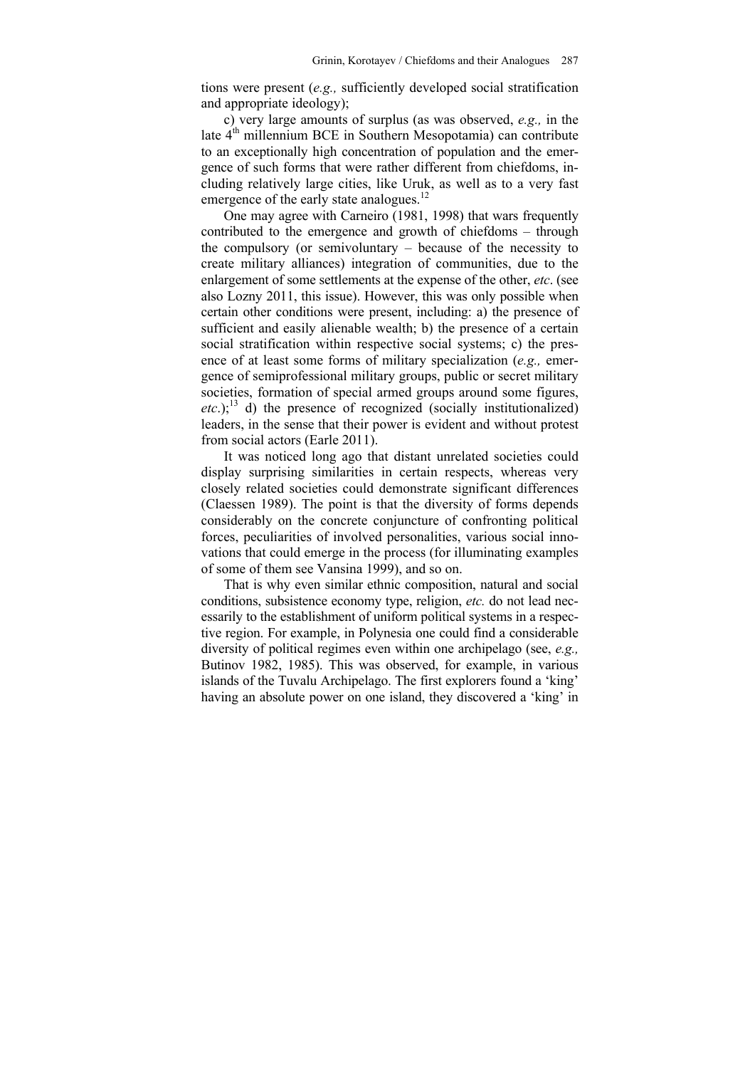tions were present (*e.g.,* sufficiently developed social stratification and appropriate ideology);

c) very large amounts of surplus (as was observed, *e.g.,* in the late 4$^{th}$ millennium BCE in Southern Mesopotamia) can contribute to an exceptionally high concentration of population and the emergence of such forms that were rather different from chiefdoms, including relatively large cities, like Uruk, as well as to a very fast emergence of the early state analogues.[12]

One may agree with Carneiro (1981, 1998) that wars frequently contributed to the emergence and growth of chiefdoms – through the compulsory (or semivoluntary – because of the necessity to create military alliances) integration of communities, due to the enlargement of some settlements at the expense of the other, *etc*. (see also Lozny 2011, this issue). However, this was only possible when certain other conditions were present, including: a) the presence of sufficient and easily alienable wealth; b) the presence of a certain social stratification within respective social systems; c) the presence of at least some forms of military specialization (*e.g.,* emergence of semiprofessional military groups, public or secret military societies, formation of special armed groups around some figures, *etc*.);[13] d) the presence of recognized (socially institutionalized) leaders, in the sense that their power is evident and without protest from social actors (Earle 2011).

It was noticed long ago that distant unrelated societies could display surprising similarities in certain respects, whereas very closely related societies could demonstrate significant differences (Claessen 1989). The point is that the diversity of forms depends considerably on the concrete conjuncture of confronting political forces, peculiarities of involved personalities, various social innovations that could emerge in the process (for illuminating examples of some of them see Vansina 1999), and so on.

That is why even similar ethnic composition, natural and social conditions, subsistence economy type, religion, *etc.* do not lead necessarily to the establishment of uniform political systems in a respective region. For example, in Polynesia one could find a considerable diversity of political regimes even within one archipelago (see, *e.g.,* Butinov 1982, 1985). This was observed, for example, in various islands of the Tuvalu Archipelago. The first explorers found a 'king' having an absolute power on one island, they discovered a 'king' in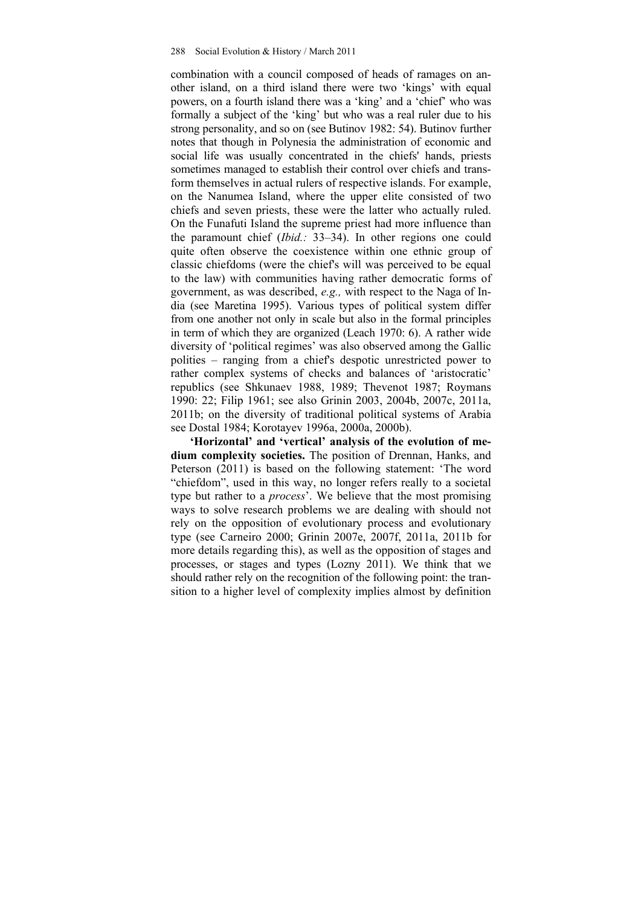combination with a council composed of heads of ramages on another island, on a third island there were two 'kings' with equal powers, on a fourth island there was a 'king' and a 'chief' who was formally a subject of the 'king' but who was a real ruler due to his strong personality, and so on (see Butinov 1982: 54). Butinov further notes that though in Polynesia the administration of economic and social life was usually concentrated in the chiefs' hands, priests sometimes managed to establish their control over chiefs and transform themselves in actual rulers of respective islands. For example, on the Nanumea Island, where the upper elite consisted of two chiefs and seven priests, these were the latter who actually ruled. On the Funafuti Island the supreme priest had more influence than the paramount chief (*Ibid.:* 33–34). In other regions one could quite often observe the coexistence within one ethnic group of classic chiefdoms (were the chief's will was perceived to be equal to the law) with communities having rather democratic forms of government, as was described, *e.g.,* with respect to the Naga of India (see Maretina 1995). Various types of political system differ from one another not only in scale but also in the formal principles in term of which they are organized (Leach 1970: 6). A rather wide diversity of 'political regimes' was also observed among the Gallic polities – ranging from a chief's despotic unrestricted power to rather complex systems of checks and balances of 'aristocratic' republics (see Shkunaev 1988, 1989; Thevenot 1987; Roymans 1990: 22; Filip 1961; see also Grinin 2003, 2004b, 2007c, 2011a, 2011b; on the diversity of traditional political systems of Arabia see Dostal 1984; Korotayev 1996a, 2000a, 2000b).

**'Horizontal' and 'vertical' analysis of the evolution of medium complexity societies.** The position of Drennan, Hanks, and Peterson (2011) is based on the following statement: 'The word "chiefdom", used in this way, no longer refers really to a societal type but rather to a *process*'. We believe that the most promising ways to solve research problems we are dealing with should not rely on the opposition of evolutionary process and evolutionary type (see Carneiro 2000; Grinin 2007e, 2007f, 2011a, 2011b for more details regarding this), as well as the opposition of stages and processes, or stages and types (Lozny 2011). We think that we should rather rely on the recognition of the following point: the transition to a higher level of complexity implies almost by definition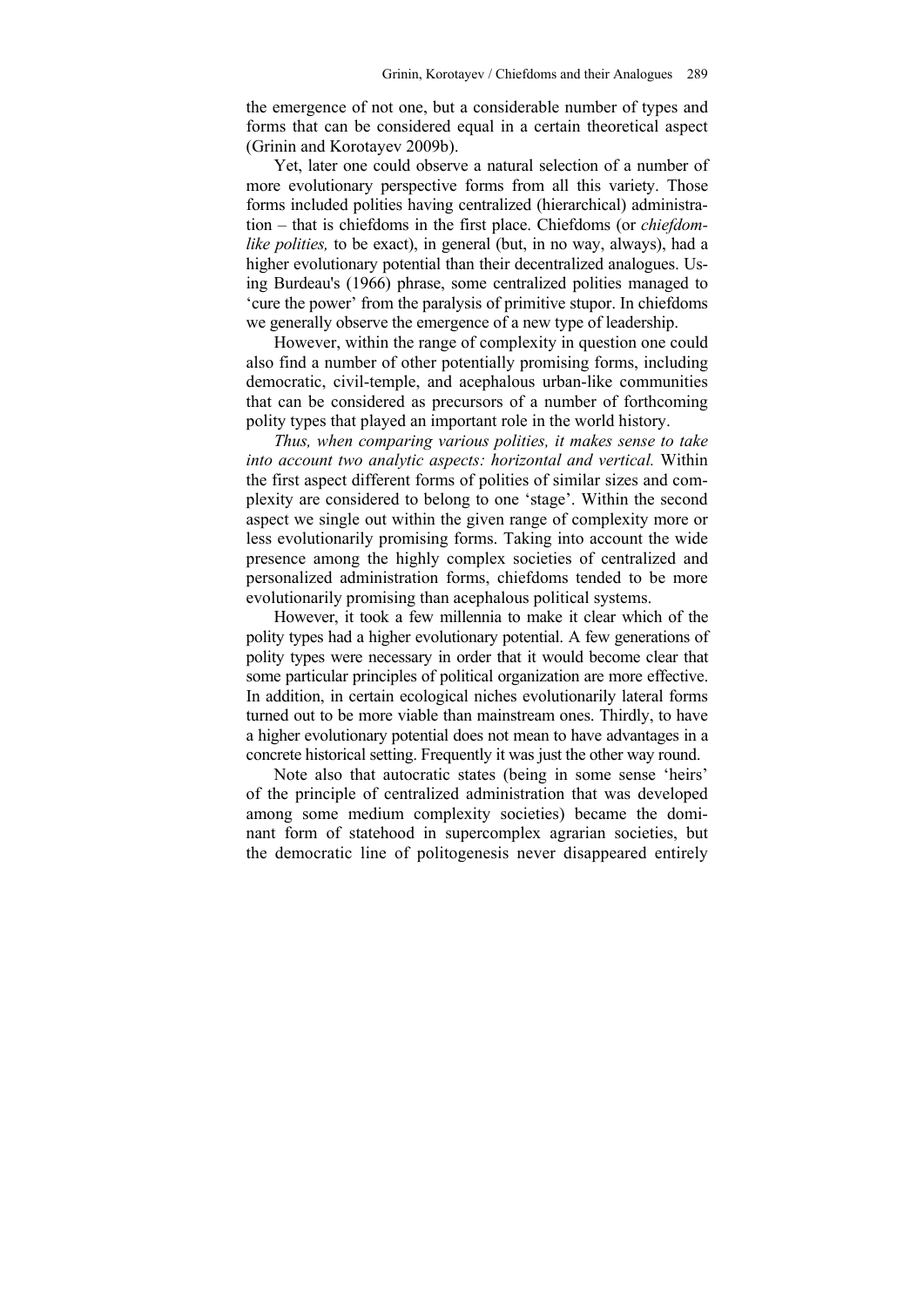the emergence of not one, but a considerable number of types and forms that can be considered equal in a certain theoretical aspect (Grinin and Korotayev 2009b).

Yet, later one could observe a natural selection of a number of more evolutionary perspective forms from all this variety. Those forms included polities having centralized (hierarchical) administration – that is chiefdoms in the first place. Chiefdoms (or *chiefdom-like polities,* to be exact), in general (but, in no way, always), had a higher evolutionary potential than their decentralized analogues. Using Burdeau's (1966) phrase, some centralized polities managed to 'cure the power' from the paralysis of primitive stupor. In chiefdoms we generally observe the emergence of a new type of leadership.

However, within the range of complexity in question one could also find a number of other potentially promising forms, including democratic, civil-temple, and acephalous urban-like communities that can be considered as precursors of a number of forthcoming polity types that played an important role in the world history.

*Thus, when comparing various polities, it makes sense to take into account two analytic aspects: horizontal and vertical.* Within the first aspect different forms of polities of similar sizes and complexity are considered to belong to one 'stage'. Within the second aspect we single out within the given range of complexity more or less evolutionarily promising forms. Taking into account the wide presence among the highly complex societies of centralized and personalized administration forms, chiefdoms tended to be more evolutionarily promising than acephalous political systems.

However, it took a few millennia to make it clear which of the polity types had a higher evolutionary potential. A few generations of polity types were necessary in order that it would become clear that some particular principles of political organization are more effective. In addition, in certain ecological niches evolutionarily lateral forms turned out to be more viable than mainstream ones. Thirdly, to have a higher evolutionary potential does not mean to have advantages in a concrete historical setting. Frequently it was just the other way round.

Note also that autocratic states (being in some sense 'heirs' of the principle of centralized administration that was developed among some medium complexity societies) became the dominant form of statehood in supercomplex agrarian societies, but the democratic line of politogenesis never disappeared entirely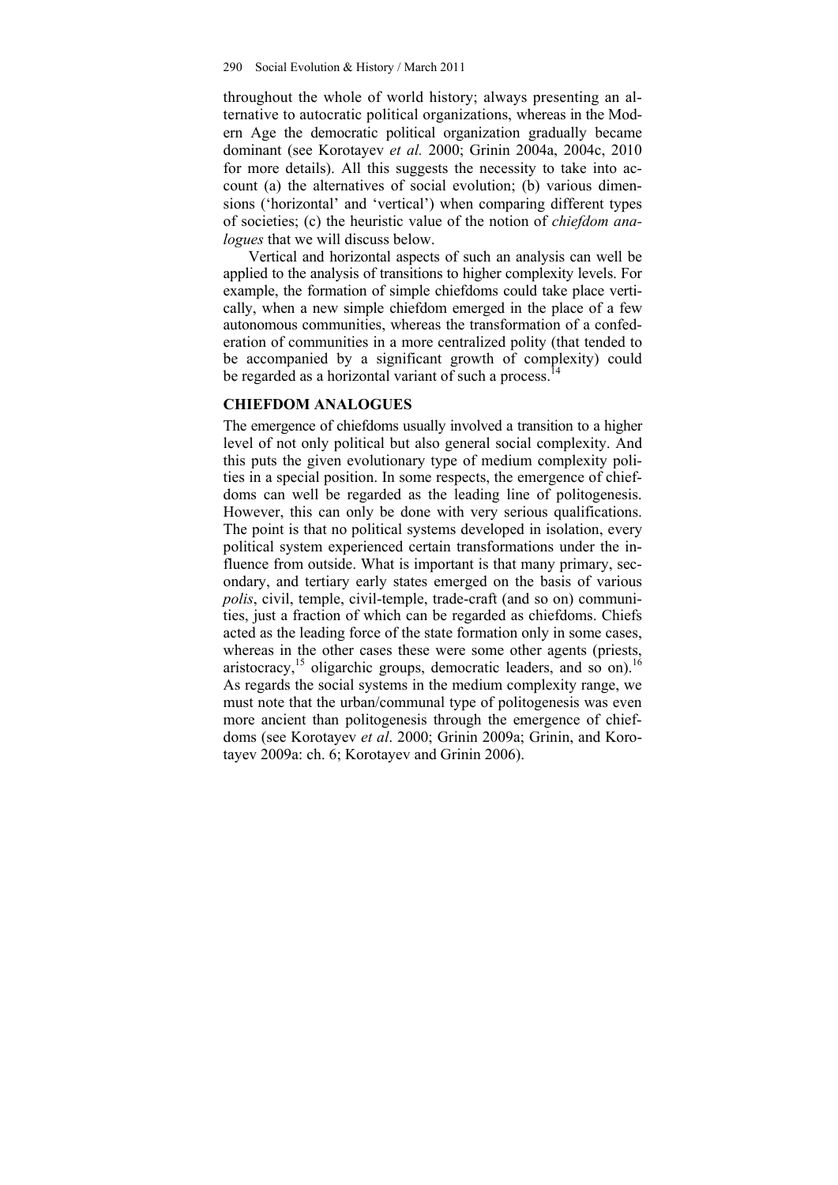throughout the whole of world history; always presenting an alternative to autocratic political organizations, whereas in the Modern Age the democratic political organization gradually became dominant (see Korotayev *et al.* 2000; Grinin 2004a, 2004c, 2010 for more details). All this suggests the necessity to take into account (a) the alternatives of social evolution; (b) various dimensions ('horizontal' and 'vertical') when comparing different types of societies; (c) the heuristic value of the notion of *chiefdom analogues* that we will discuss below.

Vertical and horizontal aspects of such an analysis can well be applied to the analysis of transitions to higher complexity levels. For example, the formation of simple chiefdoms could take place vertically, when a new simple chiefdom emerged in the place of a few autonomous communities, whereas the transformation of a confederation of communities in a more centralized polity (that tended to be accompanied by a significant growth of complexity) could be regarded as a horizontal variant of such a process.[14]

## CHIEFDOM ANALOGUES

The emergence of chiefdoms usually involved a transition to a higher level of not only political but also general social complexity. And this puts the given evolutionary type of medium complexity polities in a special position. In some respects, the emergence of chiefdoms can well be regarded as the leading line of politogenesis. However, this can only be done with very serious qualifications. The point is that no political systems developed in isolation, every political system experienced certain transformations under the influence from outside. What is important is that many primary, secondary, and tertiary early states emerged on the basis of various *polis*, civil, temple, civil-temple, trade-craft (and so on) communities, just a fraction of which can be regarded as chiefdoms. Chiefs acted as the leading force of the state formation only in some cases, whereas in the other cases these were some other agents (priests, aristocracy,[15] oligarchic groups, democratic leaders, and so on).[16] As regards the social systems in the medium complexity range, we must note that the urban/communal type of politogenesis was even more ancient than politogenesis through the emergence of chiefdoms (see Korotayev *et al*. 2000; Grinin 2009a; Grinin, and Korotayev 2009a: ch. 6; Korotayev and Grinin 2006).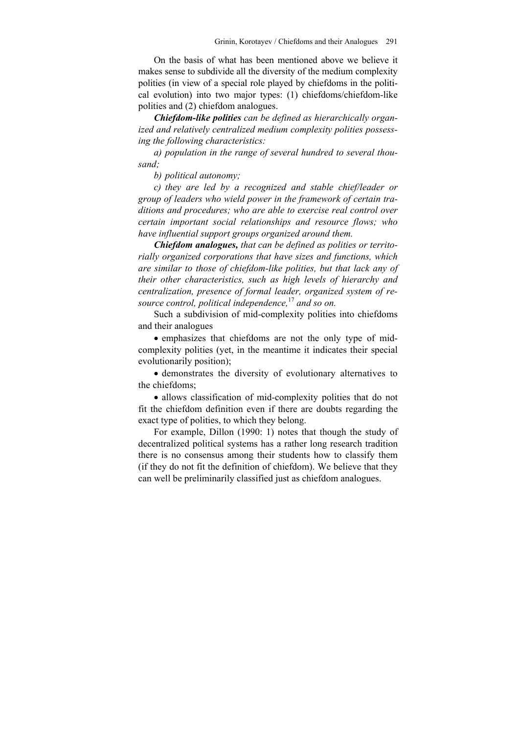On the basis of what has been mentioned above we believe it makes sense to subdivide all the diversity of the medium complexity polities (in view of a special role played by chiefdoms in the political evolution) into two major types: (1) chiefdoms/chiefdom-like polities and (2) chiefdom analogues.

***Chiefdom-like polities*** *can be defined as hierarchically organized and relatively centralized medium complexity polities possessing the following characteristics:*

*a) population in the range of several hundred to several thousand;*

*b) political autonomy;*

*c) they are led by a recognized and stable chief/leader or group of leaders who wield power in the framework of certain traditions and procedures; who are able to exercise real control over certain important social relationships and resource flows; who have influential support groups organized around them.*

***Chiefdom analogues,*** *that can be defined as polities or territorially organized corporations that have sizes and functions, which are similar to those of chiefdom-like polities, but that lack any of their other characteristics, such as high levels of hierarchy and centralization, presence of formal leader, organized system of resource control, political independence,*[17] *and so on.*

Such a subdivision of mid-complexity polities into chiefdoms and their analogues

- emphasizes that chiefdoms are not the only type of mid-complexity polities (yet, in the meantime it indicates their special evolutionarily position);
- demonstrates the diversity of evolutionary alternatives to the chiefdoms;
- allows classification of mid-complexity polities that do not fit the chiefdom definition even if there are doubts regarding the exact type of polities, to which they belong.

For example, Dillon (1990: 1) notes that though the study of decentralized political systems has a rather long research tradition there is no consensus among their students how to classify them (if they do not fit the definition of chiefdom). We believe that they can well be preliminarily classified just as chiefdom analogues.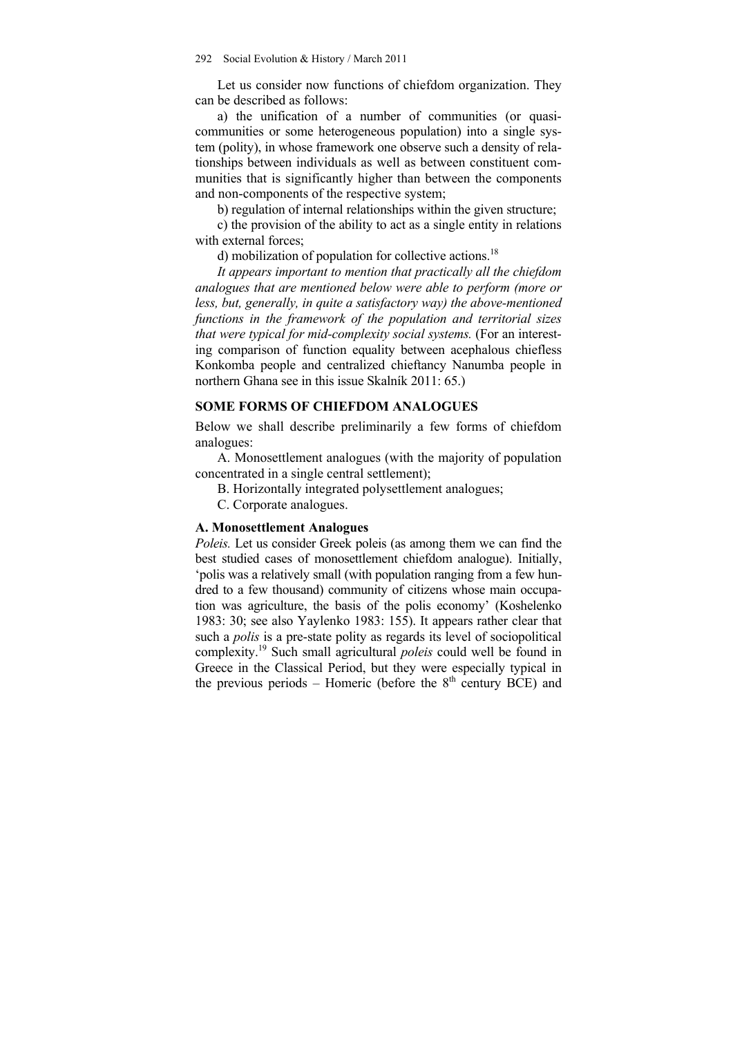Let us consider now functions of chiefdom organization. They can be described as follows:

a) the unification of a number of communities (or quasi-communities or some heterogeneous population) into a single system (polity), in whose framework one observe such a density of relationships between individuals as well as between constituent communities that is significantly higher than between the components and non-components of the respective system;

b) regulation of internal relationships within the given structure;

c) the provision of the ability to act as a single entity in relations with external forces;

d) mobilization of population for collective actions.[18]

*It appears important to mention that practically all the chiefdom analogues that are mentioned below were able to perform (more or less, but, generally, in quite a satisfactory way) the above-mentioned functions in the framework of the population and territorial sizes that were typical for mid-complexity social systems.* (For an interesting comparison of function equality between acephalous chiefless Konkomba people and centralized chieftancy Nanumba people in northern Ghana see in this issue Skalník 2011: 65.)

## SOME FORMS OF CHIEFDOM ANALOGUES

Below we shall describe preliminarily a few forms of chiefdom analogues:

A. Monosettlement analogues (with the majority of population concentrated in a single central settlement);

B. Horizontally integrated polysettlement analogues;

C. Corporate analogues.

### A. Monosettlement Analogues

*Poleis.* Let us consider Greek poleis (as among them we can find the best studied cases of monosettlement chiefdom analogue). Initially, 'polis was a relatively small (with population ranging from a few hundred to a few thousand) community of citizens whose main occupation was agriculture, the basis of the polis economy' (Koshelenko 1983: 30; see also Yaylenko 1983: 155). It appears rather clear that such a *polis* is a pre-state polity as regards its level of sociopolitical complexity.[19] Such small agricultural *poleis* could well be found in Greece in the Classical Period, but they were especially typical in the previous periods – Homeric (before the 8th century BCE) and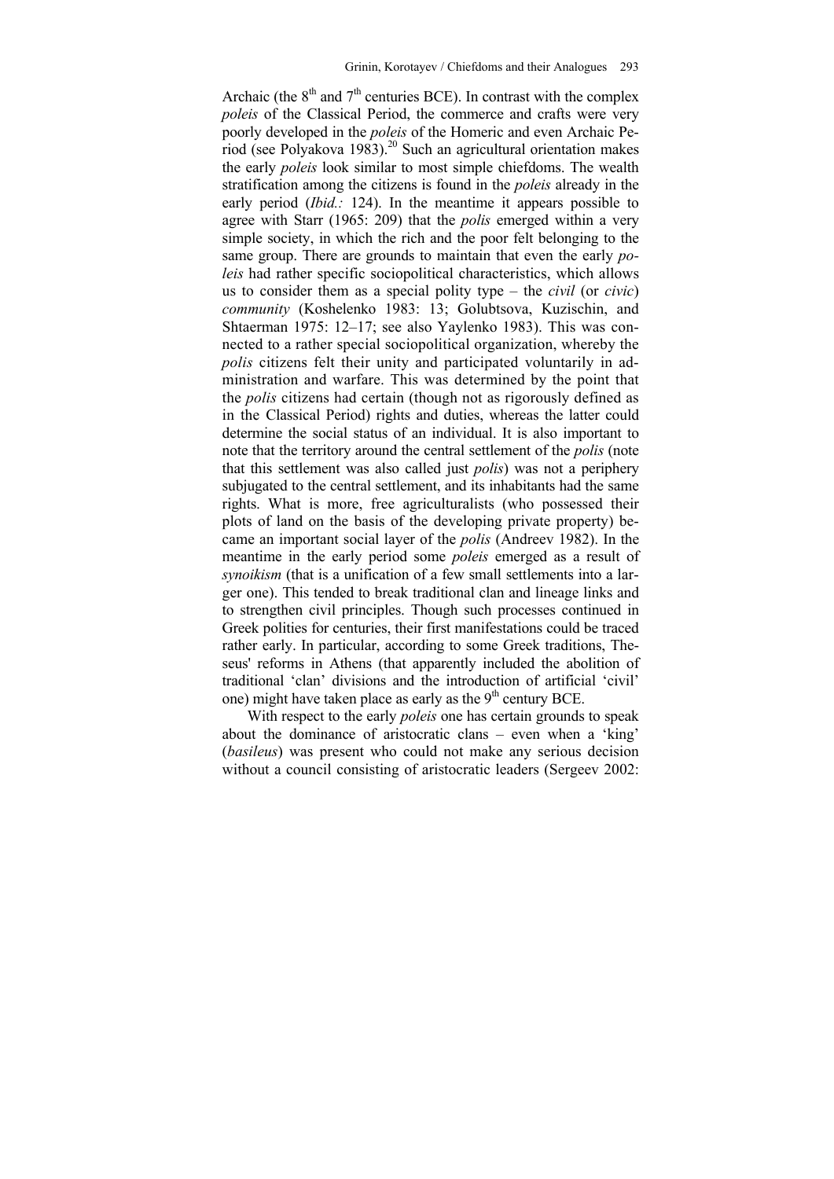Archaic (the 8th and 7th centuries BCE). In contrast with the complex *poleis* of the Classical Period, the commerce and crafts were very poorly developed in the *poleis* of the Homeric and even Archaic Period (see Polyakova 1983).[20] Such an agricultural orientation makes the early *poleis* look similar to most simple chiefdoms. The wealth stratification among the citizens is found in the *poleis* already in the early period (*Ibid.:* 124). In the meantime it appears possible to agree with Starr (1965: 209) that the *polis* emerged within a very simple society, in which the rich and the poor felt belonging to the same group. There are grounds to maintain that even the early *poleis* had rather specific sociopolitical characteristics, which allows us to consider them as a special polity type – the *civil* (or *civic*) *community* (Koshelenko 1983: 13; Golubtsova, Kuzischin, and Shtaerman 1975: 12–17; see also Yaylenko 1983). This was connected to a rather special sociopolitical organization, whereby the *polis* citizens felt their unity and participated voluntarily in administration and warfare. This was determined by the point that the *polis* citizens had certain (though not as rigorously defined as in the Classical Period) rights and duties, whereas the latter could determine the social status of an individual. It is also important to note that the territory around the central settlement of the *polis* (note that this settlement was also called just *polis*) was not a periphery subjugated to the central settlement, and its inhabitants had the same rights. What is more, free agriculturalists (who possessed their plots of land on the basis of the developing private property) became an important social layer of the *polis* (Andreev 1982). In the meantime in the early period some *poleis* emerged as a result of *synoikism* (that is a unification of a few small settlements into a larger one). This tended to break traditional clan and lineage links and to strengthen civil principles. Though such processes continued in Greek polities for centuries, their first manifestations could be traced rather early. In particular, according to some Greek traditions, Theseus' reforms in Athens (that apparently included the abolition of traditional 'clan' divisions and the introduction of artificial 'civil' one) might have taken place as early as the 9th century BCE.

With respect to the early *poleis* one has certain grounds to speak about the dominance of aristocratic clans – even when a 'king' (*basileus*) was present who could not make any serious decision without a council consisting of aristocratic leaders (Sergeev 2002: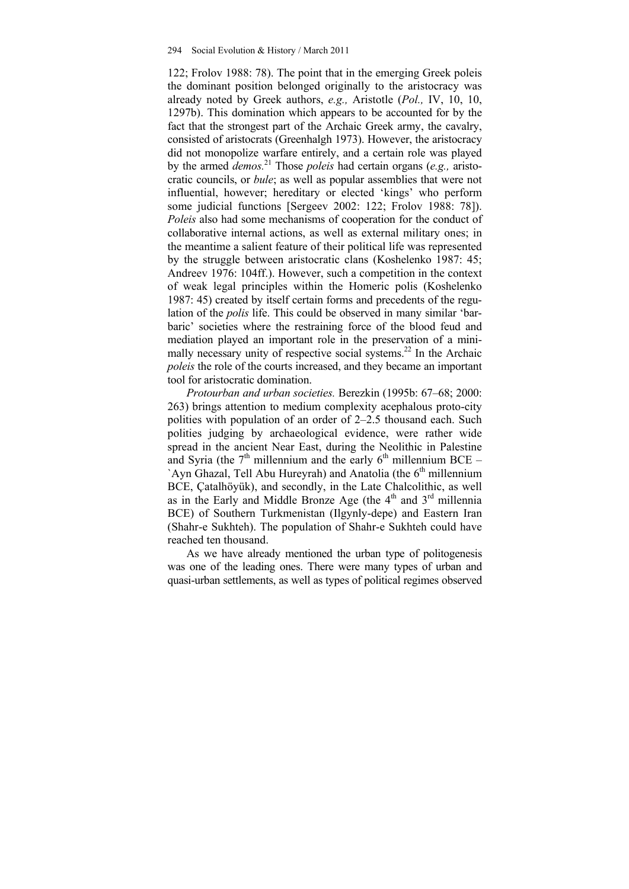122; Frolov 1988: 78). The point that in the emerging Greek poleis the dominant position belonged originally to the aristocracy was already noted by Greek authors, *e.g.,* Aristotle (*Pol.,* IV, 10, 10, 1297b). This domination which appears to be accounted for by the fact that the strongest part of the Archaic Greek army, the cavalry, consisted of aristocrats (Greenhalgh 1973). However, the aristocracy did not monopolize warfare entirely, and a certain role was played by the armed *demos.*[21] Those *poleis* had certain organs (*e.g.,* aristocratic councils, or *bule*; as well as popular assemblies that were not influential, however; hereditary or elected 'kings' who perform some judicial functions [Sergeev 2002: 122; Frolov 1988: 78]). *Poleis* also had some mechanisms of cooperation for the conduct of collaborative internal actions, as well as external military ones; in the meantime a salient feature of their political life was represented by the struggle between aristocratic clans (Koshelenko 1987: 45; Andreev 1976: 104ff.). However, such a competition in the context of weak legal principles within the Homeric polis (Koshelenko 1987: 45) created by itself certain forms and precedents of the regulation of the *polis* life. This could be observed in many similar 'barbaric' societies where the restraining force of the blood feud and mediation played an important role in the preservation of a minimally necessary unity of respective social systems.[22] In the Archaic *poleis* the role of the courts increased, and they became an important tool for aristocratic domination.

*Protourban and urban societies.* Berezkin (1995b: 67–68; 2000: 263) brings attention to medium complexity acephalous proto-city polities with population of an order of 2–2.5 thousand each. Such polities judging by archaeological evidence, were rather wide spread in the ancient Near East, during the Neolithic in Palestine and Syria (the 7th millennium and the early 6th millennium BCE – `Ayn Ghazal, Tell Abu Hureyrah) and Anatolia (the 6th millennium BCE, Çatalhöyük), and secondly, in the Late Chalcolithic, as well as in the Early and Middle Bronze Age (the 4th and 3rd millennia BCE) of Southern Turkmenistan (Ilgynly-depe) and Eastern Iran (Shahr-e Sukhteh). The population of Shahr-e Sukhteh could have reached ten thousand.

As we have already mentioned the urban type of politogenesis was one of the leading ones. There were many types of urban and quasi-urban settlements, as well as types of political regimes observed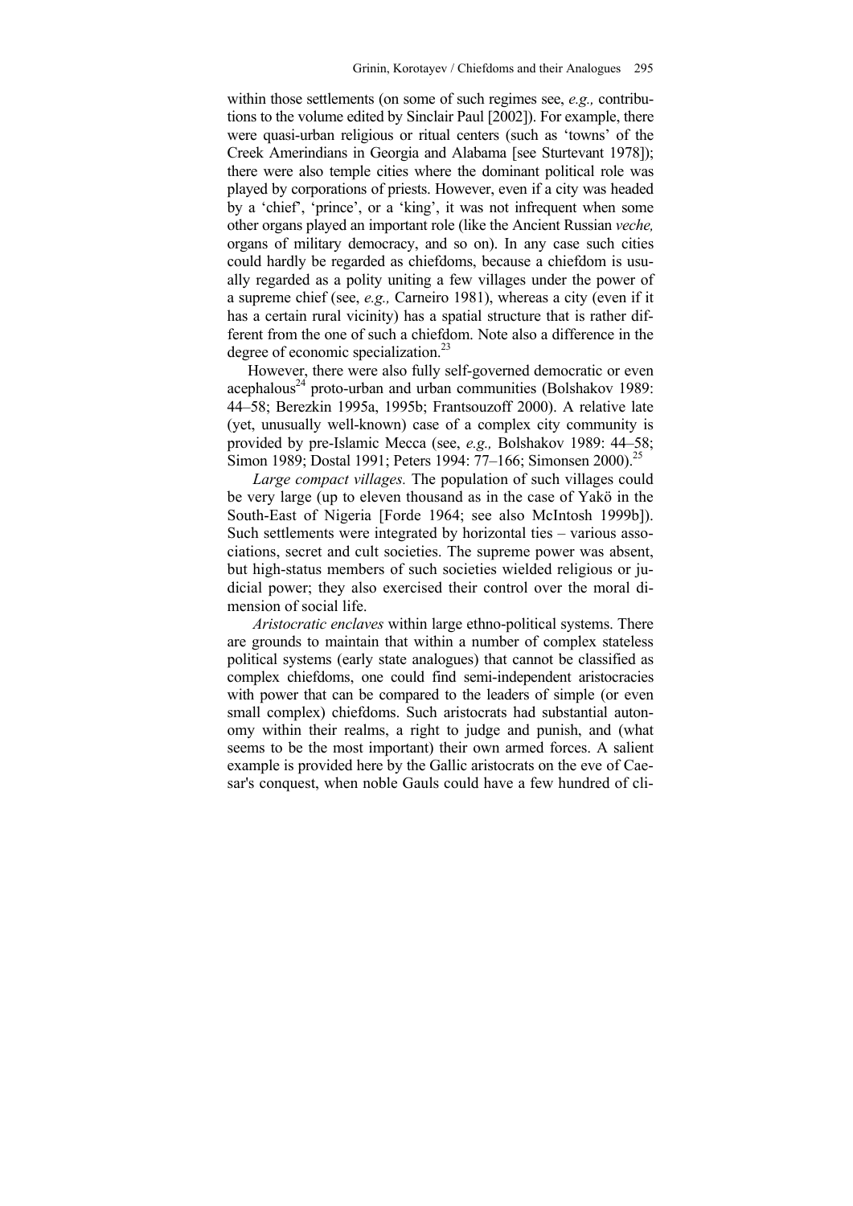within those settlements (on some of such regimes see, *e.g.,* contributions to the volume edited by Sinclair Paul [2002]). For example, there were quasi-urban religious or ritual centers (such as 'towns' of the Creek Amerindians in Georgia and Alabama [see Sturtevant 1978]); there were also temple cities where the dominant political role was played by corporations of priests. However, even if a city was headed by a 'chief', 'prince', or a 'king', it was not infrequent when some other organs played an important role (like the Ancient Russian *veche,* organs of military democracy, and so on). In any case such cities could hardly be regarded as chiefdoms, because a chiefdom is usually regarded as a polity uniting a few villages under the power of a supreme chief (see, *e.g.,* Carneiro 1981), whereas a city (even if it has a certain rural vicinity) has a spatial structure that is rather different from the one of such a chiefdom. Note also a difference in the degree of economic specialization.[23]

However, there were also fully self-governed democratic or even acephalous[24] proto-urban and urban communities (Bolshakov 1989: 44–58; Berezkin 1995a, 1995b; Frantsouzoff 2000). A relative late (yet, unusually well-known) case of a complex city community is provided by pre-Islamic Mecca (see, *e.g.,* Bolshakov 1989: 44–58; Simon 1989; Dostal 1991; Peters 1994: 77–166; Simonsen 2000).[25]

*Large compact villages.* The population of such villages could be very large (up to eleven thousand as in the case of Yakö in the South-East of Nigeria [Forde 1964; see also McIntosh 1999b]). Such settlements were integrated by horizontal ties – various associations, secret and cult societies. The supreme power was absent, but high-status members of such societies wielded religious or judicial power; they also exercised their control over the moral dimension of social life.

*Aristocratic enclaves* within large ethno-political systems. There are grounds to maintain that within a number of complex stateless political systems (early state analogues) that cannot be classified as complex chiefdoms, one could find semi-independent aristocracies with power that can be compared to the leaders of simple (or even small complex) chiefdoms. Such aristocrats had substantial autonomy within their realms, a right to judge and punish, and (what seems to be the most important) their own armed forces. A salient example is provided here by the Gallic aristocrats on the eve of Caesar's conquest, when noble Gauls could have a few hundred of cli-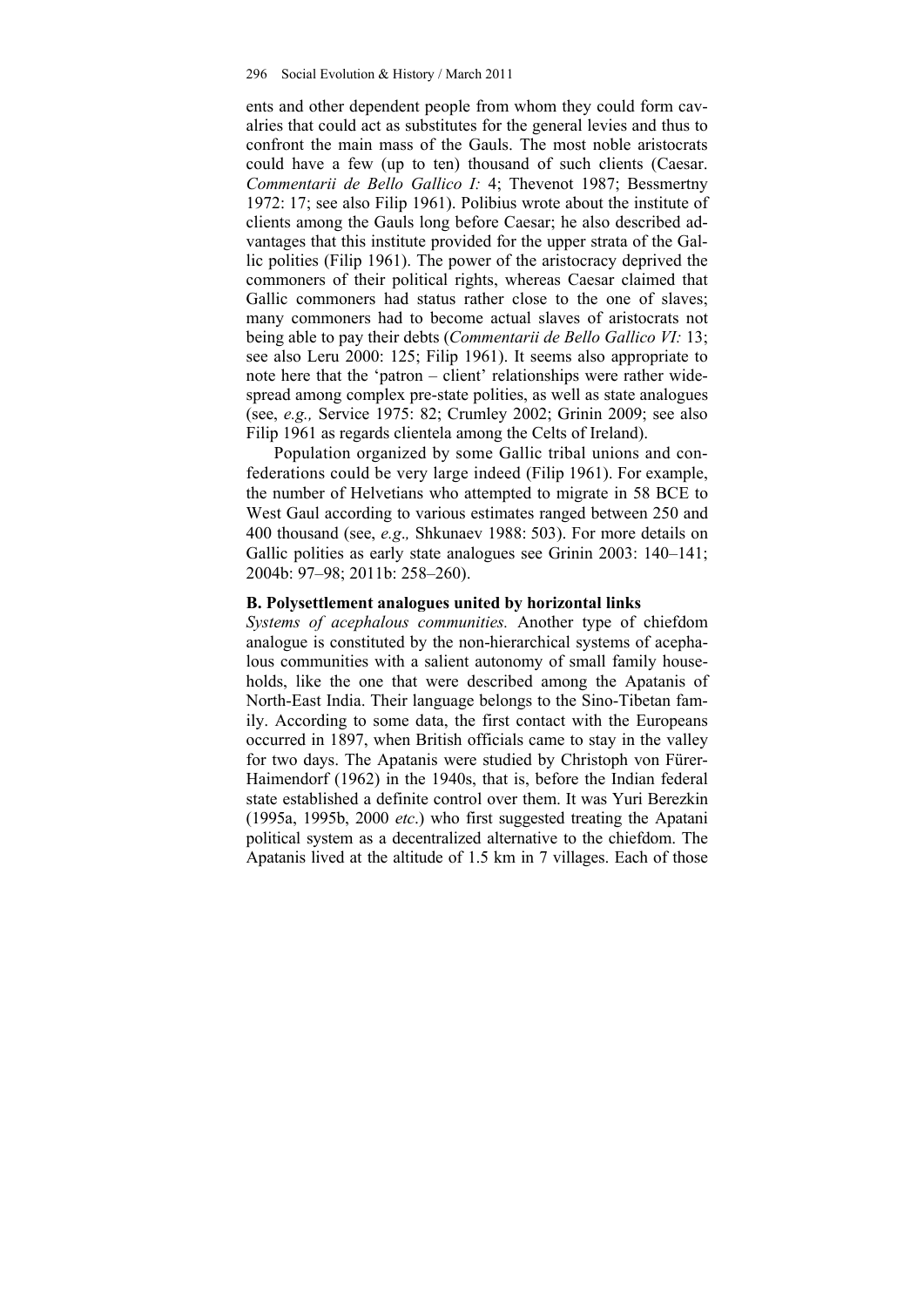ents and other dependent people from whom they could form cavalries that could act as substitutes for the general levies and thus to confront the main mass of the Gauls. The most noble aristocrats could have a few (up to ten) thousand of such clients (Caesar. *Commentarii de Bello Gallico I:* 4; Thevenot 1987; Bessmertny 1972: 17; see also Filip 1961). Polibius wrote about the institute of clients among the Gauls long before Caesar; he also described advantages that this institute provided for the upper strata of the Gallic polities (Filip 1961). The power of the aristocracy deprived the commoners of their political rights, whereas Caesar claimed that Gallic commoners had status rather close to the one of slaves; many commoners had to become actual slaves of aristocrats not being able to pay their debts (*Commentarii de Bello Gallico VI:* 13; see also Leru 2000: 125; Filip 1961). It seems also appropriate to note here that the 'patron – client' relationships were rather widespread among complex pre-state polities, as well as state analogues (see, *e.g.,* Service 1975: 82; Crumley 2002; Grinin 2009; see also Filip 1961 as regards clientela among the Celts of Ireland).

Population organized by some Gallic tribal unions and confederations could be very large indeed (Filip 1961). For example, the number of Helvetians who attempted to migrate in 58 BCE to West Gaul according to various estimates ranged between 250 and 400 thousand (see, *e.g.,* Shkunaev 1988: 503). For more details on Gallic polities as early state analogues see Grinin 2003: 140–141; 2004b: 97–98; 2011b: 258–260).

**B. Polysettlement analogues united by horizontal links**

*Systems of acephalous communities.* Another type of chiefdom analogue is constituted by the non-hierarchical systems of acephalous communities with a salient autonomy of small family households, like the one that were described among the Apatanis of North-East India. Their language belongs to the Sino-Tibetan family. According to some data, the first contact with the Europeans occurred in 1897, when British officials came to stay in the valley for two days. The Apatanis were studied by Christoph von Fürer-Haimendorf (1962) in the 1940s, that is, before the Indian federal state established a definite control over them. It was Yuri Berezkin (1995a, 1995b, 2000 *etc*.) who first suggested treating the Apatani political system as a decentralized alternative to the chiefdom. The Apatanis lived at the altitude of 1.5 km in 7 villages. Each of those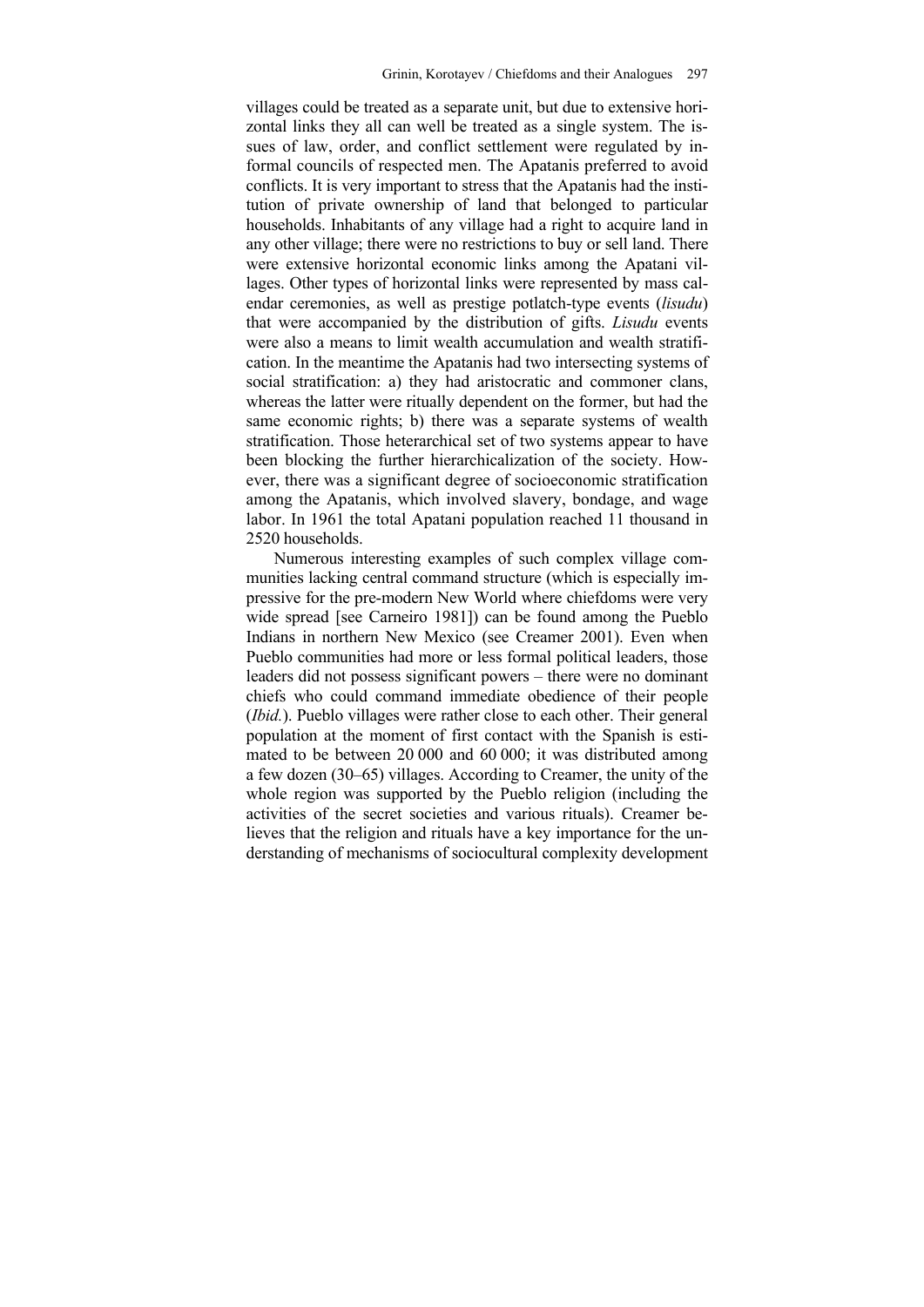villages could be treated as a separate unit, but due to extensive horizontal links they all can well be treated as a single system. The issues of law, order, and conflict settlement were regulated by informal councils of respected men. The Apatanis preferred to avoid conflicts. It is very important to stress that the Apatanis had the institution of private ownership of land that belonged to particular households. Inhabitants of any village had a right to acquire land in any other village; there were no restrictions to buy or sell land. There were extensive horizontal economic links among the Apatani villages. Other types of horizontal links were represented by mass calendar ceremonies, as well as prestige potlatch-type events (*lisudu*) that were accompanied by the distribution of gifts. *Lisudu* events were also a means to limit wealth accumulation and wealth stratification. In the meantime the Apatanis had two intersecting systems of social stratification: a) they had aristocratic and commoner clans, whereas the latter were ritually dependent on the former, but had the same economic rights; b) there was a separate systems of wealth stratification. Those heterarchical set of two systems appear to have been blocking the further hierarchicalization of the society. However, there was a significant degree of socioeconomic stratification among the Apatanis, which involved slavery, bondage, and wage labor. In 1961 the total Apatani population reached 11 thousand in 2520 households.

Numerous interesting examples of such complex village communities lacking central command structure (which is especially impressive for the pre-modern New World where chiefdoms were very wide spread [see Carneiro 1981]) can be found among the Pueblo Indians in northern New Mexico (see Creamer 2001). Even when Pueblo communities had more or less formal political leaders, those leaders did not possess significant powers – there were no dominant chiefs who could command immediate obedience of their people (*Ibid.*). Pueblo villages were rather close to each other. Their general population at the moment of first contact with the Spanish is estimated to be between 20 000 and 60 000; it was distributed among a few dozen (30–65) villages. According to Creamer, the unity of the whole region was supported by the Pueblo religion (including the activities of the secret societies and various rituals). Creamer believes that the religion and rituals have a key importance for the understanding of mechanisms of sociocultural complexity development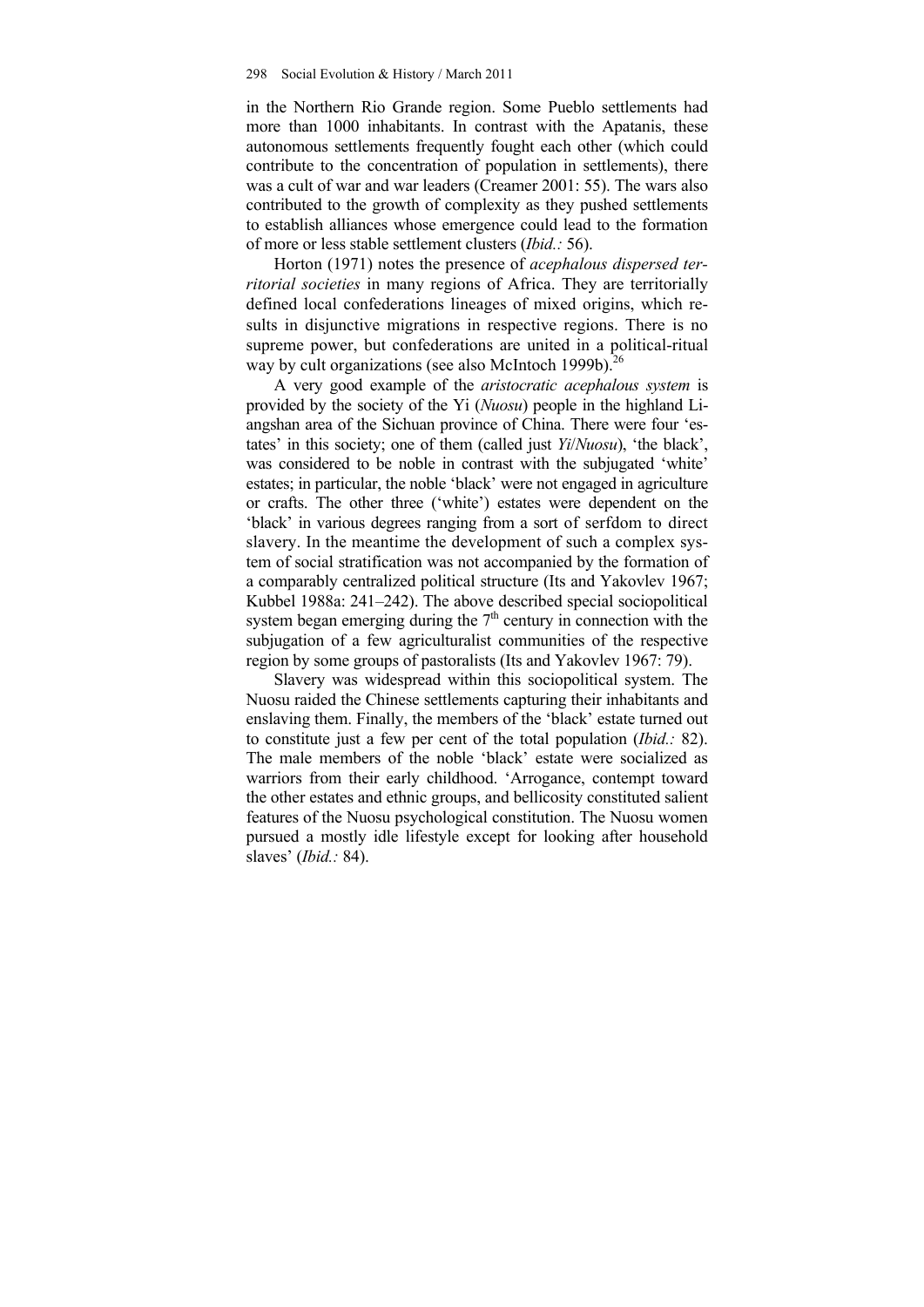in the Northern Rio Grande region. Some Pueblo settlements had more than 1000 inhabitants. In contrast with the Apatanis, these autonomous settlements frequently fought each other (which could contribute to the concentration of population in settlements), there was a cult of war and war leaders (Creamer 2001: 55). The wars also contributed to the growth of complexity as they pushed settlements to establish alliances whose emergence could lead to the formation of more or less stable settlement clusters (*Ibid.:* 56).

Horton (1971) notes the presence of *acephalous dispersed territorial societies* in many regions of Africa. They are territorially defined local confederations lineages of mixed origins, which results in disjunctive migrations in respective regions. There is no supreme power, but confederations are united in a political-ritual way by cult organizations (see also McIntoch 1999b).[26]

A very good example of the *aristocratic acephalous system* is provided by the society of the Yi (*Nuosu*) people in the highland Liangshan area of the Sichuan province of China. There were four 'estates' in this society; one of them (called just *Yi*/*Nuosu*), 'the black', was considered to be noble in contrast with the subjugated 'white' estates; in particular, the noble 'black' were not engaged in agriculture or crafts. The other three ('white') estates were dependent on the 'black' in various degrees ranging from a sort of serfdom to direct slavery. In the meantime the development of such a complex system of social stratification was not accompanied by the formation of a comparably centralized political structure (Its and Yakovlev 1967; Kubbel 1988a: 241–242). The above described special sociopolitical system began emerging during the 7th century in connection with the subjugation of a few agriculturalist communities of the respective region by some groups of pastoralists (Its and Yakovlev 1967: 79).

Slavery was widespread within this sociopolitical system. The Nuosu raided the Chinese settlements capturing their inhabitants and enslaving them. Finally, the members of the 'black' estate turned out to constitute just a few per cent of the total population (*Ibid.:* 82). The male members of the noble 'black' estate were socialized as warriors from their early childhood. 'Arrogance, contempt toward the other estates and ethnic groups, and bellicosity constituted salient features of the Nuosu psychological constitution. The Nuosu women pursued a mostly idle lifestyle except for looking after household slaves' (*Ibid.:* 84).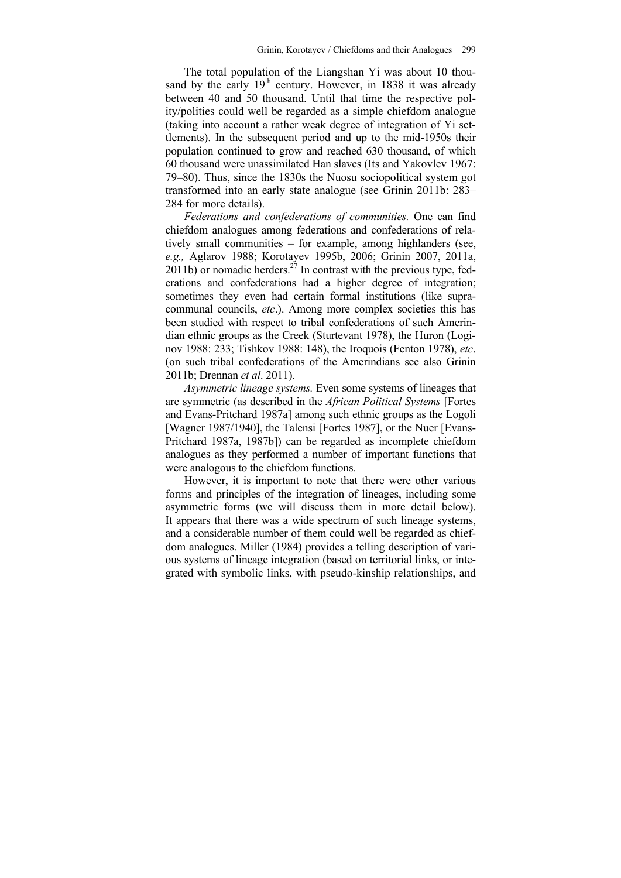The total population of the Liangshan Yi was about 10 thousand by the early 19th century. However, in 1838 it was already between 40 and 50 thousand. Until that time the respective polity/polities could well be regarded as a simple chiefdom analogue (taking into account a rather weak degree of integration of Yi settlements). In the subsequent period and up to the mid-1950s their population continued to grow and reached 630 thousand, of which 60 thousand were unassimilated Han slaves (Its and Yakovlev 1967: 79–80). Thus, since the 1830s the Nuosu sociopolitical system got transformed into an early state analogue (see Grinin 2011b: 283–284 for more details).

*Federations and confederations of communities.* One can find chiefdom analogues among federations and confederations of relatively small communities – for example, among highlanders (see, *e.g.,* Aglarov 1988; Korotayev 1995b, 2006; Grinin 2007, 2011a, 2011b) or nomadic herders.[27] In contrast with the previous type, federations and confederations had a higher degree of integration; sometimes they even had certain formal institutions (like supra-communal councils, *etc*.). Among more complex societies this has been studied with respect to tribal confederations of such Amerindian ethnic groups as the Creek (Sturtevant 1978), the Huron (Loginov 1988: 233; Tishkov 1988: 148), the Iroquois (Fenton 1978), *etc*. (on such tribal confederations of the Amerindians see also Grinin 2011b; Drennan *et al*. 2011).

*Asymmetric lineage systems.* Even some systems of lineages that are symmetric (as described in the *African Political Systems* [Fortes and Evans-Pritchard 1987a] among such ethnic groups as the Logoli [Wagner 1987/1940], the Talensi [Fortes 1987], or the Nuer [Evans-Pritchard 1987a, 1987b]) can be regarded as incomplete chiefdom analogues as they performed a number of important functions that were analogous to the chiefdom functions.

However, it is important to note that there were other various forms and principles of the integration of lineages, including some asymmetric forms (we will discuss them in more detail below). It appears that there was a wide spectrum of such lineage systems, and a considerable number of them could well be regarded as chiefdom analogues. Miller (1984) provides a telling description of various systems of lineage integration (based on territorial links, or integrated with symbolic links, with pseudo-kinship relationships, and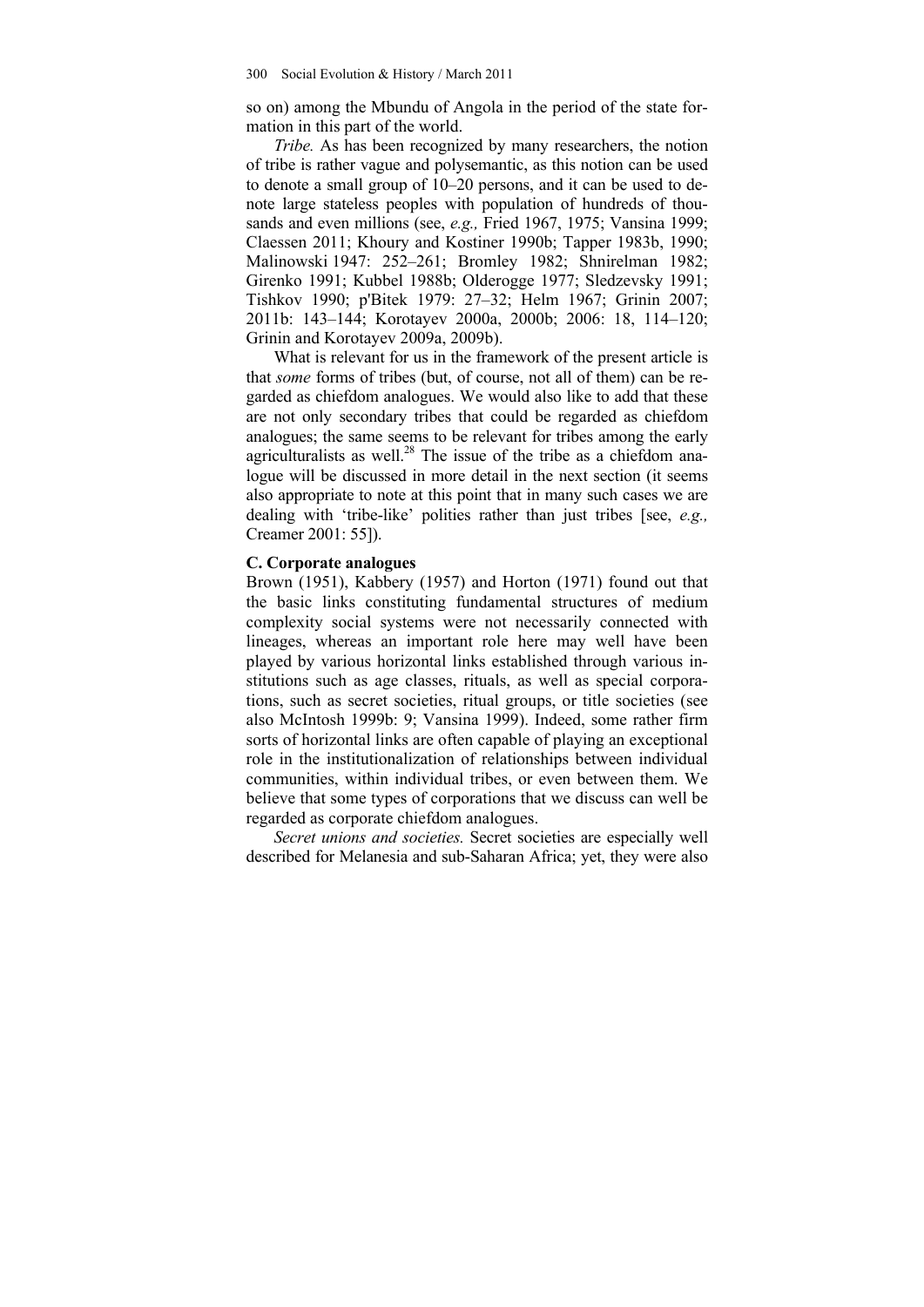so on) among the Mbundu of Angola in the period of the state formation in this part of the world.

*Tribe.* As has been recognized by many researchers, the notion of tribe is rather vague and polysemantic, as this notion can be used to denote a small group of 10–20 persons, and it can be used to denote large stateless peoples with population of hundreds of thousands and even millions (see, *e.g.,* Fried 1967, 1975; Vansina 1999; Claessen 2011; Khoury and Kostiner 1990b; Tapper 1983b, 1990; Malinowski 1947: 252–261; Bromley 1982; Shnirelman 1982; Girenko 1991; Kubbel 1988b; Olderogge 1977; Sledzevsky 1991; Tishkov 1990; p'Bitek 1979: 27–32; Helm 1967; Grinin 2007; 2011b: 143–144; Korotayev 2000a, 2000b; 2006: 18, 114–120; Grinin and Korotayev 2009a, 2009b).

What is relevant for us in the framework of the present article is that *some* forms of tribes (but, of course, not all of them) can be regarded as chiefdom analogues. We would also like to add that these are not only secondary tribes that could be regarded as chiefdom analogues; the same seems to be relevant for tribes among the early agriculturalists as well.[28] The issue of the tribe as a chiefdom analogue will be discussed in more detail in the next section (it seems also appropriate to note at this point that in many such cases we are dealing with 'tribe-like' polities rather than just tribes [see, *e.g.,* Creamer 2001: 55]).

**C. Corporate analogues**

Brown (1951), Kabbery (1957) and Horton (1971) found out that the basic links constituting fundamental structures of medium complexity social systems were not necessarily connected with lineages, whereas an important role here may well have been played by various horizontal links established through various institutions such as age classes, rituals, as well as special corporations, such as secret societies, ritual groups, or title societies (see also McIntosh 1999b: 9; Vansina 1999). Indeed, some rather firm sorts of horizontal links are often capable of playing an exceptional role in the institutionalization of relationships between individual communities, within individual tribes, or even between them. We believe that some types of corporations that we discuss can well be regarded as corporate chiefdom analogues.

*Secret unions and societies.* Secret societies are especially well described for Melanesia and sub-Saharan Africa; yet, they were also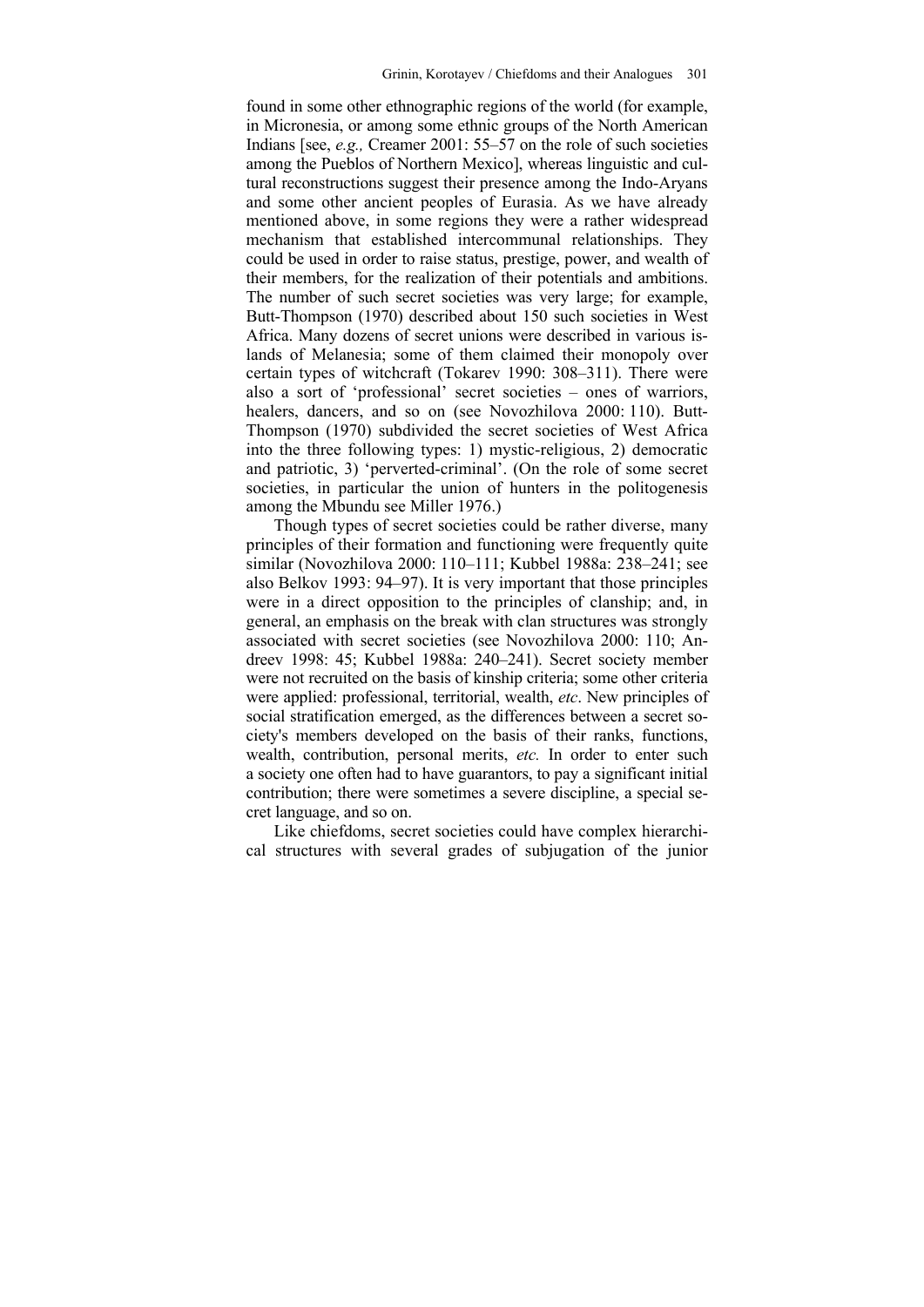found in some other ethnographic regions of the world (for example, in Micronesia, or among some ethnic groups of the North American Indians [see, *e.g.,* Creamer 2001: 55–57 on the role of such societies among the Pueblos of Northern Mexico], whereas linguistic and cultural reconstructions suggest their presence among the Indo-Aryans and some other ancient peoples of Eurasia. As we have already mentioned above, in some regions they were a rather widespread mechanism that established intercommunal relationships. They could be used in order to raise status, prestige, power, and wealth of their members, for the realization of their potentials and ambitions. The number of such secret societies was very large; for example, Butt-Thompson (1970) described about 150 such societies in West Africa. Many dozens of secret unions were described in various islands of Melanesia; some of them claimed their monopoly over certain types of witchcraft (Tokarev 1990: 308–311). There were also a sort of 'professional' secret societies – ones of warriors, healers, dancers, and so on (see Novozhilova 2000: 110). Butt-Thompson (1970) subdivided the secret societies of West Africa into the three following types: 1) mystic-religious, 2) democratic and patriotic, 3) 'perverted-criminal'. (On the role of some secret societies, in particular the union of hunters in the politogenesis among the Mbundu see Miller 1976.)

Though types of secret societies could be rather diverse, many principles of their formation and functioning were frequently quite similar (Novozhilova 2000: 110–111; Kubbel 1988a: 238–241; see also Belkov 1993: 94–97). It is very important that those principles were in a direct opposition to the principles of clanship; and, in general, an emphasis on the break with clan structures was strongly associated with secret societies (see Novozhilova 2000: 110; Andreev 1998: 45; Kubbel 1988a: 240–241). Secret society member were not recruited on the basis of kinship criteria; some other criteria were applied: professional, territorial, wealth, *etc*. New principles of social stratification emerged, as the differences between a secret society's members developed on the basis of their ranks, functions, wealth, contribution, personal merits, *etc.* In order to enter such a society one often had to have guarantors, to pay a significant initial contribution; there were sometimes a severe discipline, a special secret language, and so on.

Like chiefdoms, secret societies could have complex hierarchical structures with several grades of subjugation of the junior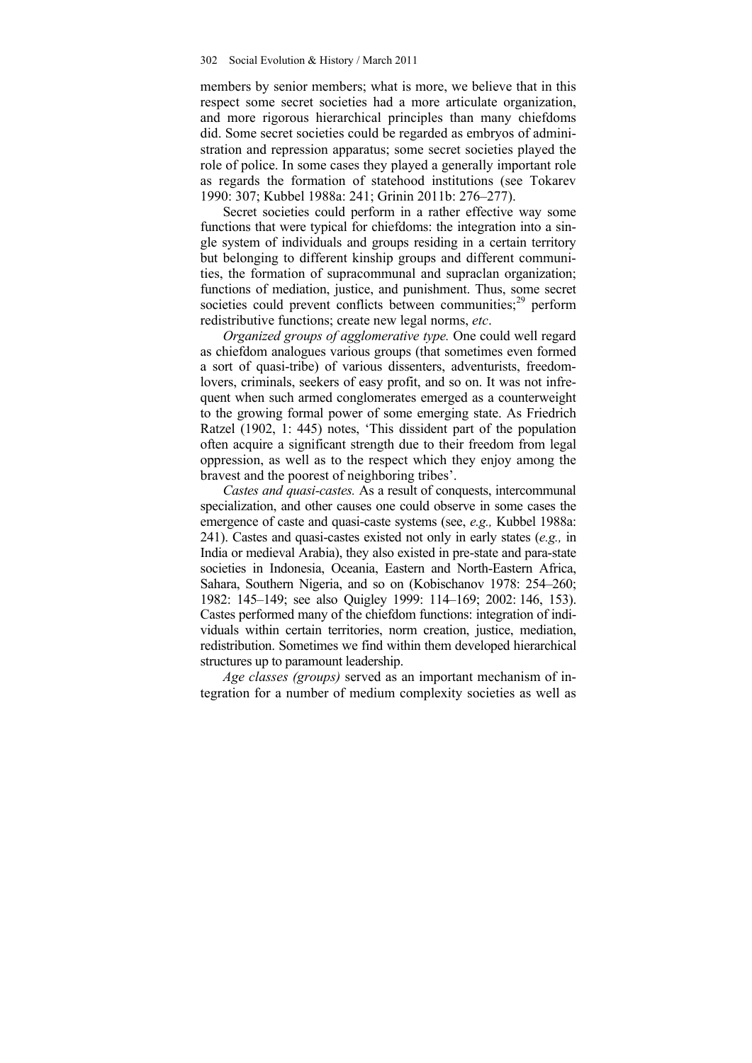members by senior members; what is more, we believe that in this respect some secret societies had a more articulate organization, and more rigorous hierarchical principles than many chiefdoms did. Some secret societies could be regarded as embryos of administration and repression apparatus; some secret societies played the role of police. In some cases they played a generally important role as regards the formation of statehood institutions (see Tokarev 1990: 307; Kubbel 1988a: 241; Grinin 2011b: 276–277).

Secret societies could perform in a rather effective way some functions that were typical for chiefdoms: the integration into a single system of individuals and groups residing in a certain territory but belonging to different kinship groups and different communities, the formation of supracommunal and supraclan organization; functions of mediation, justice, and punishment. Thus, some secret societies could prevent conflicts between communities;[29] perform redistributive functions; create new legal norms, *etc*.

*Organized groups of agglomerative type.* One could well regard as chiefdom analogues various groups (that sometimes even formed a sort of quasi-tribe) of various dissenters, adventurists, freedom-lovers, criminals, seekers of easy profit, and so on. It was not infrequent when such armed conglomerates emerged as a counterweight to the growing formal power of some emerging state. As Friedrich Ratzel (1902, 1: 445) notes, 'This dissident part of the population often acquire a significant strength due to their freedom from legal oppression, as well as to the respect which they enjoy among the bravest and the poorest of neighboring tribes'.

*Castes and quasi-castes.* As a result of conquests, intercommunal specialization, and other causes one could observe in some cases the emergence of caste and quasi-caste systems (see, *e.g.,* Kubbel 1988a: 241). Castes and quasi-castes existed not only in early states (*e.g.,* in India or medieval Arabia), they also existed in pre-state and para-state societies in Indonesia, Oceania, Eastern and North-Eastern Africa, Sahara, Southern Nigeria, and so on (Kobischanov 1978: 254–260; 1982: 145–149; see also Quigley 1999: 114–169; 2002: 146, 153). Castes performed many of the chiefdom functions: integration of individuals within certain territories, norm creation, justice, mediation, redistribution. Sometimes we find within them developed hierarchical structures up to paramount leadership.

*Age classes (groups)* served as an important mechanism of integration for a number of medium complexity societies as well as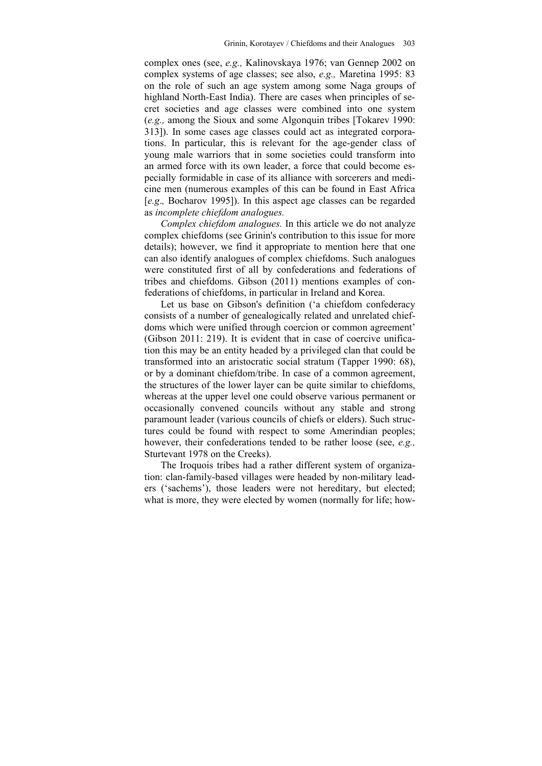complex ones (see, *e.g.,* Kalinovskaya 1976; van Gennep 2002 on complex systems of age classes; see also, *e.g.,* Maretina 1995: 83 on the role of such an age system among some Naga groups of highland North-East India). There are cases when principles of secret societies and age classes were combined into one system (*e.g.,* among the Sioux and some Algonquin tribes [Tokarev 1990: 313]). In some cases age classes could act as integrated corporations. In particular, this is relevant for the age-gender class of young male warriors that in some societies could transform into an armed force with its own leader, a force that could become especially formidable in case of its alliance with sorcerers and medicine men (numerous examples of this can be found in East Africa [*e.g.,* Bocharov 1995]). In this aspect age classes can be regarded as *incomplete chiefdom analogues.*

*Complex chiefdom analogues.* In this article we do not analyze complex chiefdoms (see Grinin's contribution to this issue for more details); however, we find it appropriate to mention here that one can also identify analogues of complex chiefdoms. Such analogues were constituted first of all by confederations and federations of tribes and chiefdoms. Gibson (2011) mentions examples of confederations of chiefdoms, in particular in Ireland and Korea.

Let us base on Gibson's definition ('a chiefdom confederacy consists of a number of genealogically related and unrelated chiefdoms which were unified through coercion or common agreement' (Gibson 2011: 219). It is evident that in case of coercive unification this may be an entity headed by a privileged clan that could be transformed into an aristocratic social stratum (Tapper 1990: 68), or by a dominant chiefdom/tribe. In case of a common agreement, the structures of the lower layer can be quite similar to chiefdoms, whereas at the upper level one could observe various permanent or occasionally convened councils without any stable and strong paramount leader (various councils of chiefs or elders). Such structures could be found with respect to some Amerindian peoples; however, their confederations tended to be rather loose (see, *e.g.,* Sturtevant 1978 on the Creeks).

The Iroquois tribes had a rather different system of organization: clan-family-based villages were headed by non-military leaders ('sachems'), those leaders were not hereditary, but elected; what is more, they were elected by women (normally for life; how-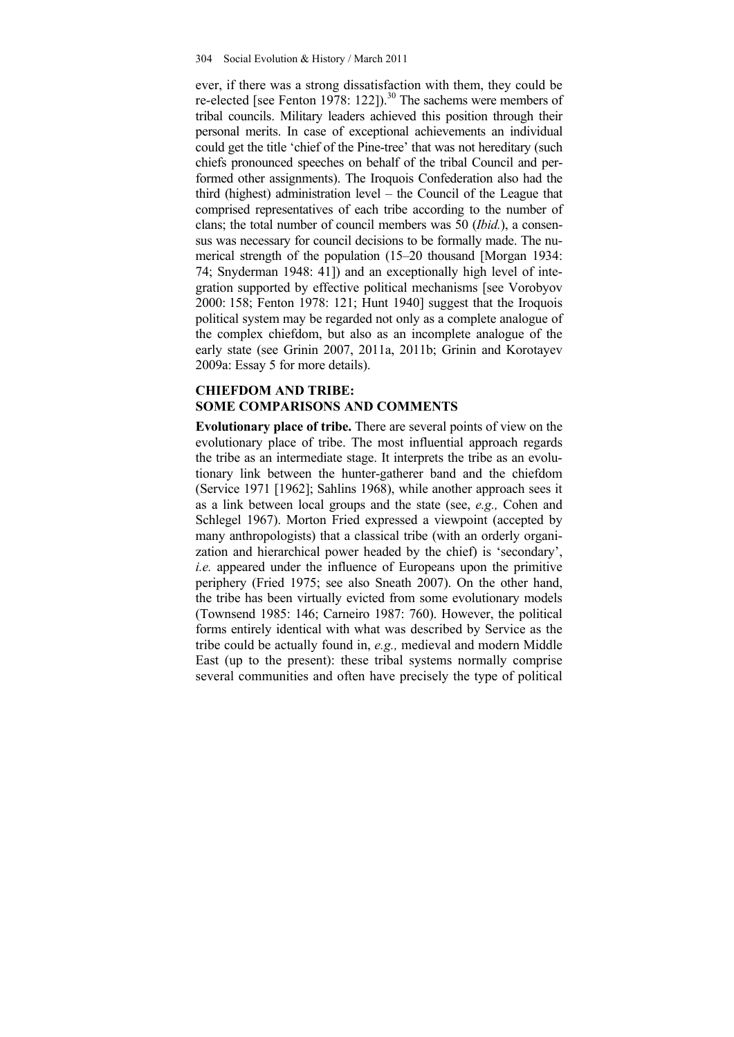ever, if there was a strong dissatisfaction with them, they could be re-elected [see Fenton 1978: 122]).[30] The sachems were members of tribal councils. Military leaders achieved this position through their personal merits. In case of exceptional achievements an individual could get the title 'chief of the Pine-tree' that was not hereditary (such chiefs pronounced speeches on behalf of the tribal Council and performed other assignments). The Iroquois Confederation also had the third (highest) administration level – the Council of the League that comprised representatives of each tribe according to the number of clans; the total number of council members was 50 (*Ibid.*), a consensus was necessary for council decisions to be formally made. The numerical strength of the population (15–20 thousand [Morgan 1934: 74; Snyderman 1948: 41]) and an exceptionally high level of integration supported by effective political mechanisms [see Vorobyov 2000: 158; Fenton 1978: 121; Hunt 1940] suggest that the Iroquois political system may be regarded not only as a complete analogue of the complex chiefdom, but also as an incomplete analogue of the early state (see Grinin 2007, 2011a, 2011b; Grinin and Korotayev 2009a: Essay 5 for more details).

## CHIEFDOM AND TRIBE: SOME COMPARISONS AND COMMENTS

**Evolutionary place of tribe.** There are several points of view on the evolutionary place of tribe. The most influential approach regards the tribe as an intermediate stage. It interprets the tribe as an evolutionary link between the hunter-gatherer band and the chiefdom (Service 1971 [1962]; Sahlins 1968), while another approach sees it as a link between local groups and the state (see, *e.g.,* Cohen and Schlegel 1967). Morton Fried expressed a viewpoint (accepted by many anthropologists) that a classical tribe (with an orderly organization and hierarchical power headed by the chief) is 'secondary', *i.e.* appeared under the influence of Europeans upon the primitive periphery (Fried 1975; see also Sneath 2007). On the other hand, the tribe has been virtually evicted from some evolutionary models (Townsend 1985: 146; Carneiro 1987: 760). However, the political forms entirely identical with what was described by Service as the tribe could be actually found in, *e.g.,* medieval and modern Middle East (up to the present): these tribal systems normally comprise several communities and often have precisely the type of political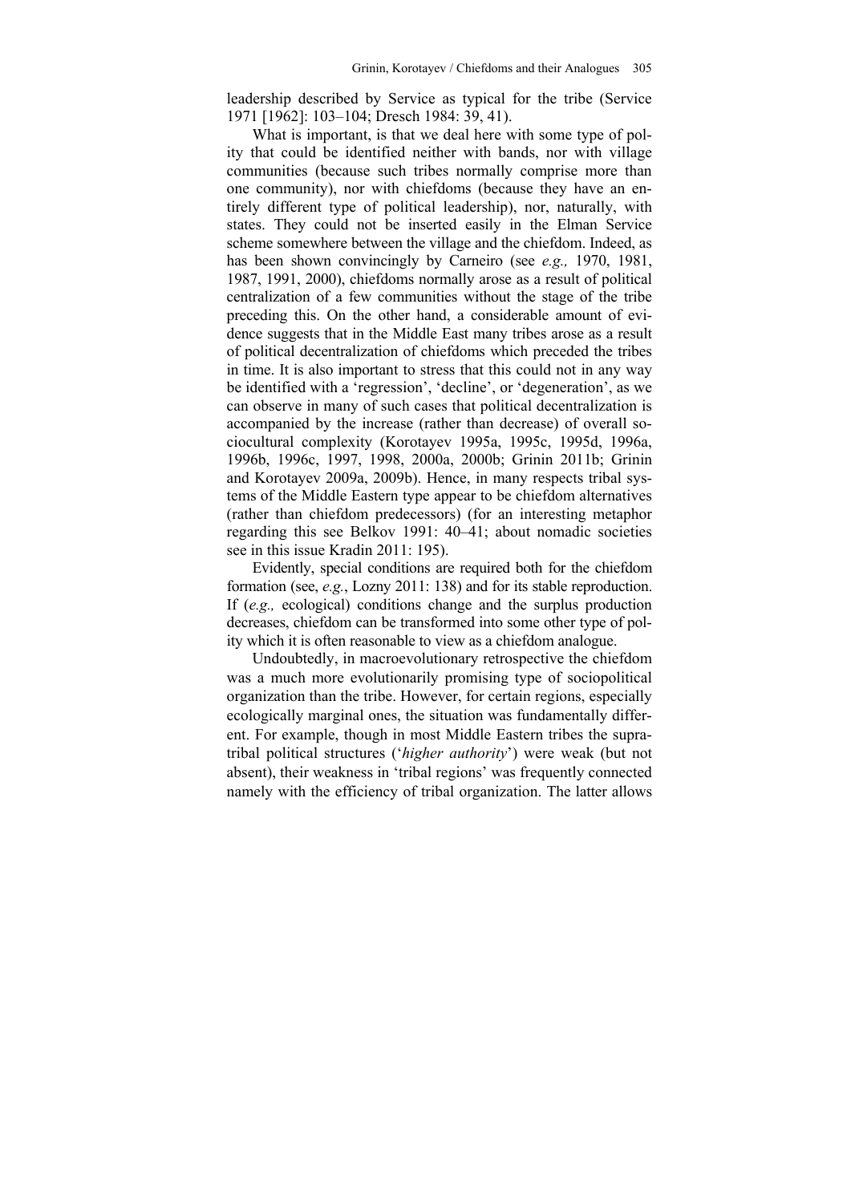leadership described by Service as typical for the tribe (Service 1971 [1962]: 103–104; Dresch 1984: 39, 41).

What is important, is that we deal here with some type of polity that could be identified neither with bands, nor with village communities (because such tribes normally comprise more than one community), nor with chiefdoms (because they have an entirely different type of political leadership), nor, naturally, with states. They could not be inserted easily in the Elman Service scheme somewhere between the village and the chiefdom. Indeed, as has been shown convincingly by Carneiro (see *e.g.,* 1970, 1981, 1987, 1991, 2000), chiefdoms normally arose as a result of political centralization of a few communities without the stage of the tribe preceding this. On the other hand, a considerable amount of evidence suggests that in the Middle East many tribes arose as a result of political decentralization of chiefdoms which preceded the tribes in time. It is also important to stress that this could not in any way be identified with a 'regression', 'decline', or 'degeneration', as we can observe in many of such cases that political decentralization is accompanied by the increase (rather than decrease) of overall sociocultural complexity (Korotayev 1995a, 1995c, 1995d, 1996a, 1996b, 1996c, 1997, 1998, 2000a, 2000b; Grinin 2011b; Grinin and Korotayev 2009a, 2009b). Hence, in many respects tribal systems of the Middle Eastern type appear to be chiefdom alternatives (rather than chiefdom predecessors) (for an interesting metaphor regarding this see Belkov 1991: 40–41; about nomadic societies see in this issue Kradin 2011: 195).

Evidently, special conditions are required both for the chiefdom formation (see, *e.g.*, Lozny 2011: 138) and for its stable reproduction. If (*e.g.,* ecological) conditions change and the surplus production decreases, chiefdom can be transformed into some other type of polity which it is often reasonable to view as a chiefdom analogue.

Undoubtedly, in macroevolutionary retrospective the chiefdom was a much more evolutionarily promising type of sociopolitical organization than the tribe. However, for certain regions, especially ecologically marginal ones, the situation was fundamentally different. For example, though in most Middle Eastern tribes the supratribal political structures ('*higher authority*') were weak (but not absent), their weakness in 'tribal regions' was frequently connected namely with the efficiency of tribal organization. The latter allows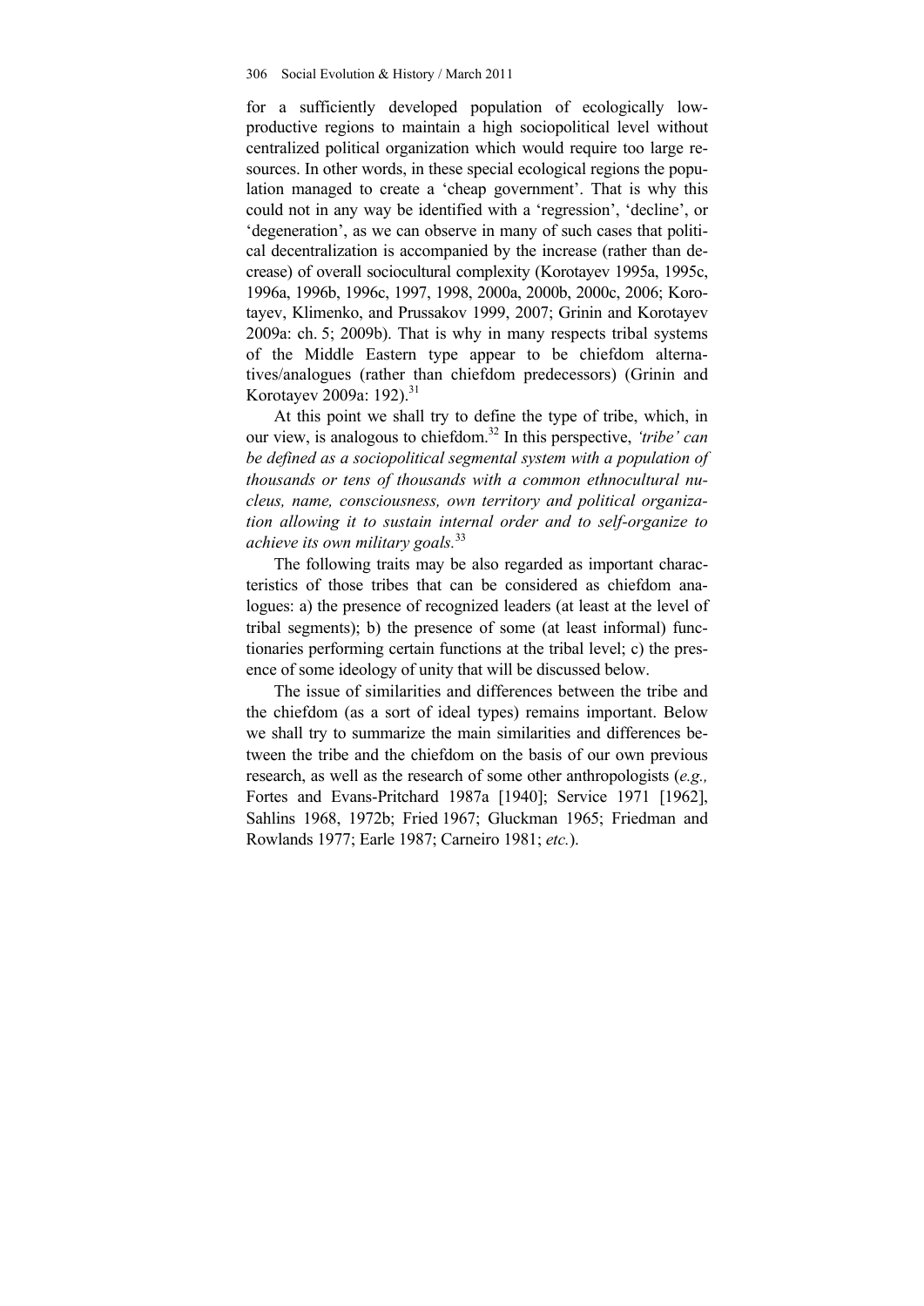for a sufficiently developed population of ecologically low-productive regions to maintain a high sociopolitical level without centralized political organization which would require too large resources. In other words, in these special ecological regions the population managed to create a 'cheap government'. That is why this could not in any way be identified with a 'regression', 'decline', or 'degeneration', as we can observe in many of such cases that political decentralization is accompanied by the increase (rather than decrease) of overall sociocultural complexity (Korotayev 1995a, 1995c, 1996a, 1996b, 1996c, 1997, 1998, 2000a, 2000b, 2000c, 2006; Korotayev, Klimenko, and Prussakov 1999, 2007; Grinin and Korotayev 2009a: ch. 5; 2009b). That is why in many respects tribal systems of the Middle Eastern type appear to be chiefdom alternatives/analogues (rather than chiefdom predecessors) (Grinin and Korotayev 2009a: 192).[31]

At this point we shall try to define the type of tribe, which, in our view, is analogous to chiefdom.[32] In this perspective, *'tribe' can be defined as a sociopolitical segmental system with a population of thousands or tens of thousands with a common ethnocultural nucleus, name, consciousness, own territory and political organization allowing it to sustain internal order and to self-organize to achieve its own military goals.*[33]

The following traits may be also regarded as important characteristics of those tribes that can be considered as chiefdom analogues: a) the presence of recognized leaders (at least at the level of tribal segments); b) the presence of some (at least informal) functionaries performing certain functions at the tribal level; c) the presence of some ideology of unity that will be discussed below.

The issue of similarities and differences between the tribe and the chiefdom (as a sort of ideal types) remains important. Below we shall try to summarize the main similarities and differences between the tribe and the chiefdom on the basis of our own previous research, as well as the research of some other anthropologists (*e.g.,* Fortes and Evans-Pritchard 1987a [1940]; Service 1971 [1962], Sahlins 1968, 1972b; Fried 1967; Gluckman 1965; Friedman and Rowlands 1977; Earle 1987; Carneiro 1981; *etc.*).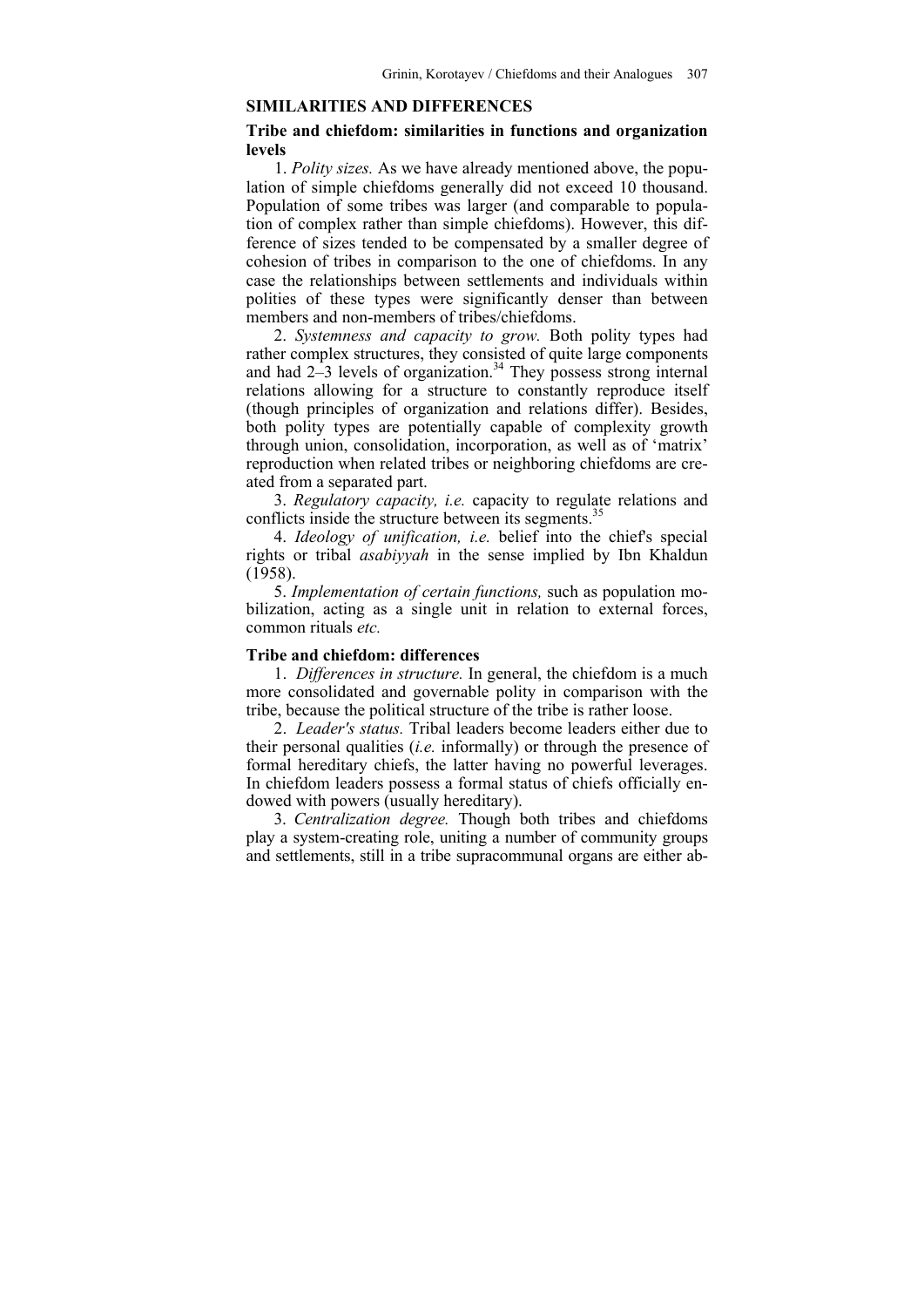## SIMILARITIES AND DIFFERENCES

### Tribe and chiefdom: similarities in functions and organization levels

1. *Polity sizes.* As we have already mentioned above, the population of simple chiefdoms generally did not exceed 10 thousand. Population of some tribes was larger (and comparable to population of complex rather than simple chiefdoms). However, this difference of sizes tended to be compensated by a smaller degree of cohesion of tribes in comparison to the one of chiefdoms. In any case the relationships between settlements and individuals within polities of these types were significantly denser than between members and non-members of tribes/chiefdoms.

2. *Systemness and capacity to grow.* Both polity types had rather complex structures, they consisted of quite large components and had 2–3 levels of organization.[34] They possess strong internal relations allowing for a structure to constantly reproduce itself (though principles of organization and relations differ). Besides, both polity types are potentially capable of complexity growth through union, consolidation, incorporation, as well as of 'matrix' reproduction when related tribes or neighboring chiefdoms are created from a separated part.

3. *Regulatory capacity, i.e.* capacity to regulate relations and conflicts inside the structure between its segments.[35]

4. *Ideology of unification, i.e.* belief into the chief's special rights or tribal *asabiyyah* in the sense implied by Ibn Khaldun (1958).

5. *Implementation of certain functions,* such as population mobilization, acting as a single unit in relation to external forces, common rituals *etc.*

### Tribe and chiefdom: differences

1. *Differences in structure.* In general, the chiefdom is a much more consolidated and governable polity in comparison with the tribe, because the political structure of the tribe is rather loose.

2. *Leader's status.* Tribal leaders become leaders either due to their personal qualities (*i.e.* informally) or through the presence of formal hereditary chiefs, the latter having no powerful leverages. In chiefdom leaders possess a formal status of chiefs officially endowed with powers (usually hereditary).

3. *Centralization degree.* Though both tribes and chiefdoms play a system-creating role, uniting a number of community groups and settlements, still in a tribe supracommunal organs are either ab-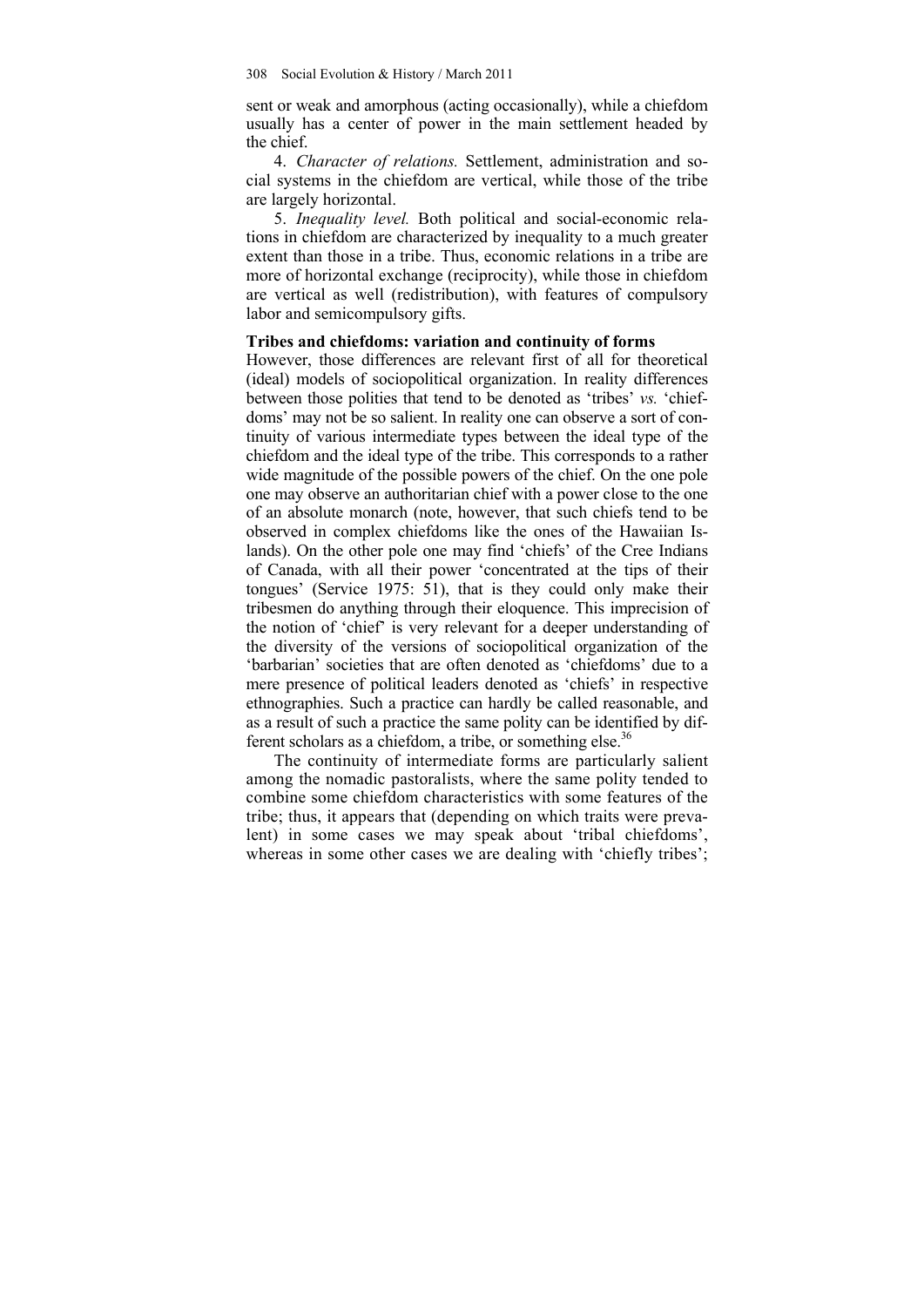sent or weak and amorphous (acting occasionally), while a chiefdom usually has a center of power in the main settlement headed by the chief.

4. *Character of relations.* Settlement, administration and social systems in the chiefdom are vertical, while those of the tribe are largely horizontal.

5. *Inequality level.* Both political and social-economic relations in chiefdom are characterized by inequality to a much greater extent than those in a tribe. Thus, economic relations in a tribe are more of horizontal exchange (reciprocity), while those in chiefdom are vertical as well (redistribution), with features of compulsory labor and semicompulsory gifts.

**Tribes and chiefdoms: variation and continuity of forms**

However, those differences are relevant first of all for theoretical (ideal) models of sociopolitical organization. In reality differences between those polities that tend to be denoted as 'tribes' *vs.* 'chiefdoms' may not be so salient. In reality one can observe a sort of continuity of various intermediate types between the ideal type of the chiefdom and the ideal type of the tribe. This corresponds to a rather wide magnitude of the possible powers of the chief. On the one pole one may observe an authoritarian chief with a power close to the one of an absolute monarch (note, however, that such chiefs tend to be observed in complex chiefdoms like the ones of the Hawaiian Islands). On the other pole one may find 'chiefs' of the Cree Indians of Canada, with all their power 'concentrated at the tips of their tongues' (Service 1975: 51), that is they could only make their tribesmen do anything through their eloquence. This imprecision of the notion of 'chief' is very relevant for a deeper understanding of the diversity of the versions of sociopolitical organization of the 'barbarian' societies that are often denoted as 'chiefdoms' due to a mere presence of political leaders denoted as 'chiefs' in respective ethnographies. Such a practice can hardly be called reasonable, and as a result of such a practice the same polity can be identified by different scholars as a chiefdom, a tribe, or something else.[36]

The continuity of intermediate forms are particularly salient among the nomadic pastoralists, where the same polity tended to combine some chiefdom characteristics with some features of the tribe; thus, it appears that (depending on which traits were prevalent) in some cases we may speak about 'tribal chiefdoms', whereas in some other cases we are dealing with 'chiefly tribes';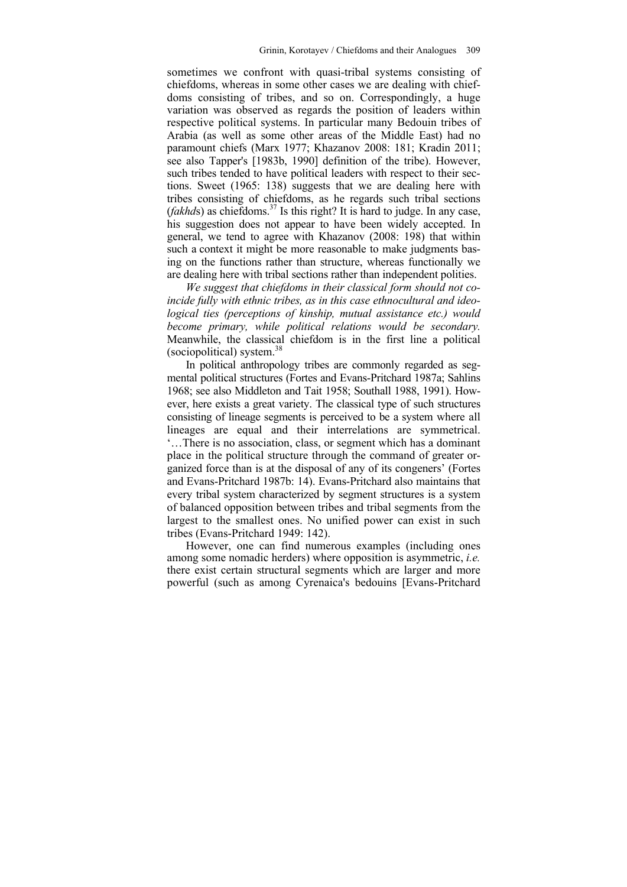sometimes we confront with quasi-tribal systems consisting of chiefdoms, whereas in some other cases we are dealing with chiefdoms consisting of tribes, and so on. Correspondingly, a huge variation was observed as regards the position of leaders within respective political systems. In particular many Bedouin tribes of Arabia (as well as some other areas of the Middle East) had no paramount chiefs (Marx 1977; Khazanov 2008: 181; Kradin 2011; see also Tapper's [1983b, 1990] definition of the tribe). However, such tribes tended to have political leaders with respect to their sections. Sweet (1965: 138) suggests that we are dealing here with tribes consisting of chiefdoms, as he regards such tribal sections (*fakhd*s) as chiefdoms.[37] Is this right? It is hard to judge. In any case, his suggestion does not appear to have been widely accepted. In general, we tend to agree with Khazanov (2008: 198) that within such a context it might be more reasonable to make judgments basing on the functions rather than structure, whereas functionally we are dealing here with tribal sections rather than independent polities.

*We suggest that chiefdoms in their classical form should not coincide fully with ethnic tribes, as in this case ethnocultural and ideological ties (perceptions of kinship, mutual assistance etc.) would become primary, while political relations would be secondary.* Meanwhile, the classical chiefdom is in the first line a political (sociopolitical) system.[38]

In political anthropology tribes are commonly regarded as segmental political structures (Fortes and Evans-Pritchard 1987a; Sahlins 1968; see also Middleton and Tait 1958; Southall 1988, 1991). However, here exists a great variety. The classical type of such structures consisting of lineage segments is perceived to be a system where all lineages are equal and their interrelations are symmetrical. '…There is no association, class, or segment which has a dominant place in the political structure through the command of greater organized force than is at the disposal of any of its congeners' (Fortes and Evans-Pritchard 1987b: 14). Evans-Pritchard also maintains that every tribal system characterized by segment structures is a system of balanced opposition between tribes and tribal segments from the largest to the smallest ones. No unified power can exist in such tribes (Evans-Pritchard 1949: 142).

However, one can find numerous examples (including ones among some nomadic herders) where opposition is asymmetric, *i.e.* there exist certain structural segments which are larger and more powerful (such as among Cyrenaica's bedouins [Evans-Pritchard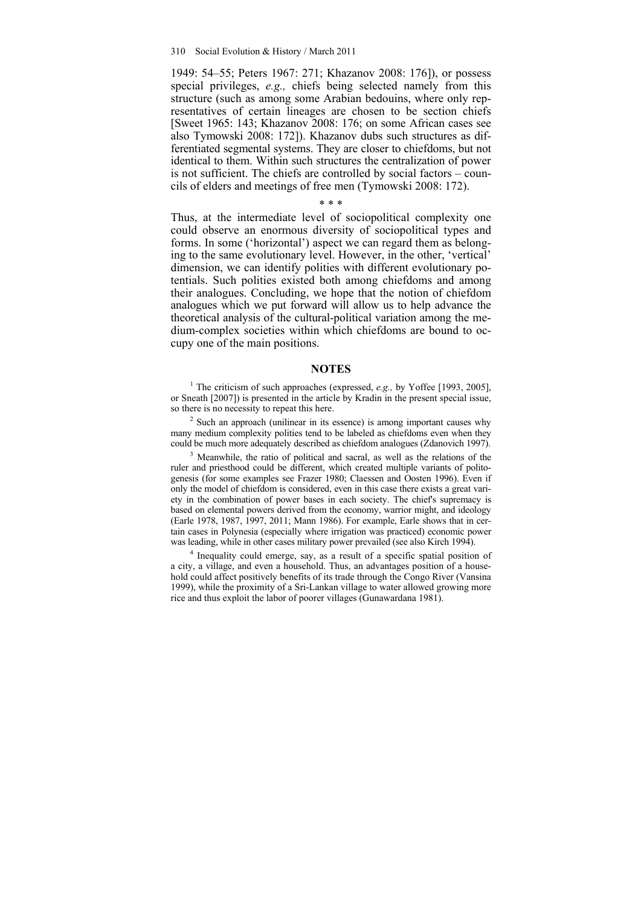1949: 54–55; Peters 1967: 271; Khazanov 2008: 176]), or possess special privileges, *e.g.,* chiefs being selected namely from this structure (such as among some Arabian bedouins, where only representatives of certain lineages are chosen to be section chiefs [Sweet 1965: 143; Khazanov 2008: 176; on some African cases see also Tymowski 2008: 172]). Khazanov dubs such structures as differentiated segmental systems. They are closer to chiefdoms, but not identical to them. Within such structures the centralization of power is not sufficient. The chiefs are controlled by social factors – councils of elders and meetings of free men (Tymowski 2008: 172).

\* \* \*

Thus, at the intermediate level of sociopolitical complexity one could observe an enormous diversity of sociopolitical types and forms. In some ('horizontal') aspect we can regard them as belonging to the same evolutionary level. However, in the other, 'vertical' dimension, we can identify polities with different evolutionary potentials. Such polities existed both among chiefdoms and among their analogues. Concluding, we hope that the notion of chiefdom analogues which we put forward will allow us to help advance the theoretical analysis of the cultural-political variation among the medium-complex societies within which chiefdoms are bound to occupy one of the main positions.

## NOTES

[1] The criticism of such approaches (expressed, *e.g.,* by Yoffee [1993, 2005], or Sneath [2007]) is presented in the article by Kradin in the present special issue, so there is no necessity to repeat this here.

[2] Such an approach (unilinear in its essence) is among important causes why many medium complexity polities tend to be labeled as chiefdoms even when they could be much more adequately described as chiefdom analogues (Zdanovich 1997).

[3] Meanwhile, the ratio of political and sacral, as well as the relations of the ruler and priesthood could be different, which created multiple variants of politogenesis (for some examples see Frazer 1980; Claessen and Oosten 1996). Even if only the model of chiefdom is considered, even in this case there exists a great variety in the combination of power bases in each society. The chief's supremacy is based on elemental powers derived from the economy, warrior might, and ideology (Earle 1978, 1987, 1997, 2011; Mann 1986). For example, Earle shows that in certain cases in Polynesia (especially where irrigation was practiced) economic power was leading, while in other cases military power prevailed (see also Kirch 1994).

[4] Inequality could emerge, say, as a result of a specific spatial position of a city, a village, and even a household. Thus, an advantages position of a household could affect positively benefits of its trade through the Congo River (Vansina 1999), while the proximity of a Sri-Lankan village to water allowed growing more rice and thus exploit the labor of poorer villages (Gunawardana 1981).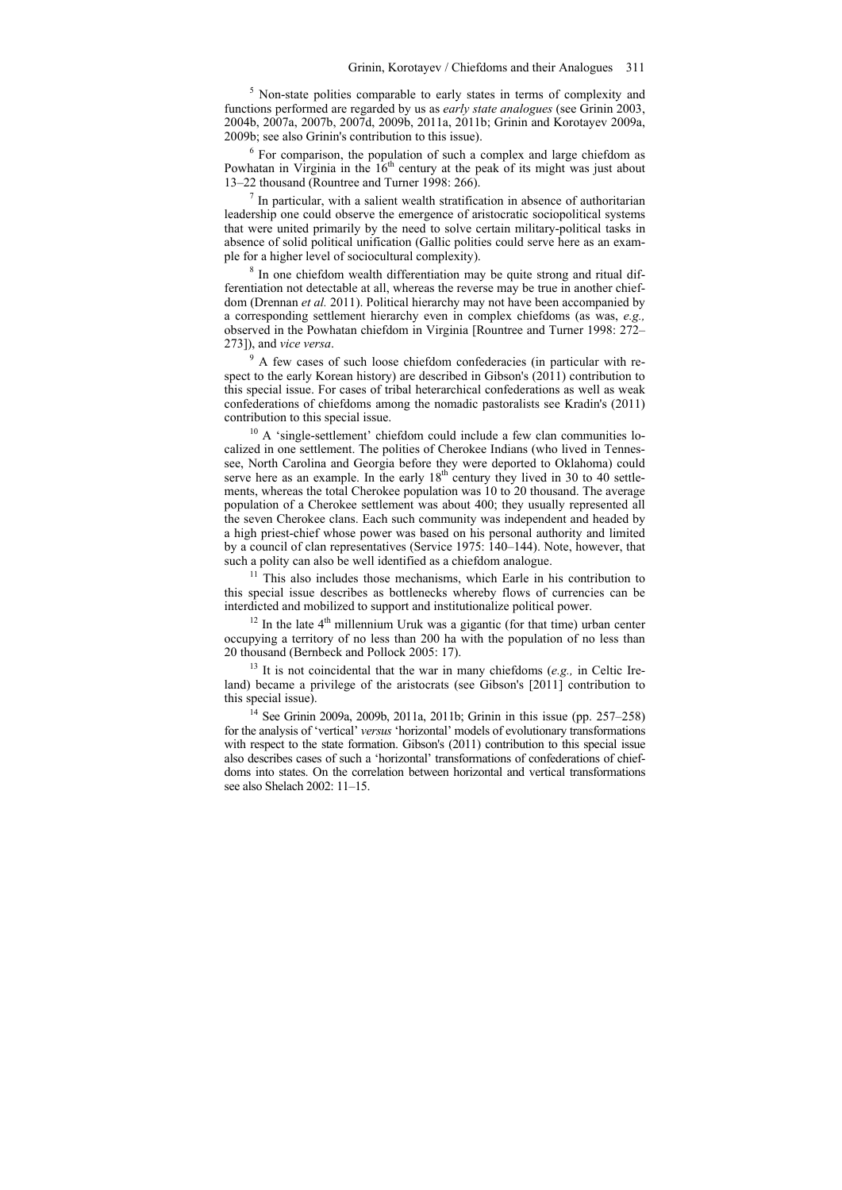[5] Non-state polities comparable to early states in terms of complexity and functions performed are regarded by us as *early state analogues* (see Grinin 2003, 2004b, 2007a, 2007b, 2007d, 2009b, 2011a, 2011b; Grinin and Korotayev 2009a, 2009b; see also Grinin's contribution to this issue).

[6] For comparison, the population of such a complex and large chiefdom as Powhatan in Virginia in the 16th century at the peak of its might was just about 13–22 thousand (Rountree and Turner 1998: 266).

[7] In particular, with a salient wealth stratification in absence of authoritarian leadership one could observe the emergence of aristocratic sociopolitical systems that were united primarily by the need to solve certain military-political tasks in absence of solid political unification (Gallic polities could serve here as an example for a higher level of sociocultural complexity).

[8] In one chiefdom wealth differentiation may be quite strong and ritual differentiation not detectable at all, whereas the reverse may be true in another chiefdom (Drennan *et al.* 2011). Political hierarchy may not have been accompanied by a corresponding settlement hierarchy even in complex chiefdoms (as was, *e.g.,* observed in the Powhatan chiefdom in Virginia [Rountree and Turner 1998: 272–273]), and *vice versa*.

[9] A few cases of such loose chiefdom confederacies (in particular with respect to the early Korean history) are described in Gibson's (2011) contribution to this special issue. For cases of tribal heterarchical confederations as well as weak confederations of chiefdoms among the nomadic pastoralists see Kradin's (2011) contribution to this special issue.

[10] A 'single-settlement' chiefdom could include a few clan communities localized in one settlement. The polities of Cherokee Indians (who lived in Tennessee, North Carolina and Georgia before they were deported to Oklahoma) could serve here as an example. In the early 18th century they lived in 30 to 40 settlements, whereas the total Cherokee population was 10 to 20 thousand. The average population of a Cherokee settlement was about 400; they usually represented all the seven Cherokee clans. Each such community was independent and headed by a high priest-chief whose power was based on his personal authority and limited by a council of clan representatives (Service 1975: 140–144). Note, however, that such a polity can also be well identified as a chiefdom analogue.

[11] This also includes those mechanisms, which Earle in his contribution to this special issue describes as bottlenecks whereby flows of currencies can be interdicted and mobilized to support and institutionalize political power.

[12] In the late 4th millennium Uruk was a gigantic (for that time) urban center occupying a territory of no less than 200 ha with the population of no less than 20 thousand (Bernbeck and Pollock 2005: 17).

[13] It is not coincidental that the war in many chiefdoms (*e.g.,* in Celtic Ireland) became a privilege of the aristocrats (see Gibson's [2011] contribution to this special issue).

[14] See Grinin 2009a, 2009b, 2011a, 2011b; Grinin in this issue (pp. 257–258) for the analysis of 'vertical' *versus* 'horizontal' models of evolutionary transformations with respect to the state formation. Gibson's (2011) contribution to this special issue also describes cases of such a 'horizontal' transformations of confederations of chiefdoms into states. On the correlation between horizontal and vertical transformations see also Shelach 2002: 11–15.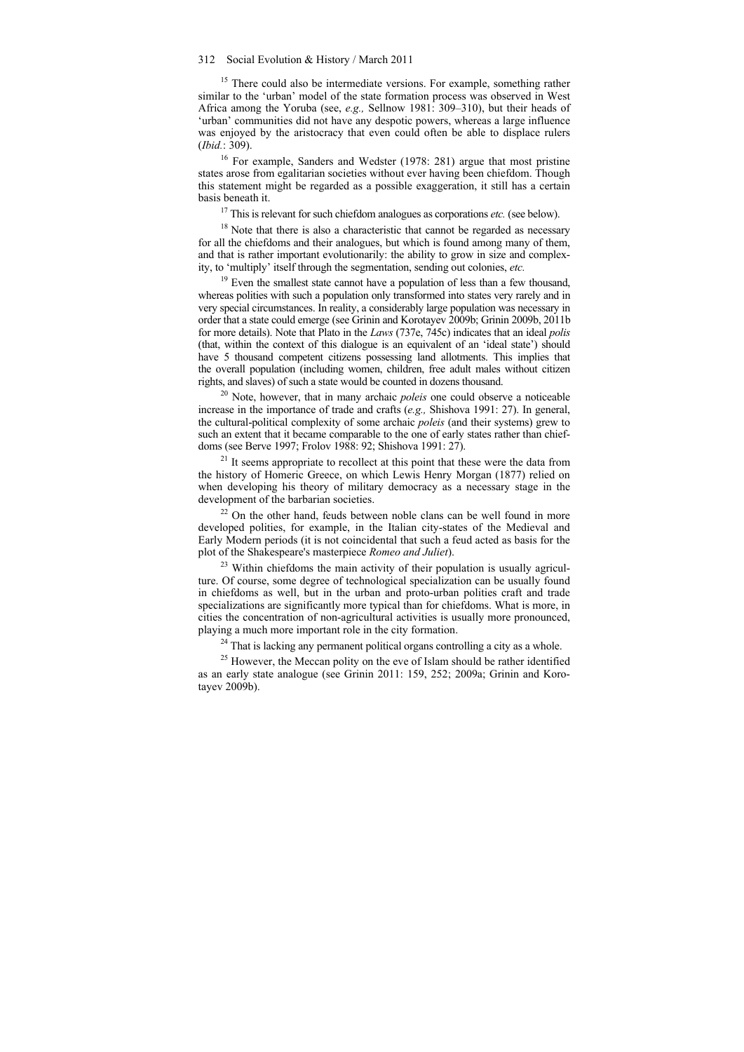[15] There could also be intermediate versions. For example, something rather similar to the 'urban' model of the state formation process was observed in West Africa among the Yoruba (see, *e.g.,* Sellnow 1981: 309–310), but their heads of 'urban' communities did not have any despotic powers, whereas a large influence was enjoyed by the aristocracy that even could often be able to displace rulers (*Ibid.*: 309).

[16] For example, Sanders and Wedster (1978: 281) argue that most pristine states arose from egalitarian societies without ever having been chiefdom. Though this statement might be regarded as a possible exaggeration, it still has a certain basis beneath it.

[17] This is relevant for such chiefdom analogues as corporations *etc.* (see below).

[18] Note that there is also a characteristic that cannot be regarded as necessary for all the chiefdoms and their analogues, but which is found among many of them, and that is rather important evolutionarily: the ability to grow in size and complexity, to 'multiply' itself through the segmentation, sending out colonies, *etc.*

[19] Even the smallest state cannot have a population of less than a few thousand, whereas polities with such a population only transformed into states very rarely and in very special circumstances. In reality, a considerably large population was necessary in order that a state could emerge (see Grinin and Korotayev 2009b; Grinin 2009b, 2011b for more details). Note that Plato in the *Laws* (737e, 745c) indicates that an ideal *polis* (that, within the context of this dialogue is an equivalent of an 'ideal state') should have 5 thousand competent citizens possessing land allotments. This implies that the overall population (including women, children, free adult males without citizen rights, and slaves) of such a state would be counted in dozens thousand.

[20] Note, however, that in many archaic *poleis* one could observe a noticeable increase in the importance of trade and crafts (*e.g.,* Shishova 1991: 27). In general, the cultural-political complexity of some archaic *poleis* (and their systems) grew to such an extent that it became comparable to the one of early states rather than chiefdoms (see Berve 1997; Frolov 1988: 92; Shishova 1991: 27).

[21] It seems appropriate to recollect at this point that these were the data from the history of Homeric Greece, on which Lewis Henry Morgan (1877) relied on when developing his theory of military democracy as a necessary stage in the development of the barbarian societies.

[22] On the other hand, feuds between noble clans can be well found in more developed polities, for example, in the Italian city-states of the Medieval and Early Modern periods (it is not coincidental that such a feud acted as basis for the plot of the Shakespeare's masterpiece *Romeo and Juliet*).

[23] Within chiefdoms the main activity of their population is usually agriculture. Of course, some degree of technological specialization can be usually found in chiefdoms as well, but in the urban and proto-urban polities craft and trade specializations are significantly more typical than for chiefdoms. What is more, in cities the concentration of non-agricultural activities is usually more pronounced, playing a much more important role in the city formation.

[24] That is lacking any permanent political organs controlling a city as a whole.

[25] However, the Meccan polity on the eve of Islam should be rather identified as an early state analogue (see Grinin 2011: 159, 252; 2009a; Grinin and Korotayev 2009b).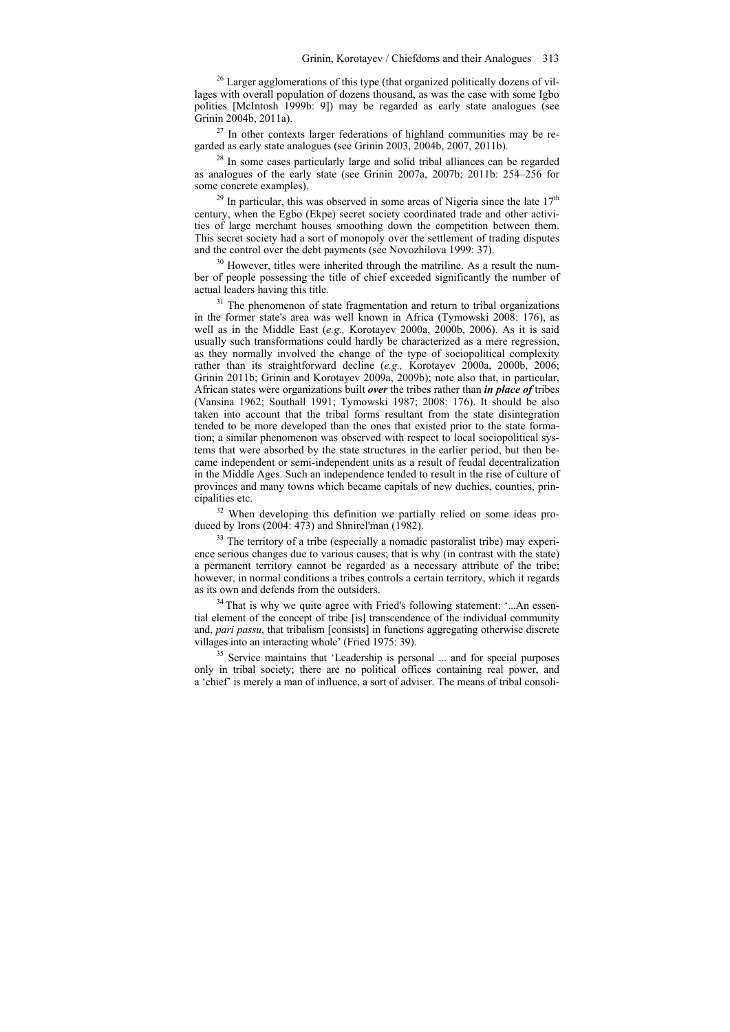[26] Larger agglomerations of this type (that organized politically dozens of villages with overall population of dozens thousand, as was the case with some Igbo polities [McIntosh 1999b: 9]) may be regarded as early state analogues (see Grinin 2004b, 2011a).

[27] In other contexts larger federations of highland communities may be regarded as early state analogues (see Grinin 2003, 2004b, 2007, 2011b).

[28] In some cases particularly large and solid tribal alliances can be regarded as analogues of the early state (see Grinin 2007a, 2007b; 2011b: 254–256 for some concrete examples).

[29] In particular, this was observed in some areas of Nigeria since the late 17th century, when the Egbo (Ekpe) secret society coordinated trade and other activities of large merchant houses smoothing down the competition between them. This secret society had a sort of monopoly over the settlement of trading disputes and the control over the debt payments (see Novozhilova 1999: 37).

[30] However, titles were inherited through the matriline. As a result the number of people possessing the title of chief exceeded significantly the number of actual leaders having this title.

[31] The phenomenon of state fragmentation and return to tribal organizations in the former state's area was well known in Africa (Tymowski 2008: 176), as well as in the Middle East (*e.g.,* Korotayev 2000a, 2000b, 2006). As it is said usually such transformations could hardly be characterized as a mere regression, as they normally involved the change of the type of sociopolitical complexity rather than its straightforward decline (*e.g.,* Korotayev 2000a, 2000b, 2006; Grinin 2011b; Grinin and Korotayev 2009a, 2009b); note also that, in particular, African states were organizations built ***over*** the tribes rather than ***in place of*** tribes (Vansina 1962; Southall 1991; Tymowski 1987; 2008: 176). It should be also taken into account that the tribal forms resultant from the state disintegration tended to be more developed than the ones that existed prior to the state formation; a similar phenomenon was observed with respect to local sociopolitical systems that were absorbed by the state structures in the earlier period, but then became independent or semi-independent units as a result of feudal decentralization in the Middle Ages. Such an independence tended to result in the rise of culture of provinces and many towns which became capitals of new duchies, counties, principalities etc.

[32] When developing this definition we partially relied on some ideas produced by Irons (2004: 473) and Shnirel'man (1982).

[33] The territory of a tribe (especially a nomadic pastoralist tribe) may experience serious changes due to various causes; that is why (in contrast with the state) a permanent territory cannot be regarded as a necessary attribute of the tribe; however, in normal conditions a tribes controls a certain territory, which it regards as its own and defends from the outsiders.

[34] That is why we quite agree with Fried's following statement: '...An essential element of the concept of tribe [is] transcendence of the individual community and, *pari passu*, that tribalism [consists] in functions aggregating otherwise discrete villages into an interacting whole' (Fried 1975: 39).

[35] Service maintains that 'Leadership is personal ... and for special purposes only in tribal society; there are no political offices containing real power, and a 'chief' is merely a man of influence, a sort of adviser. The means of tribal consoli-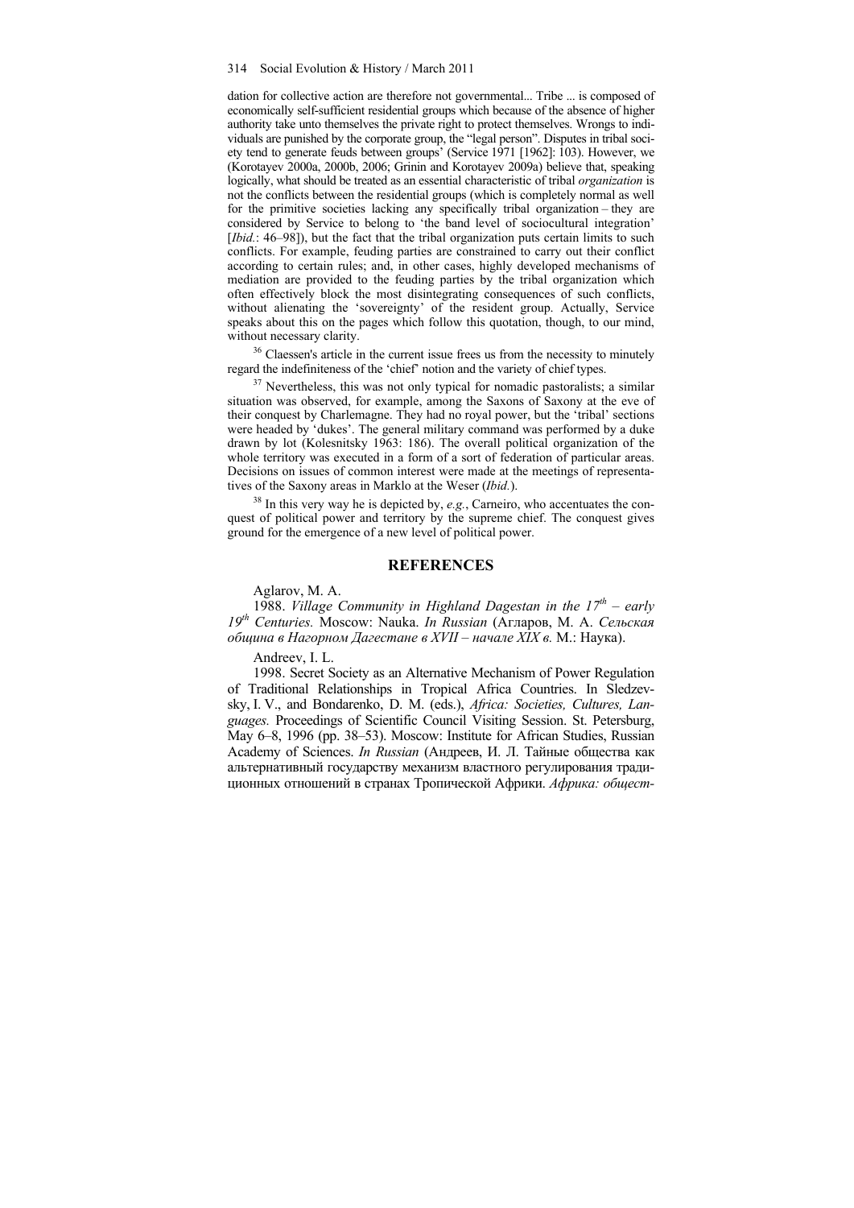dation for collective action are therefore not governmental... Tribe ... is composed of economically self-sufficient residential groups which because of the absence of higher authority take unto themselves the private right to protect themselves. Wrongs to individuals are punished by the corporate group, the "legal person". Disputes in tribal society tend to generate feuds between groups' (Service 1971 [1962]: 103). However, we (Korotayev 2000a, 2000b, 2006; Grinin and Korotayev 2009a) believe that, speaking logically, what should be treated as an essential characteristic of tribal *organization* is not the conflicts between the residential groups (which is completely normal as well for the primitive societies lacking any specifically tribal organization – they are considered by Service to belong to 'the band level of sociocultural integration' [*Ibid.*: 46–98]), but the fact that the tribal organization puts certain limits to such conflicts. For example, feuding parties are constrained to carry out their conflict according to certain rules; and, in other cases, highly developed mechanisms of mediation are provided to the feuding parties by the tribal organization which often effectively block the most disintegrating consequences of such conflicts, without alienating the 'sovereignty' of the resident group. Actually, Service speaks about this on the pages which follow this quotation, though, to our mind, without necessary clarity.

[36] Claessen's article in the current issue frees us from the necessity to minutely regard the indefiniteness of the 'chief' notion and the variety of chief types.

[37] Nevertheless, this was not only typical for nomadic pastoralists; a similar situation was observed, for example, among the Saxons of Saxony at the eve of their conquest by Charlemagne. They had no royal power, but the 'tribal' sections were headed by 'dukes'. The general military command was performed by a duke drawn by lot (Kolesnitsky 1963: 186). The overall political organization of the whole territory was executed in a form of a sort of federation of particular areas. Decisions on issues of common interest were made at the meetings of representatives of the Saxony areas in Marklo at the Weser (*Ibid.*).

[38] In this very way he is depicted by, *e.g.*, Carneiro, who accentuates the conquest of political power and territory by the supreme chief. The conquest gives ground for the emergence of a new level of political power.

## REFERENCES

Aglarov, M. A.

1988. *Village Community in Highland Dagestan in the 17th – early 19th Centuries.* Moscow: Nauka. *In Russian* (Агларов, М. А. *Сельская община в Нагорном Дагестане в XVII – начале XIX в.* М.: Наука).

Andreev, I. L.

1998. Secret Society as an Alternative Mechanism of Power Regulation of Traditional Relationships in Tropical Africa Countries. In Sledzevsky, I. V., and Bondarenko, D. M. (eds.), *Africa: Societies, Cultures, Languages.* Proceedings of Scientific Council Visiting Session. St. Petersburg, May 6–8, 1996 (pp. 38–53). Moscow: Institute for African Studies, Russian Academy of Sciences. *In Russian* (Андреев, И. Л. Тайные общества как альтернативный государству механизм властного регулирования традиционных отношений в странах Тропической Африки. *Африка: общест-*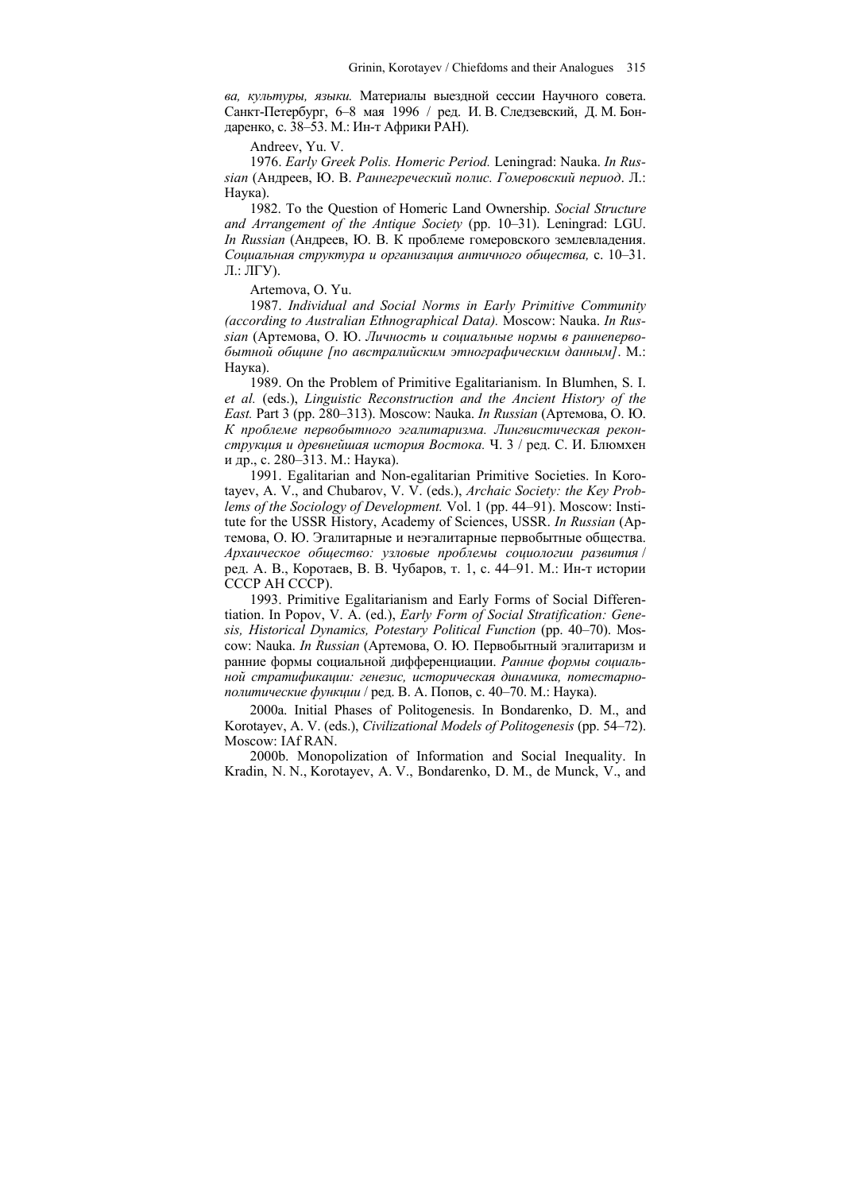*ва, культуры, языки.* Материалы выездной сессии Научного совета. Санкт-Петербург, 6–8 мая 1996 / ред. И. В. Следзевский, Д. М. Бондаренко, с. 38–53. М.: Ин-т Африки РАН).

Andreev, Yu. V.

1976. *Early Greek Polis. Homeric Period.* Leningrad: Nauka. *In Russian* (Андреев, Ю. В. *Раннегреческий полис. Гомеровский период*. Л.: Наука).

1982. To the Question of Homeric Land Ownership. *Social Structure and Arrangement of the Antique Society* (pp. 10–31). Leningrad: LGU. *In Russian* (Андреев, Ю. В. К проблеме гомеровского землевладения. *Социальная структура и организация античного общества,* с. 10–31. Л.: ЛГУ).

Artemova, O. Yu.

1987. *Individual and Social Norms in Early Primitive Community (according to Australian Ethnographical Data).* Moscow: Nauka. *In Russian* (Артемова, О. Ю. *Личность и социальные нормы в раннепервобытной общине [по австралийским этнографическим данным]*. М.: Наука).

1989. On the Problem of Primitive Egalitarianism. In Blumhen, S. I. *et al.* (eds.), *Linguistic Reconstruction and the Ancient History of the East.* Part 3 (pp. 280–313). Moscow: Nauka. *In Russian* (Артемова, О. Ю. *К проблеме первобытного эгалитаризма. Лингвистическая реконструкция и древнейшая история Востока.* Ч. 3 / ред. С. И. Блюмхен и др., с. 280–313. М.: Наука).

1991. Egalitarian and Non-egalitarian Primitive Societies. In Korotayev, A. V., and Chubarov, V. V. (eds.), *Archaic Society: the Key Problems of the Sociology of Development.* Vol. 1 (pp. 44–91). Moscow: Institute for the USSR History, Academy of Sciences, USSR. *In Russian* (Артемова, О. Ю. Эгалитарные и неэгалитарные первобытные общества. *Архаическое общество: узловые проблемы социологии развития* / ред. А. В., Коротаев, В. В. Чубаров, т. 1, с. 44–91. М.: Ин-т истории СССР АН СССР).

1993. Primitive Egalitarianism and Early Forms of Social Differentiation. In Popov, V. A. (ed.), *Early Form of Social Stratification: Genesis, Historical Dynamics, Potestary Political Function* (pp. 40–70). Moscow: Nauka. *In Russian* (Артемова, О. Ю. Первобытный эгалитаризм и ранние формы социальной дифференциации. *Ранние формы социальной стратификации: генезис, историческая динамика, потестарно-политические функции* / ред. В. А. Попов, с. 40–70. М.: Наука).

2000a. Initial Phases of Politogenesis. In Bondarenko, D. M., and Korotayev, A. V. (eds.), *Civilizational Models of Politogenesis* (pp. 54–72). Moscow: IAf RAN.

2000b. Monopolization of Information and Social Inequality. In Kradin, N. N., Korotayev, A. V., Bondarenko, D. M., de Munck, V., and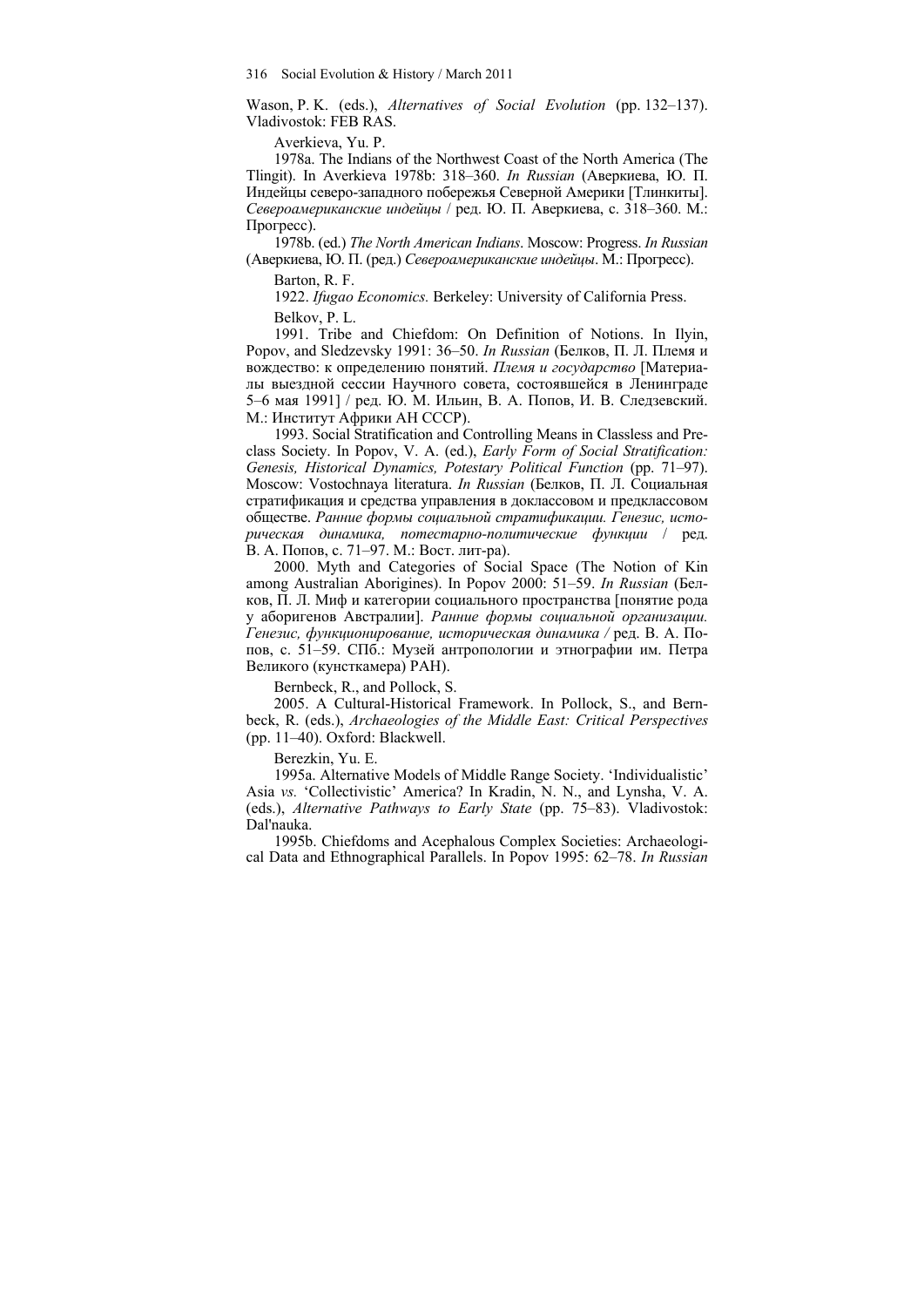Wason, P. K. (eds.), *Alternatives of Social Evolution* (pp. 132–137). Vladivostok: FEB RAS.

Averkieva, Yu. P.

1978a. The Indians of the Northwest Coast of the North America (The Tlingit). In Averkieva 1978b: 318–360. *In Russian* (Аверкиева, Ю. П. Индейцы северо-западного побережья Северной Америки [Тлинкиты]. *Североамериканские индейцы* / ред. Ю. П. Аверкиева, с. 318–360. М.: Прогресс).

1978b. (ed.) *The North American Indians*. Moscow: Progress. *In Russian* (Аверкиева, Ю. П. (ред.) *Североамериканские индейцы*. М.: Прогресс).

Barton, R. F.

1922. *Ifugao Economics.* Berkeley: University of California Press.

Belkov, P. L.

1991. Tribe and Chiefdom: On Definition of Notions. In Ilyin, Popov, and Sledzevsky 1991: 36–50. *In Russian* (Белков, П. Л. Племя и вождество: к определению понятий. *Племя и государство* [Материалы выездной сессии Научного совета, состоявшейся в Ленинграде 5–6 мая 1991] / ред. Ю. М. Ильин, В. А. Попов, И. В. Следзевский. М.: Институт Африки АН СССР).

1993. Social Stratification and Controlling Means in Classless and Preclass Society. In Popov, V. A. (ed.), *Early Form of Social Stratification: Genesis, Historical Dynamics, Potestary Political Function* (pp. 71–97). Moscow: Vostochnaya literatura. *In Russian* (Белков, П. Л. Социальная стратификация и средства управления в доклассовом и предклассовом обществе. *Ранние формы социальной стратификации. Генезис, историческая динамика, потестарно-политические функции* / ред. В. А. Попов, с. 71–97. М.: Вост. лит-ра).

2000. Myth and Categories of Social Space (The Notion of Kin among Australian Aborigines). In Popov 2000: 51–59. *In Russian* (Белков, П. Л. Миф и категории социального пространства [понятие рода у аборигенов Австралии]. *Ранние формы социальной организации. Генезис, функционирование, историческая динамика* / ред. В. А. Попов, с. 51–59. СПб.: Музей антропологии и этнографии им. Петра Великого (кунсткамера) РАН).

Bernbeck, R., and Pollock, S.

2005. A Cultural-Historical Framework. In Pollock, S., and Bernbeck, R. (eds.), *Archaeologies of the Middle East: Critical Perspectives* (pp. 11–40). Oxford: Blackwell.

Berezkin, Yu. E.

1995a. Alternative Models of Middle Range Society. 'Individualistic' Asia *vs.* 'Collectivistic' America? In Kradin, N. N., and Lynsha, V. A. (eds.), *Alternative Pathways to Early State* (pp. 75–83). Vladivostok: Dal'nauka.

1995b. Chiefdoms and Acephalous Complex Societies: Archaeological Data and Ethnographical Parallels. In Popov 1995: 62–78. *In Russian*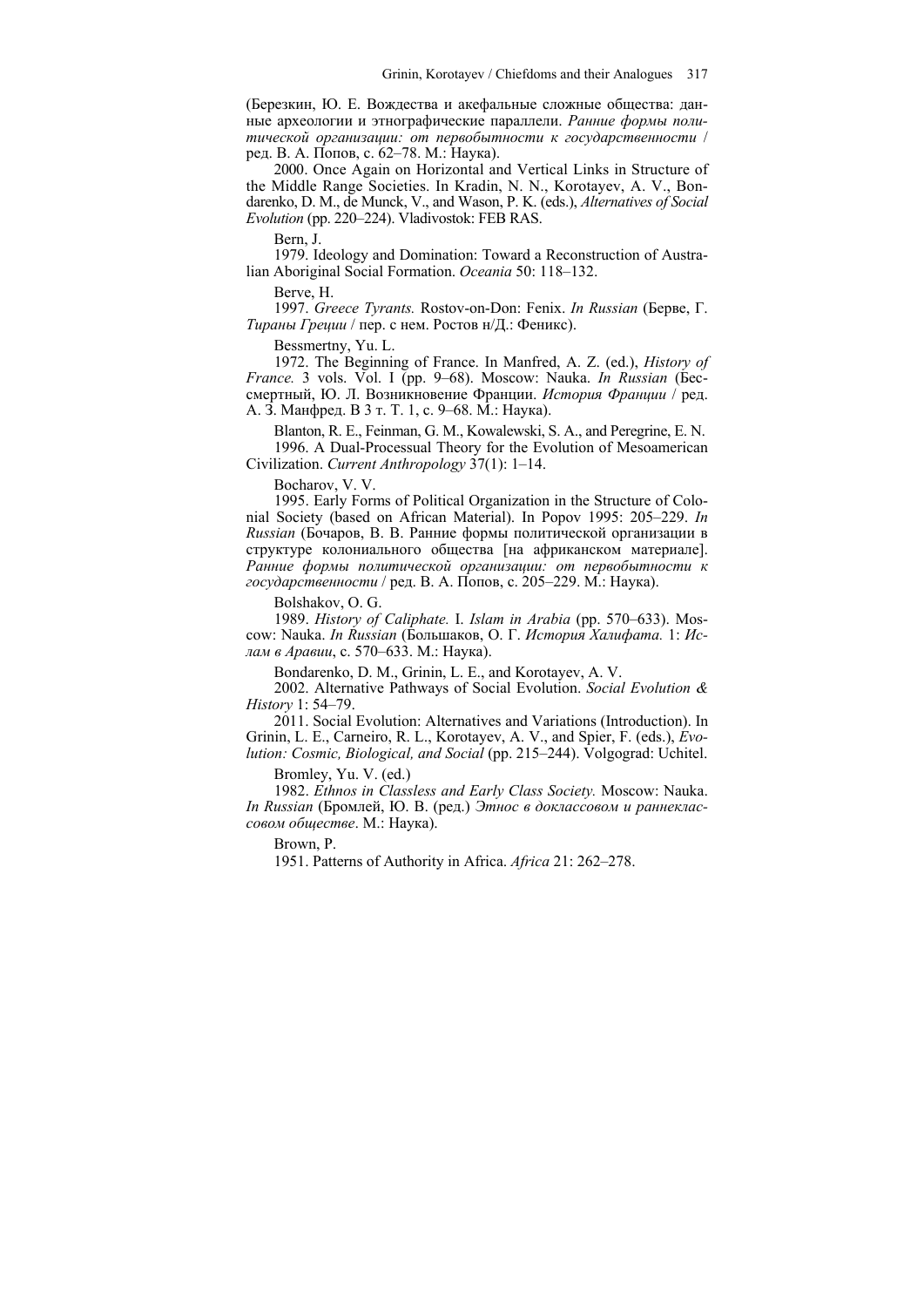(Березкин, Ю. Е. Вождества и акефальные сложные общества: данные археологии и этнографические параллели. *Ранние формы политической организации: от первобытности к государственности* / ред. В. А. Попов, с. 62–78. М.: Наука).

2000. Once Again on Horizontal and Vertical Links in Structure of the Middle Range Societies. In Kradin, N. N., Korotayev, A. V., Bondarenko, D. M., de Munck, V., and Wason, P. K. (eds.), *Alternatives of Social Evolution* (pp. 220–224). Vladivostok: FEB RAS.

Bern, J.

1979. Ideology and Domination: Toward a Reconstruction of Australian Aboriginal Social Formation. *Oceania* 50: 118–132.

Berve, H.

1997. *Greece Tyrants.* Rostov-on-Don: Fenix. *In Russian* (Берве, Г. *Тираны Греции* / пер. с нем. Ростов н/Д.: Феникс).

Bessmertny, Yu. L.

1972. The Beginning of France. In Manfred, A. Z. (ed.), *History of France.* 3 vols. Vol. I (pp. 9–68). Moscow: Nauka. *In Russian* (Бессмертный, Ю. Л. Возникновение Франции. *История Франции* / ред. А. З. Манфред. В 3 т. Т. 1, с. 9–68. М.: Наука).

Blanton, R. E., Feinman, G. M., Kowalewski, S. A., and Peregrine, E. N.

1996. A Dual-Processual Theory for the Evolution of Mesoamerican Civilization. *Current Anthropology* 37(1): 1–14.

Bocharov, V. V.

1995. Early Forms of Political Organization in the Structure of Colonial Society (based on African Material). In Popov 1995: 205–229. *In Russian* (Бочаров, В. В. Ранние формы политической организации в структуре колониального общества [на африканском материале]. *Ранние формы политической организации: от первобытности к государственности* / ред. В. А. Попов, с. 205–229. М.: Наука).

Bolshakov, O. G.

1989. *History of Caliphate.* I. *Islam in Arabia* (pp. 570–633). Moscow: Nauka. *In Russian* (Большаков, О. Г. *История Халифата.* 1: *Ислам в Аравии*, с. 570–633. М.: Наука).

Bondarenko, D. M., Grinin, L. E., and Korotayev, A. V.

2002. Alternative Pathways of Social Evolution. *Social Evolution & History* 1: 54–79.

2011. Social Evolution: Alternatives and Variations (Introduction). In Grinin, L. E., Carneiro, R. L., Korotayev, A. V., and Spier, F. (eds.), *Evolution: Cosmic, Biological, and Social* (pp. 215–244). Volgograd: Uchitel.

Bromley, Yu. V. (ed.)

1982. *Ethnos in Classless and Early Class Society.* Moscow: Nauka. *In Russian* (Бромлей, Ю. В. (ред.) *Этнос в доклассовом и раннеклассовом обществе*. М.: Наука).

Brown, P.

1951. Patterns of Authority in Africa. *Africa* 21: 262–278.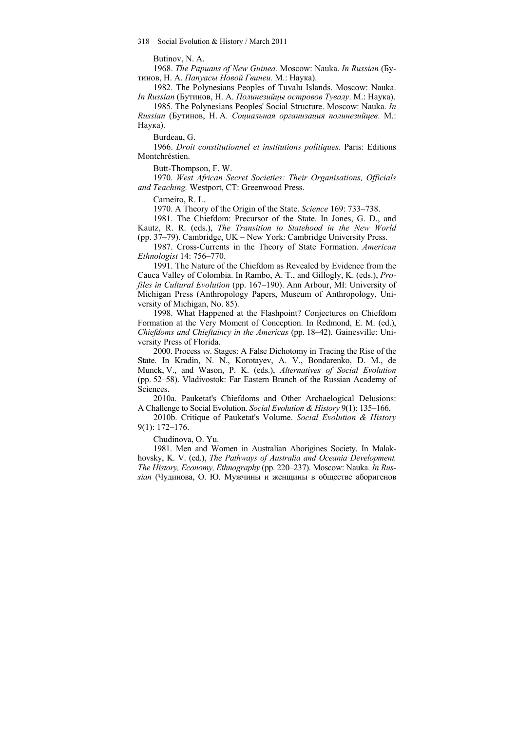Butinov, N. A.

1968. *The Papuans of New Guinea.* Moscow: Nauka. *In Russian* (Бутинов, Н. А. *Папуасы Новой Гвинеи.* М.: Наука).

1982. The Polynesians Peoples of Tuvalu Islands. Moscow: Nauka. *In Russian* (Бутинов, Н. А. *Полинезийцы островов Тувалу*. М.: Наука).

1985. The Polynesians Peoples' Social Structure. Moscow: Nauka. *In Russian* (Бутинов, Н. А. *Социальная организация полинезийцев*. М.: Наука).

Burdeau, G.

1966. *Droit constitutionnel et institutions politiques.* Paris: Editions Montchréstien.

Butt-Thompson, F. W.

1970. *West African Secret Societies: Their Organisations, Officials and Teaching.* Westport, CT: Greenwood Press.

Carneiro, R. L.

1970. A Theory of the Origin of the State. *Science* 169: 733–738.

1981. The Chiefdom: Precursor of the State. In Jones, G. D., and Kautz, R. R. (eds.), *The Transition to Statehood in the New World* (pp. 37–79). Cambridge, UK – New York: Cambridge University Press.

1987. Cross-Currents in the Theory of State Formation. *American Ethnologist* 14: 756–770.

1991. The Nature of the Chiefdom as Revealed by Evidence from the Cauca Valley of Colombia. In Rambo, A. T., and Gillogly, K. (eds.), *Profiles in Cultural Evolution* (pp. 167–190). Ann Arbour, MI: University of Michigan Press (Anthropology Papers, Museum of Anthropology, University of Michigan, No. 85).

1998. What Happened at the Flashpoint? Conjectures on Chiefdom Formation at the Very Moment of Conception. In Redmond, E. M. (ed.), *Chiefdoms and Chieftaincy in the Americas* (pp. 18–42). Gainesville: University Press of Florida.

2000. Process *vs*. Stages: A False Dichotomy in Tracing the Rise of the State. In Kradin, N. N., Korotayev, A. V., Bondarenko, D. M., de Munck, V., and Wason, P. K. (eds.), *Alternatives of Social Evolution* (pp. 52–58). Vladivostok: Far Eastern Branch of the Russian Academy of Sciences.

2010a. Pauketat's Chiefdoms and Other Archaelogical Delusions: A Challenge to Social Evolution. *Social Evolution & History* 9(1): 135–166.

2010b. Critique of Pauketat's Volume. *Social Evolution & History* 9(1): 172–176.

Chudinova, O. Yu.

1981. Men and Women in Australian Aborigines Society. In Malakhovsky, K. V. (ed.), *The Pathways of Australia and Oceania Development. The History, Economy, Ethnography* (pp. 220–237). Moscow: Nauka. *In Russian* (Чудинова, О. Ю. Мужчины и женщины в обществе аборигенов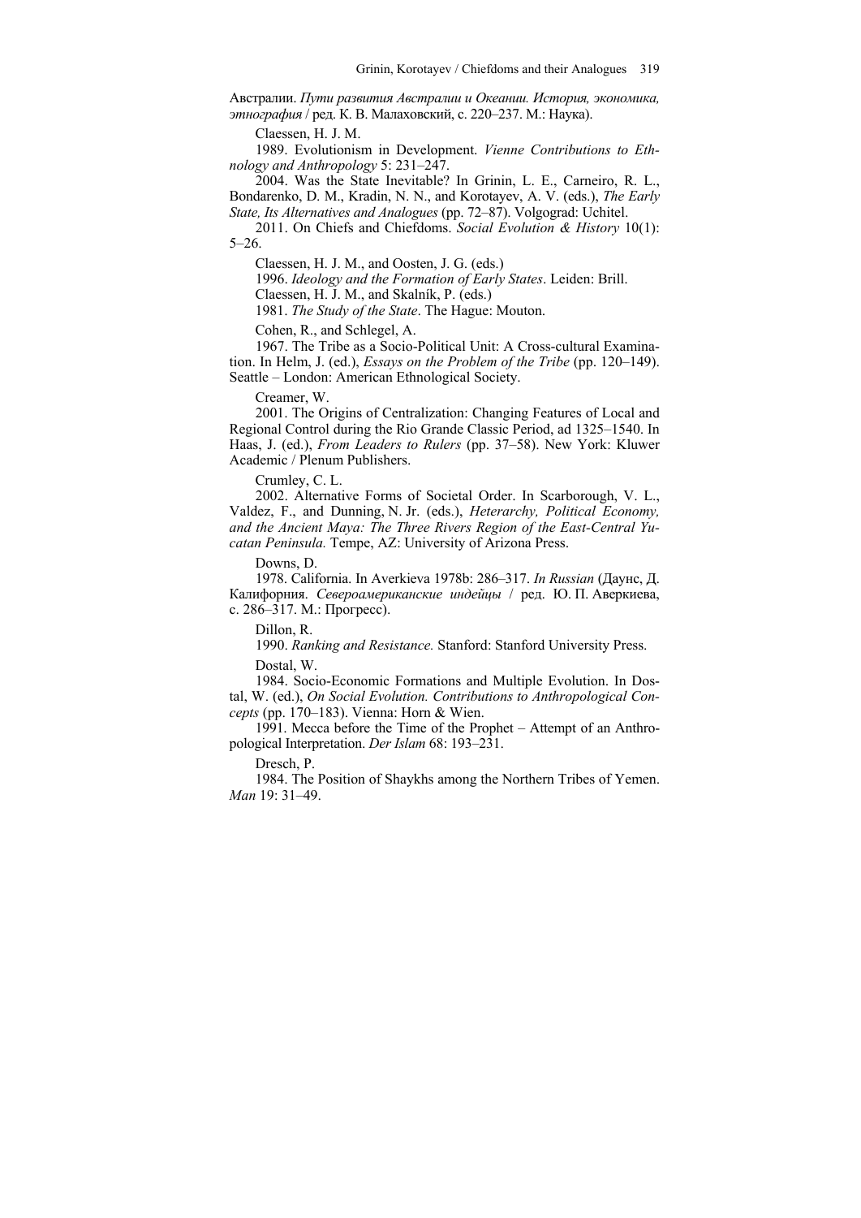Австралии. *Пути развития Австралии и Океании. История, экономика, этнография* / ред. К. В. Малаховский, с. 220–237. М.: Наука).

Claessen, H. J. M.

1989. Evolutionism in Development. *Vienne Contributions to Ethnology and Anthropology* 5: 231–247.

2004. Was the State Inevitable? In Grinin, L. E., Carneiro, R. L., Bondarenko, D. M., Kradin, N. N., and Korotayev, A. V. (eds.), *The Early State, Its Alternatives and Analogues* (pp. 72–87). Volgograd: Uchitel.

2011. On Chiefs and Chiefdoms. *Social Evolution & History* 10(1): 5–26.

Claessen, H. J. M., and Oosten, J. G. (eds.)

1996. *Ideology and the Formation of Early States*. Leiden: Brill.

Claessen, H. J. M., and Skalník, P. (eds.)

1981. *The Study of the State*. The Hague: Mouton.

Cohen, R., and Schlegel, A.

1967. The Tribe as a Socio-Political Unit: A Cross-cultural Examination. In Helm, J. (ed.), *Essays on the Problem of the Tribe* (pp. 120–149). Seattle – London: American Ethnological Society.

Creamer, W.

2001. The Origins of Centralization: Changing Features of Local and Regional Control during the Rio Grande Classic Period, ad 1325–1540. In Haas, J. (ed.), *From Leaders to Rulers* (pp. 37–58). New York: Kluwer Academic / Plenum Publishers.

Crumley, C. L.

2002. Alternative Forms of Societal Order. In Scarborough, V. L., Valdez, F., and Dunning, N. Jr. (eds.), *Heterarchy, Political Economy, and the Ancient Maya: The Three Rivers Region of the East-Central Yucatan Peninsula.* Tempe, AZ: University of Arizona Press.

Downs, D.

1978. California. In Averkieva 1978b: 286–317. *In Russian* (Даунс, Д. Калифорния. *Североамериканские индейцы* / ред. Ю. П. Аверкиева, с. 286–317. М.: Прогресс).

Dillon, R.

1990. *Ranking and Resistance.* Stanford: Stanford University Press.

Dostal, W.

1984. Socio-Economic Formations and Multiple Evolution. In Dostal, W. (ed.), *On Social Evolution. Contributions to Anthropological Concepts* (pp. 170–183). Vienna: Horn & Wien.

1991. Mecca before the Time of the Prophet – Attempt of an Anthropological Interpretation. *Der Islam* 68: 193–231.

Dresch, P.

1984. The Position of Shaykhs among the Northern Tribes of Yemen. *Man* 19: 31–49.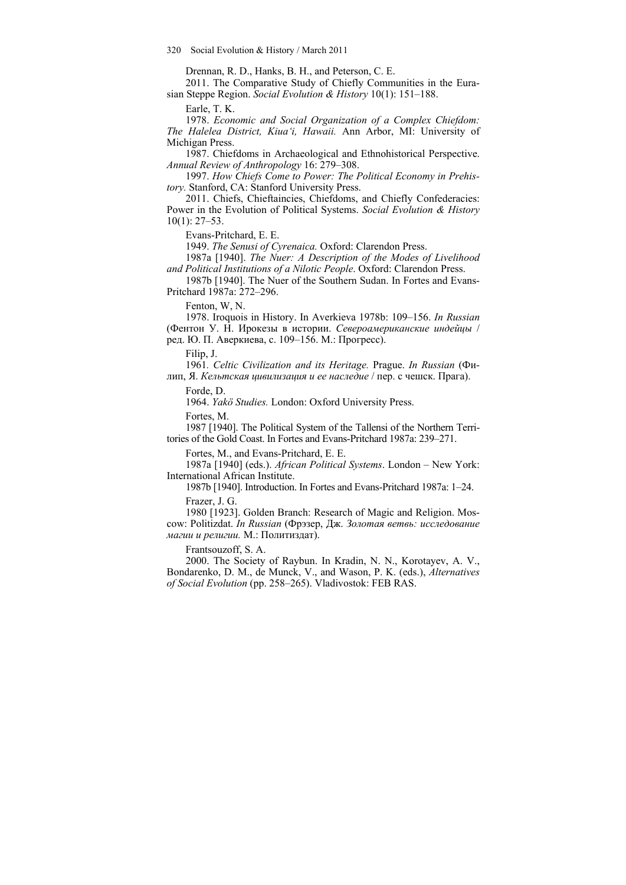Drennan, R. D., Hanks, B. H., and Peterson, C. E.

2011. The Comparative Study of Chiefly Communities in the Eurasian Steppe Region. *Social Evolution & History* 10(1): 151–188.

Earle, T. K.

1978. *Economic and Social Organization of a Complex Chiefdom: The Halelea District, Kiua'i, Hawaii.* Ann Arbor, MI: University of Michigan Press.

1987. Chiefdoms in Archaeological and Ethnohistorical Perspective. *Annual Review of Anthropology* 16: 279–308.

1997. *How Chiefs Come to Power: The Political Economy in Prehistory.* Stanford, CA: Stanford University Press.

2011. Chiefs, Chieftaincies, Chiefdoms, and Chiefly Confederacies: Power in the Evolution of Political Systems. *Social Evolution & History* 10(1): 27–53.

Evans-Pritchard, E. E.

1949. *The Senusi of Cyrenaica.* Oxford: Clarendon Press.

1987a [1940]. *The Nuer: A Description of the Modes of Livelihood and Political Institutions of a Nilotic People*. Oxford: Clarendon Press.

1987b [1940]. The Nuer of the Southern Sudan. In Fortes and Evans-Pritchard 1987a: 272–296.

Fenton, W, N.

1978. Iroquois in History. In Averkieva 1978b: 109–156. *In Russian* (Фентон У. Н. Ирокезы в истории. *Североамериканские индейцы* / ред. Ю. П. Аверкиева, с. 109–156. М.: Прогресс).

Filip, J.

1961. *Celtic Civilization and its Heritage.* Prague. *In Russian* (Филип, Я. *Кельтская цивилизация и ее наследие* / пер. с чешск. Прага).

Forde, D.

1964. *Yakö Studies.* London: Oxford University Press.

Fortes, M.

1987 [1940]. The Political System of the Tallensi of the Northern Territories of the Gold Coast. In Fortes and Evans-Pritchard 1987a: 239–271.

Fortes, M., and Evans-Pritchard, E. E.

1987a [1940] (eds.). *African Political Systems*. London – New York: International African Institute.

1987b [1940]. Introduction. In Fortes and Evans-Pritchard 1987a: 1–24.

Frazer, J. G.

1980 [1923]. Golden Branch: Research of Magic and Religion. Moscow: Politizdat. *In Russian* (Фрэзер, Дж. *Золотая ветвь: исследование магии и религии.* М.: Политиздат).

Frantsouzoff, S. A.

2000. The Society of Raybun. In Kradin, N. N., Korotayev, A. V., Bondarenko, D. M., de Munck, V., and Wason, P. K. (eds.), *Alternatives of Social Evolution* (pp. 258–265). Vladivostok: FEB RAS.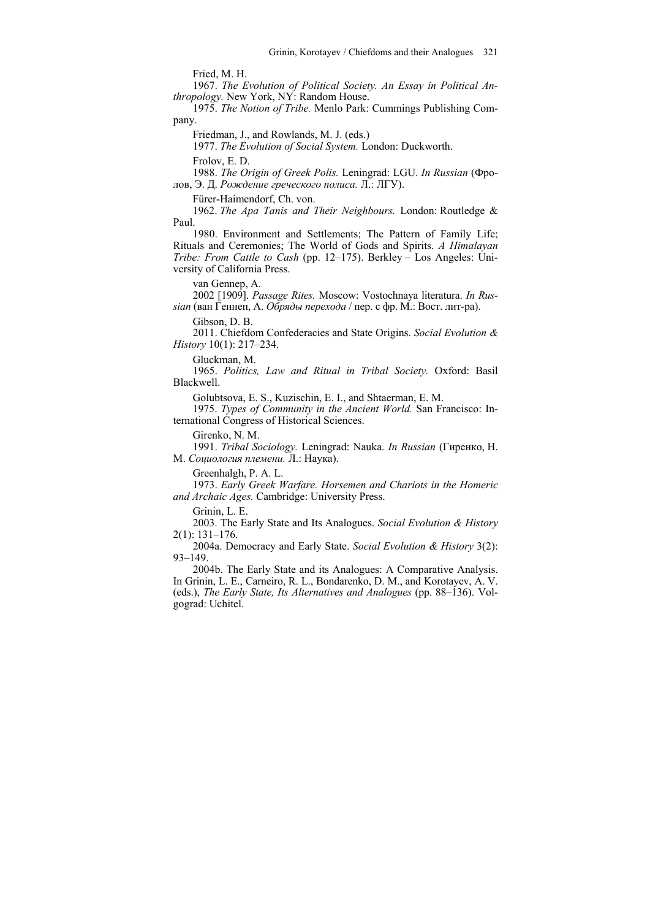Fried, M. H.

1967. *The Evolution of Political Society. An Essay in Political Anthropology.* New York, NY: Random House.

1975. *The Notion of Tribe.* Menlo Park: Cummings Publishing Company.

Friedman, J., and Rowlands, M. J. (eds.)

1977. *The Evolution of Social System.* London: Duckworth.

Frolov, E. D.

1988. *The Origin of Greek Polis.* Leningrad: LGU. *In Russian* (Фролов, Э. Д. *Рождение греческого полиса.* Л.: ЛГУ).

Fürer-Haimendorf, Ch. von.

1962. *The Apa Tanis and Their Neighbours.* London: Routledge & Paul.

1980. Environment and Settlements; The Pattern of Family Life; Rituals and Ceremonies; The World of Gods and Spirits. *A Himalayan Tribe: From Cattle to Cash* (pp. 12–175). Berkley – Los Angeles: University of California Press.

van Gennep, A.

2002 [1909]. *Passage Rites.* Moscow: Vostochnaya literatura. *In Russian* (ван Геннеп, А. *Обряды перехода* / пер. с фр. М.: Вост. лит-ра).

Gibson, D. B.

2011. Chiefdom Confederacies and State Origins. *Social Evolution & History* 10(1): 217–234.

Gluckman, M.

1965. *Politics, Law and Ritual in Tribal Society.* Oxford: Basil Blackwell.

Golubtsova, E. S., Kuzischin, E. I., and Shtaerman, E. M.

1975. *Types of Community in the Ancient World.* San Francisco: International Congress of Historical Sciences.

Girenko, N. M.

1991. *Tribal Sociology.* Leningrad: Nauka. *In Russian* (Гиренко, Н. М. *Социология племени.* Л.: Наука).

Greenhalgh, P. A. L.

1973. *Early Greek Warfare. Horsemen and Chariots in the Homeric and Archaic Ages.* Cambridge: University Press.

Grinin, L. E.

2003. The Early State and Its Analogues. *Social Evolution & History* 2(1): 131–176.

2004a. Democracy and Early State. *Social Evolution & History* 3(2): 93–149.

2004b. The Early State and its Analogues: A Comparative Analysis. In Grinin, L. E., Carneiro, R. L., Bondarenko, D. M., and Korotayev, A. V. (eds.), *The Early State, Its Alternatives and Analogues* (pp. 88–136). Volgograd: Uchitel.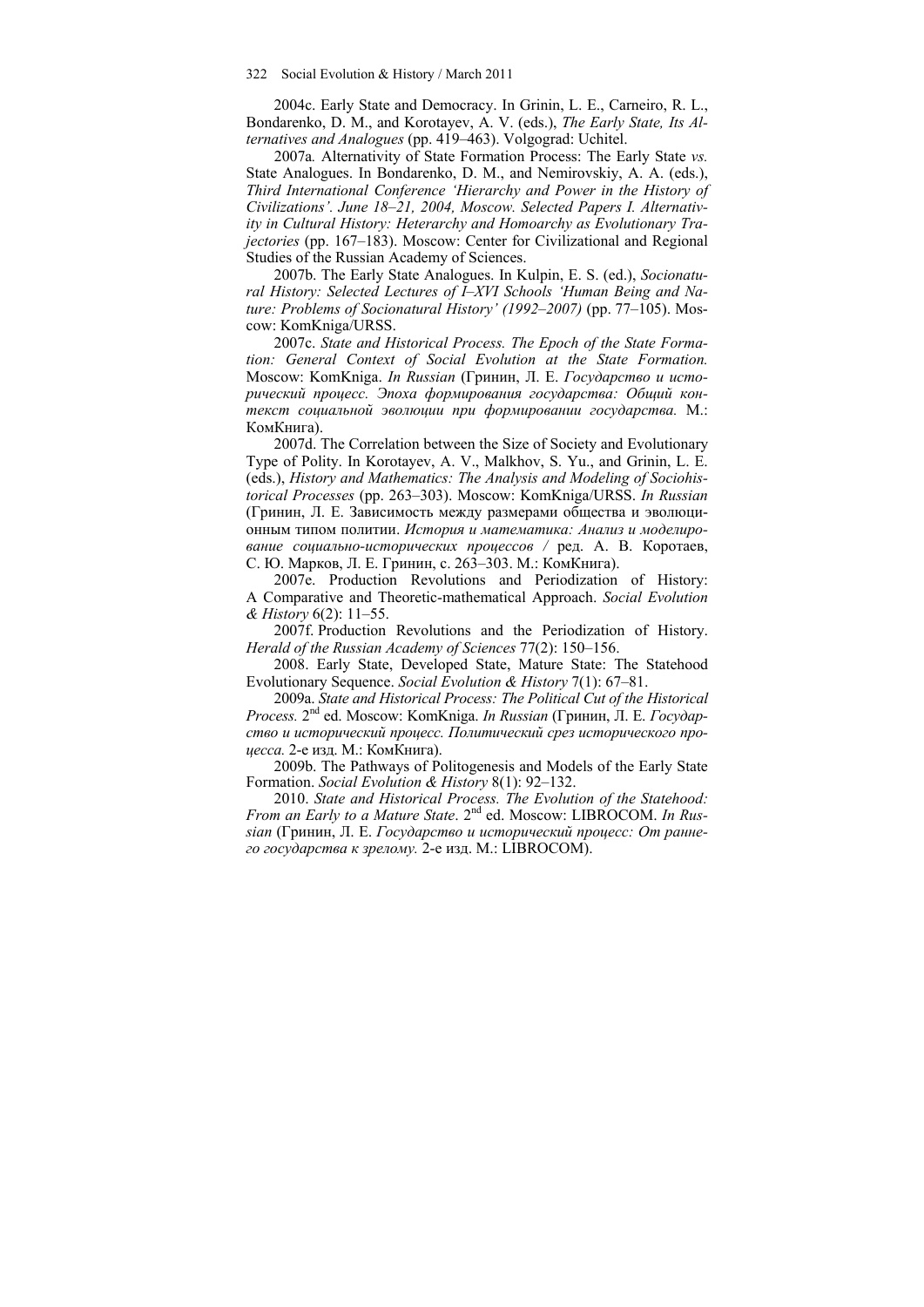2004c. Early State and Democracy. In Grinin, L. E., Carneiro, R. L., Bondarenko, D. M., and Korotayev, A. V. (eds.), *The Early State, Its Alternatives and Analogues* (pp. 419–463). Volgograd: Uchitel.

2007a*.* Alternativity of State Formation Process: The Early State *vs.* State Analogues. In Bondarenko, D. M., and Nemirovskiy, A. A. (eds.), *Third International Conference 'Hierarchy and Power in the History of Civilizations'. June 18–21, 2004, Moscow. Selected Papers I. Alternativity in Cultural History: Heterarchy and Homoarchy as Evolutionary Trajectories* (pp. 167–183). Moscow: Center for Civilizational and Regional Studies of the Russian Academy of Sciences.

2007b. The Early State Analogues. In Kulpin, E. S. (ed.), *Socionatural History: Selected Lectures of I–XVI Schools 'Human Being and Nature: Problems of Socionatural History' (1992–2007)* (pp. 77–105). Moscow: KomKniga/URSS.

2007c. *State and Historical Process. The Epoch of the State Formation: General Context of Social Evolution at the State Formation.* Moscow: KomKniga. *In Russian* (Гринин, Л. Е. *Государство и исторический процесс. Эпоха формирования государства: Общий контекст социальной эволюции при формировании государства.* М.: КомКнига).

2007d. The Correlation between the Size of Society and Evolutionary Type of Polity. In Korotayev, A. V., Malkhov, S. Yu., and Grinin, L. E. (eds.), *History and Mathematics: The Analysis and Modeling of Sociohistorical Processes* (pp. 263–303). Moscow: KomKniga/URSS. *In Russian* (Гринин, Л. Е. Зависимость между размерами общества и эволюционным типом политии. *История и математика: Анализ и моделирование социально-исторических процессов /* ред. А. В. Коротаев, С. Ю. Марков, Л. Е. Гринин, с. 263–303. М.: КомКнига).

2007e. Production Revolutions and Periodization of History: A Comparative and Theoretic-mathematical Approach. *Social Evolution & History* 6(2): 11–55.

2007f. Production Revolutions and the Periodization of History. *Herald of the Russian Academy of Sciences* 77(2): 150–156.

2008. Early State, Developed State, Mature State: The Statehood Evolutionary Sequence. *Social Evolution & History* 7(1): 67–81.

2009a. *State and Historical Process: The Political Cut of the Historical Process.* 2nd ed. Moscow: KomKniga. *In Russian* (Гринин, Л. Е. *Государство и исторический процесс. Политический срез исторического процесса.* 2-е изд. М.: КомКнига).

2009b. The Pathways of Politogenesis and Models of the Early State Formation. *Social Evolution & History* 8(1): 92–132.

2010. *State and Historical Process. The Evolution of the Statehood: From an Early to a Mature State*. 2nd ed. Moscow: LIBROCOM. *In Russian* (Гринин, Л. Е. *Государство и исторический процесс: От раннего государства к зрелому.* 2-е изд. М.: LIBROCOM).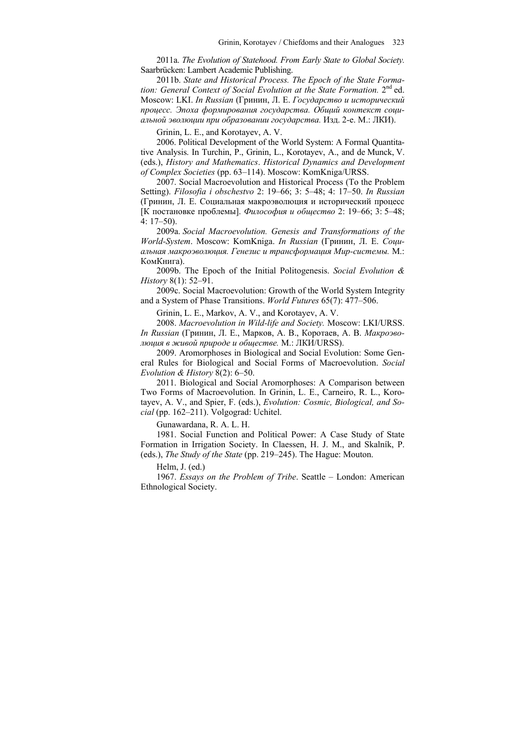2011a. *The Evolution of Statehood. From Early State to Global Society.* Saarbrücken: Lambert Academic Publishing.

2011b. *State and Historical Process. The Epoch of the State Formation: General Context of Social Evolution at the State Formation.* 2nd ed. Moscow: LKI. *In Russian* (Гринин, Л. Е. *Государство и исторический процесс. Эпоха формирования государства. Общий контекст социальной эволюции при образовании государства.* Изд. 2-е. М.: ЛКИ).

Grinin, L. E., and Korotayev, A. V.

2006. Political Development of the World System: A Formal Quantitative Analysis. In Turchin, P., Grinin, L., Korotayev, A., and de Munck, V. (eds.), *History and Mathematics*. *Historical Dynamics and Development of Complex Societies* (pp. 63–114). Moscow: KomKniga/URSS.

2007. Social Macroevolution and Historical Process (To the Problem Setting). *Filosofia i obschestvo* 2: 19–66; 3: 5–48; 4: 17–50. *In Russian* (Гринин, Л. Е. Социальная макроэволюция и исторический процесс [К постановке проблемы]. *Философия и общество* 2: 19–66; 3: 5–48; 4: 17–50).

2009a. *Social Macroevolution. Genesis and Transformations of the World-System*. Moscow: KomKniga. *In Russian* (Гринин, Л. Е. *Социальная макроэволюция. Генезис и трансформация Мир-системы.* М.: КомКнига).

2009b. The Epoch of the Initial Politogenesis. *Social Evolution & History* 8(1): 52–91.

2009c. Social Macroevolution: Growth of the World System Integrity and a System of Phase Transitions. *World Futures* 65(7): 477–506.

Grinin, L. E., Markov, A. V., and Korotayev, A. V.

2008. *Macroevolution in Wild-life and Society.* Moscow: LKI/URSS. *In Russian* (Гринин, Л. Е., Марков, А. В., Коротаев, А. В. *Макроэволюция в живой природе и обществе.* М.: ЛКИ/URSS).

2009. Aromorphoses in Biological and Social Evolution: Some General Rules for Biological and Social Forms of Macroevolution. *Social Evolution & History* 8(2): 6–50.

2011. Biological and Social Aromorphoses: A Comparison between Two Forms of Macroevolution. In Grinin, L. E., Carneiro, R. L., Korotayev, A. V., and Spier, F. (eds.), *Evolution: Cosmic, Biological, and Social* (pp. 162–211). Volgograd: Uchitel.

Gunawardana, R. A. L. H.

1981. Social Function and Political Power: A Case Study of State Formation in Irrigation Society. In Claessen, H. J. M., and Skalník, P. (eds.), *The Study of the State* (pp. 219–245). The Hague: Mouton.

Helm, J. (ed.)

1967. *Essays on the Problem of Tribe*. Seattle – London: American Ethnological Society.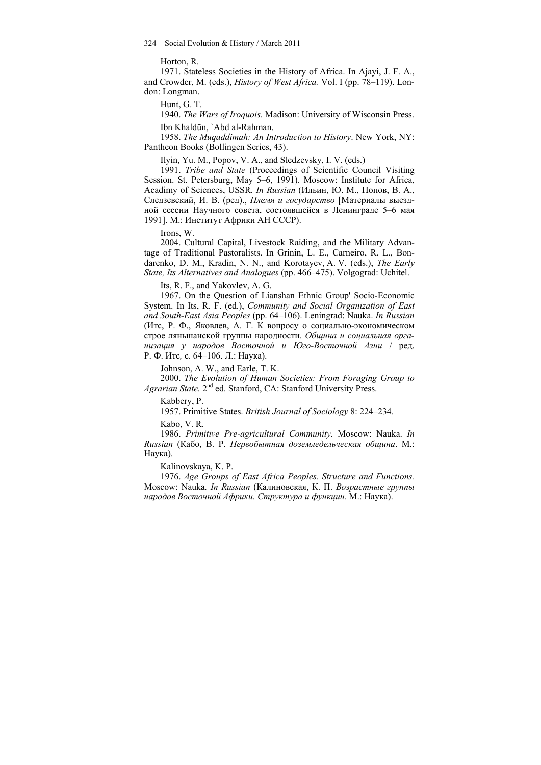Horton, R.

1971. Stateless Societies in the History of Africa. In Ajayi, J. F. A., and Crowder, M. (eds.), *History of West Africa.* Vol. I (pp. 78–119). London: Longman.

Hunt, G. T.

1940. *The Wars of Iroquois.* Madison: University of Wisconsin Press.

Ibn Khaldūn, `Abd al-Rahman.

1958. *The Muqaddimah: An Introduction to History*. New York, NY: Pantheon Books (Bollingen Series, 43).

Ilyin, Yu. M., Popov, V. A., and Sledzevsky, I. V. (eds.)

1991. *Tribe and State* (Proceedings of Scientific Council Visiting Session. St. Petersburg, May 5–6, 1991). Moscow: Institute for Africa, Acadimy of Sciences, USSR. *In Russian* (Ильин, Ю. М., Попов, В. А., Следзевский, И. В. (ред)., *Племя и государство* [Материалы выездной сессии Научного совета, состоявшейся в Ленинграде 5–6 мая 1991]. М.: Институт Африки АН СССР).

Irons, W.

2004. Cultural Capital, Livestock Raiding, and the Military Advantage of Traditional Pastoralists. In Grinin, L. E., Carneiro, R. L., Bondarenko, D. M., Kradin, N. N., and Korotayev, A. V. (eds.), *The Early State, Its Alternatives and Analogues* (pp. 466–475). Volgograd: Uchitel.

Its, R. F., and Yakovlev, A. G.

1967. On the Question of Lianshan Ethnic Group' Socio-Economic System. In Its, R. F. (ed.), *Community and Social Organization of East and South-East Asia Peoples* (pp. 64–106). Leningrad: Nauka. *In Russian* (Итс, Р. Ф., Яковлев, А. Г. К вопросу о социально-экономическом строе ляньшанской группы народности. *Община и социальная организация у народов Восточной и Юго-Восточной Азии* / ред. Р. Ф. Итс*,* с. 64–106. Л.: Наука).

Johnson, A. W., and Earle, T. K.

2000. *The Evolution of Human Societies: From Foraging Group to Agrarian State.* 2nd ed. Stanford, CA: Stanford University Press.

Kabbery, P.

1957. Primitive States. *British Journal of Sociology* 8: 224–234.

Kabo, V. R.

1986. *Primitive Pre-agricultural Community.* Moscow: Nauka. *In Russian* (Кабо, В. Р. *Первобытная доземледельческая община*. М.: Наука).

Kalinovskaya, K. P.

1976. *Age Groups of East Africa Peoples. Structure and Functions.* Moscow: Nauka*. In Russian* (Калиновская, К. П. *Возрастные группы народов Восточной Африки. Структура и функции.* М.: Наука).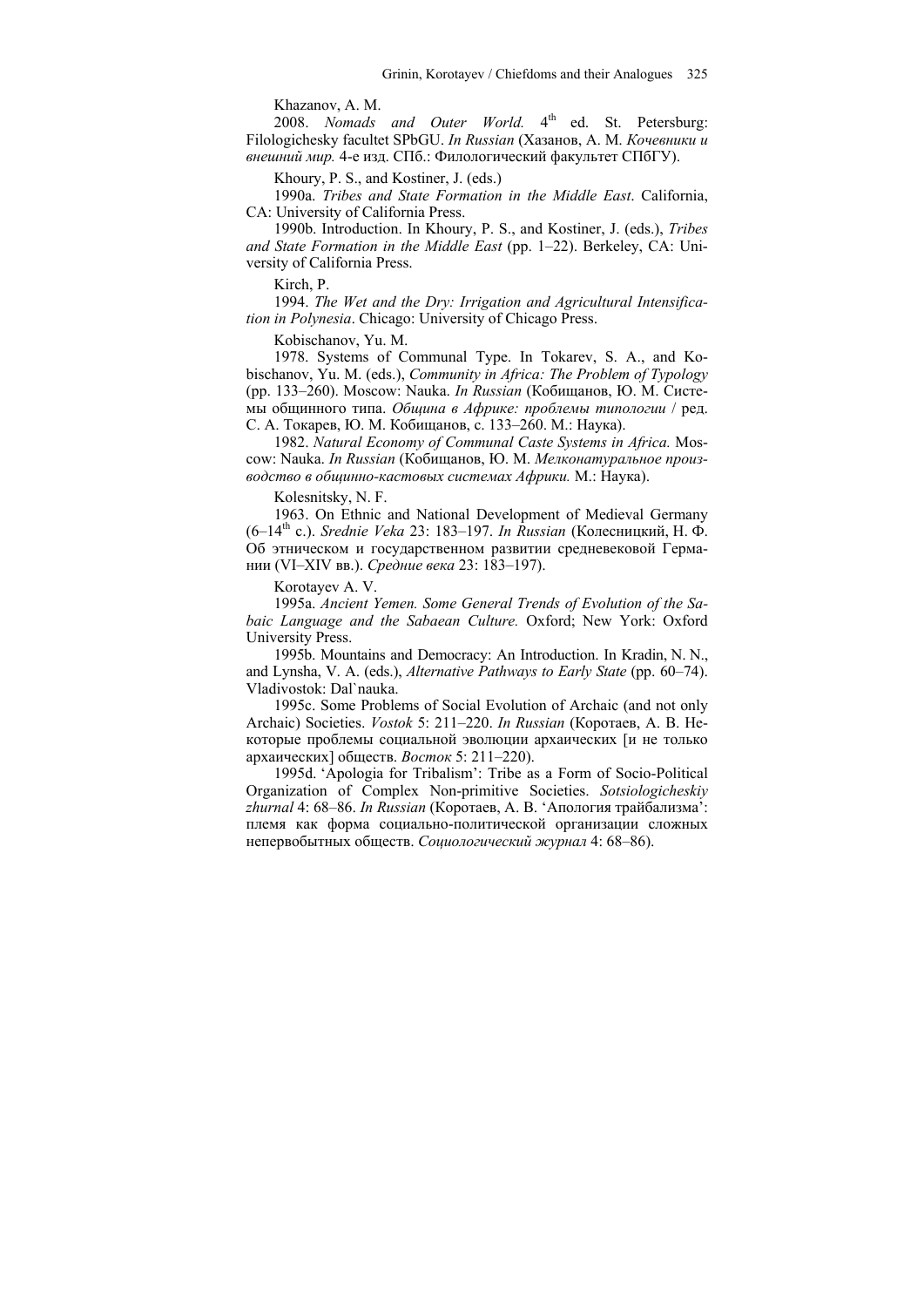Khazanov, A. M.

2008. *Nomads and Outer World.* 4th ed. St. Petersburg: Filologichesky facultet SPbGU. *In Russian* (Хазанов, А. М. *Кочевники и внешний мир.* 4-е изд. СПб.: Филологический факультет СПбГУ).

Khoury, P. S., and Kostiner, J. (eds.)

1990a. *Tribes and State Formation in the Middle East*. California, CA: University of California Press.

1990b. Introduction. In Khoury, P. S., and Kostiner, J. (eds.), *Tribes and State Formation in the Middle East* (pp. 1–22). Berkeley, CA: University of California Press.

Kirch, P.

1994. *The Wet and the Dry: Irrigation and Agricultural Intensification in Polynesia*. Chicago: University of Chicago Press.

Kobischanov, Yu. M.

1978. Systems of Communal Type. In Tokarev, S. A., and Kobischanov, Yu. M. (eds.), *Community in Africa: The Problem of Typology* (pp. 133–260). Moscow: Nauka. *In Russian* (Кобищанов, Ю. М. Системы общинного типа. *Община в Африке: проблемы типологии* / ред. С. А. Токарев, Ю. М. Кобищанов, с. 133–260. М.: Наука).

1982. *Natural Economy of Communal Caste Systems in Africa.* Moscow: Nauka. *In Russian* (Кобищанов, Ю. М. *Мелконатуральное производство в общинно-кастовых системах Африки.* М.: Наука).

Kolesnitsky, N. F.

1963. On Ethnic and National Development of Medieval Germany (6–14th c.). *Srednie Veka* 23: 183–197. *In Russian* (Колесницкий, Н. Ф. Об этническом и государственном развитии средневековой Германии (VI–XIV вв.). *Средние века* 23: 183–197).

Korotayev A. V.

1995a. *Ancient Yemen. Some General Trends of Evolution of the Sabaic Language and the Sabaean Culture.* Oxford; New York: Oxford University Press.

1995b. Mountains and Democracy: An Introduction. In Kradin, N. N., and Lynsha, V. A. (eds.), *Alternative Pathways to Early State* (pp. 60–74). Vladivostok: Dal`nauka.

1995c. Some Problems of Social Evolution of Archaic (and not only Archaic) Societies. *Vostok* 5: 211–220. *In Russian* (Коротаев, А. В. Некоторые проблемы социальной эволюции архаических [и не только архаических] обществ. *Восток* 5: 211–220).

1995d. 'Apologia for Tribalism': Tribe as a Form of Socio-Political Organization of Complex Non-primitive Societies. *Sotsiologicheskiy zhurnal* 4: 68–86. *In Russian* (Коротаев, А. В. 'Апология трайбализма': племя как форма социально-политической организации сложных непервобытных обществ. *Социологический журнал* 4: 68–86).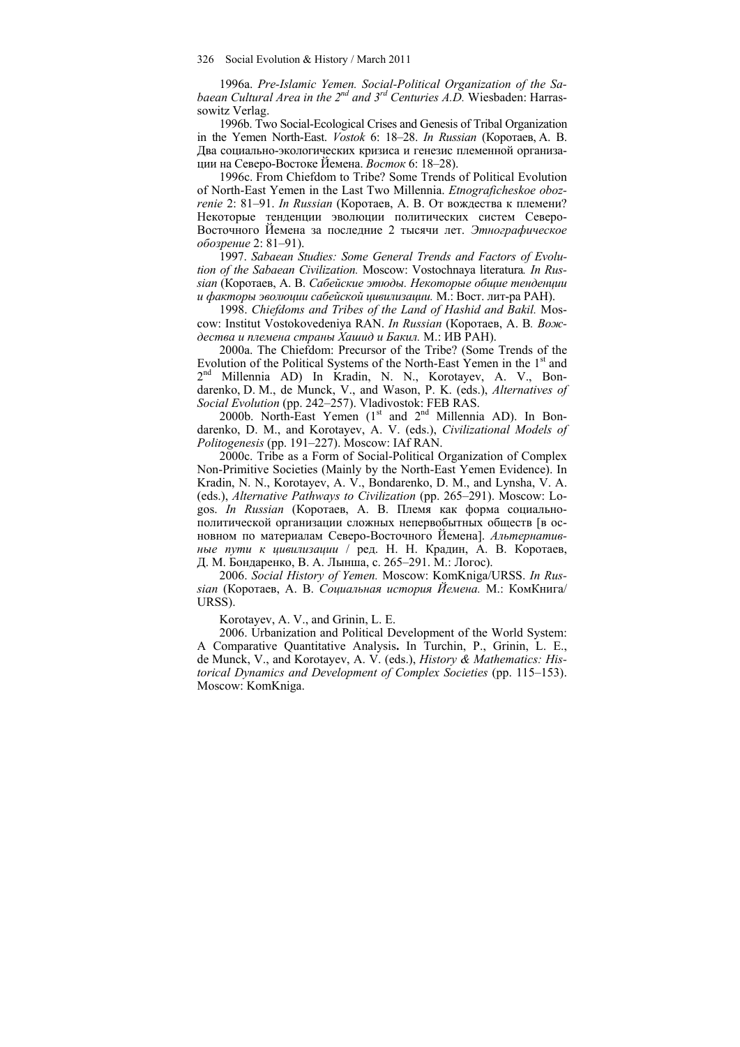1996a. *Pre-Islamic Yemen. Social-Political Organization of the Sabaean Cultural Area in the 2nd and 3rd Centuries A.D.* Wiesbaden: Harrassowitz Verlag.

1996b. Two Social-Ecological Crises and Genesis of Tribal Organization in the Yemen North-East. *Vostok* 6: 18–28. *In Russian* (Коротаев, А. В. Два социально-экологических кризиса и генезис племенной организации на Северо-Востоке Йемена. *Восток* 6: 18–28).

1996c. From Chiefdom to Tribe? Some Trends of Political Evolution of North-East Yemen in the Last Two Millennia. *Etnograficheskoe obozrenie* 2: 81–91. *In Russian* (Коротаев, А. В. От вождества к племени? Некоторые тенденции эволюции политических систем Северо-Восточного Йемена за последние 2 тысячи лет. *Этнографическое обозрение* 2: 81–91).

1997. *Sabaean Studies: Some General Trends and Factors of Evolution of the Sabaean Civilization.* Moscow: Vostochnaya literatura*. In Russian* (Коротаев, А. В. *Сабейские этюды. Некоторые общие тенденции и факторы эволюции сабейской цивилизации.* М.: Вост. лит-ра РАН).

1998. *Chiefdoms and Tribes of the Land of Hashid and Bakil.* Moscow: Institut Vostokovedeniya RAN. *In Russian* (Коротаев, А. В*. Вождества и племена страны Хашид и Бакил.* М.: ИВ РАН).

2000a. The Chiefdom: Precursor of the Tribe? (Some Trends of the Evolution of the Political Systems of the North-East Yemen in the 1st and 2nd Millennia AD) In Kradin, N. N., Korotayev, A. V., Bondarenko, D. M., de Munck, V., and Wason, P. K. (eds.), *Alternatives of Social Evolution* (pp. 242–257). Vladivostok: FEB RAS.

2000b. North-East Yemen (1st and 2nd Millennia AD). In Bondarenko, D. M., and Korotayev, A. V. (eds.), *Civilizational Models of Politogenesis* (pp. 191–227). Moscow: IAf RAN.

2000c. Tribe as a Form of Social-Political Organization of Complex Non-Primitive Societies (Mainly by the North-East Yemen Evidence). In Kradin, N. N., Korotayev, A. V., Bondarenko, D. M., and Lynsha, V. A. (eds.), *Alternative Pathways to Civilization* (pp. 265–291). Moscow: Logos. *In Russian* (Коротаев, А. В. Племя как форма социально-политической организации сложных непервобытных обществ [в основном по материалам Северо-Восточного Йемена]. *Альтернативные пути к цивилизации* / ред. Н. Н. Крадин, А. В. Коротаев, Д. М. Бондаренко, В. А. Лынша, с. 265–291. М.: Логос).

2006. *Social History of Yemen.* Moscow: KomKniga/URSS. *In Russian* (Коротаев, А. В. *Социальная история Йемена.* М.: КомКнига/URSS).

Korotayev, A. V., and Grinin, L. E.

2006. Urbanization and Political Development of the World System: A Comparative Quantitative Analysis**.** In Turchin, P., Grinin, L. E., de Munck, V., and Korotayev, A. V. (eds.), *History & Mathematics: Historical Dynamics and Development of Complex Societies* (pp. 115–153). Moscow: KomKniga.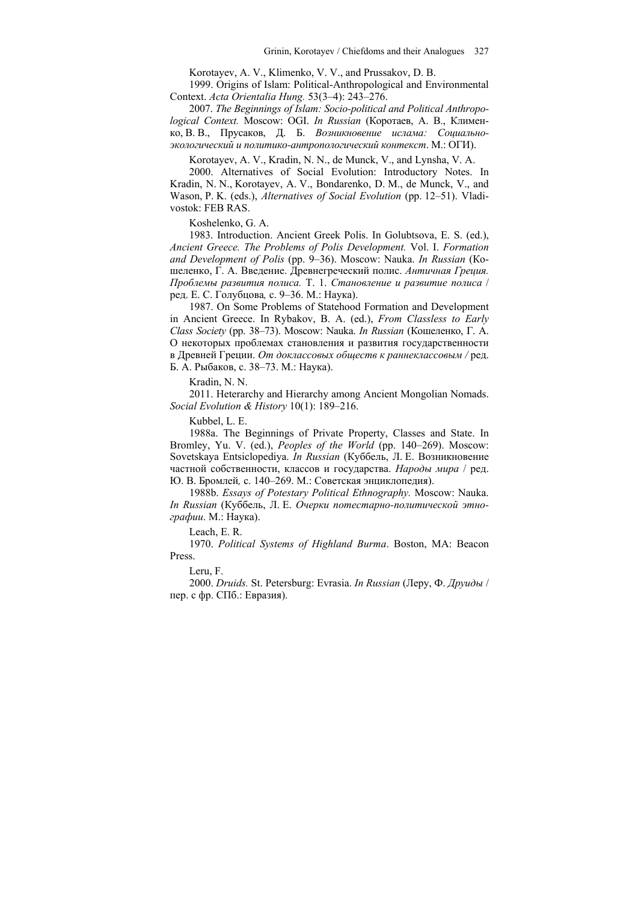Korotayev, A. V., Klimenko, V. V., and Prussakov, D. B.

1999. Origins of Islam: Political-Anthropological and Environmental Context. *Acta Orientalia Hung.* 53(3–4): 243–276.

2007. *The Beginnings of Islam: Socio-political and Political Anthropological Context.* Moscow: OGI. *In Russian* (Коротаев, А. В., Клименко, В. В., Прусаков, Д. Б. *Возникновение ислама: Социально-экологический и политико-антропологический контекст*. М.: ОГИ).

Korotayev, A. V., Kradin, N. N., de Munck, V., and Lynsha, V. A.

2000. Alternatives of Social Evolution: Introductory Notes. In Kradin, N. N., Korotayev, A. V., Bondarenko, D. M., de Munck, V., and Wason, P. K. (eds.), *Alternatives of Social Evolution* (pp. 12–51). Vladivostok: FEB RAS.

Koshelenko, G. A.

1983. Introduction. Ancient Greek Polis. In Golubtsova, E. S. (ed.), *Ancient Greece. The Problems of Polis Development.* Vol. I. *Formation and Development of Polis* (pp. 9–36). Moscow: Nauka. *In Russian* (Кошеленко, Г. А. Введение. Древнегреческий полис. *Античная Греция. Проблемы развития полиса.* Т. 1. *Становление и развитие полиса* / ред. Е. С. Голубцова*,* с. 9–36. М.: Наука).

1987. On Some Problems of Statehood Formation and Development in Ancient Greece. In Rybakov, B. A. (ed.), *From Classless to Early Class Society* (pp. 38–73). Moscow: Nauka. *In Russian* (Кошеленко, Г. А. О некоторых проблемах становления и развития государственности в Древней Греции. *От доклассовых обществ к раннеклассовым /* ред. Б. А. Рыбаков, с. 38–73. М.: Наука).

Kradin, N. N.

2011. Heterarchy and Hierarchy among Ancient Mongolian Nomads. *Social Evolution & History* 10(1): 189–216.

Kubbel, L. E.

1988a. The Beginnings of Private Property, Classes and State. In Bromley, Yu. V. (ed.), *Peoples of the World* (pp. 140–269). Moscow: Sovetskaya Entsiclopediya. *In Russian* (Куббель, Л. Е. Возникновение частной собственности, классов и государства. *Народы мира* / ред. Ю. В. Бромлей*,* с. 140–269. М.: Советская энциклопедия).

1988b. *Essays of Potestary Political Ethnography.* Moscow: Nauka. *In Russian* (Куббель, Л. Е. *Очерки потестарно-политической этнографии*. М.: Наука).

Leach, E. R.

1970. *Political Systems of Highland Burma*. Boston, MA: Beacon Press.

Leru, F.

2000. *Druids.* St. Petersburg: Evrasia. *In Russian* (Леру, Ф. *Друиды* / пер. с фр. СПб.: Евразия).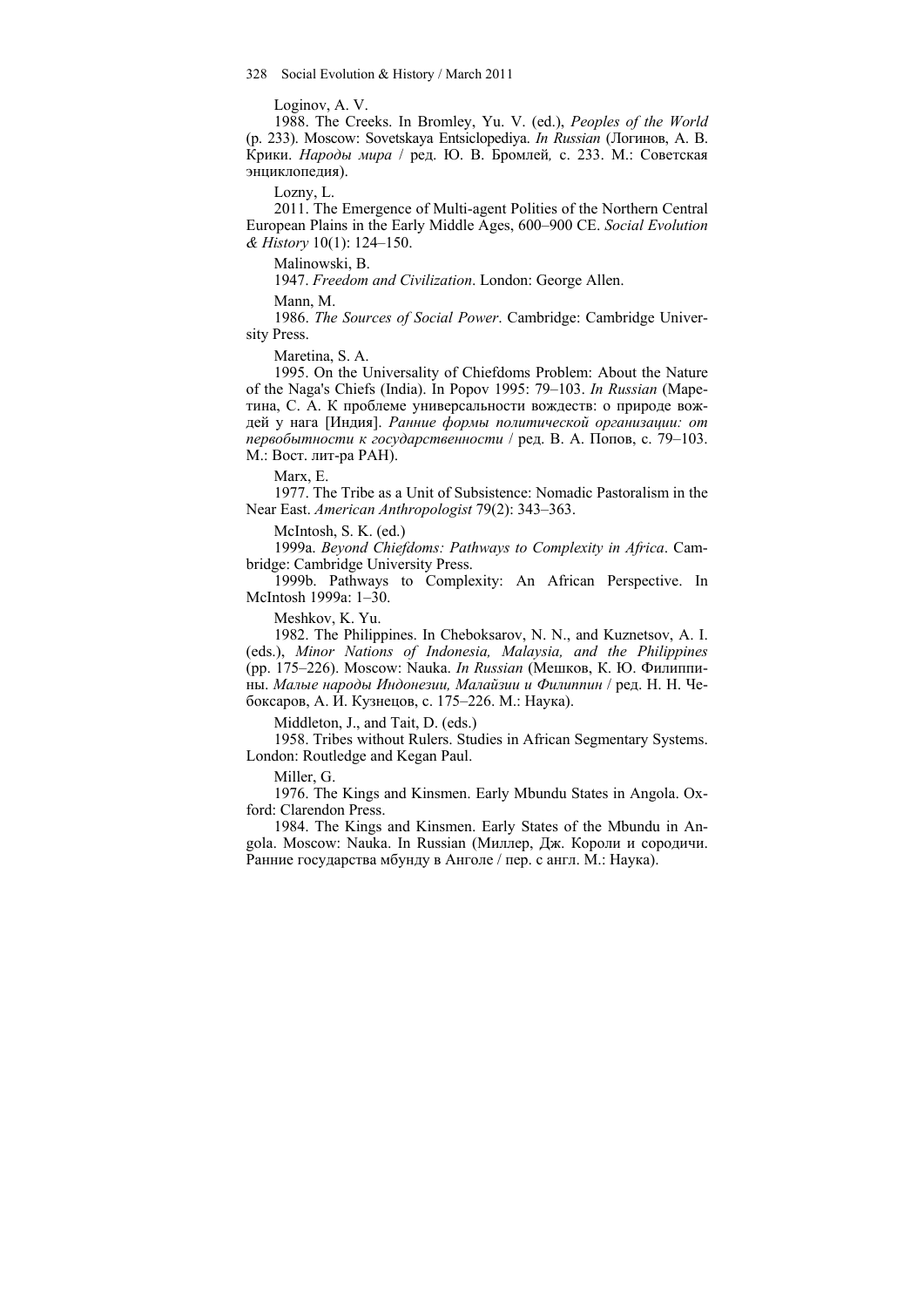Loginov, A. V.

1988. The Creeks. In Bromley, Yu. V. (ed.), *Peoples of the World* (p. 233). Moscow: Sovetskaya Entsiclopediya. *In Russian* (Логинов, А. В. Крики. *Народы мира* / ред. Ю. В. Бромлей, с. 233. М.: Советская энциклопедия).

Lozny, L.

2011. The Emergence of Multi-agent Polities of the Northern Central European Plains in the Early Middle Ages, 600–900 CE. *Social Evolution & History* 10(1): 124–150.

Malinowski, B.

1947. *Freedom and Civilization*. London: George Allen.

Mann, M.

1986. *The Sources of Social Power*. Cambridge: Cambridge University Press.

Maretina, S. A.

1995. On the Universality of Chiefdoms Problem: About the Nature of the Naga's Chiefs (India). In Popov 1995: 79–103. *In Russian* (Маретина, С. А. К проблеме универсальности вождеств: о природе вождей у нага [Индия]. *Ранние формы политической организации: от первобытности к государственности* / ред. В. А. Попов, с. 79–103. М.: Вост. лит-ра РАН).

Marx, E.

1977. The Tribe as a Unit of Subsistence: Nomadic Pastoralism in the Near East. *American Anthropologist* 79(2): 343–363.

McIntosh, S. K. (ed.)

1999a. *Beyond Chiefdoms: Pathways to Complexity in Africa*. Cambridge: Cambridge University Press.

1999b. Pathways to Complexity: An African Perspective. In McIntosh 1999a: 1–30.

Meshkov, K. Yu.

1982. The Philippines. In Cheboksarov, N. N., and Kuznetsov, A. I. (eds.), *Minor Nations of Indonesia, Malaysia, and the Philippines* (pp. 175–226). Moscow: Nauka. *In Russian* (Мешков, К. Ю. Филиппины. *Малые народы Индонезии, Малайзии и Филиппин* / ред. Н. Н. Чебоксаров, А. И. Кузнецов, с. 175–226. М.: Наука).

Middleton, J., and Tait, D. (eds.)

1958. Tribes without Rulers. Studies in African Segmentary Systems. London: Routledge and Kegan Paul.

Miller, G.

1976. The Kings and Kinsmen. Early Mbundu States in Angola. Oxford: Clarendon Press.

1984. The Kings and Kinsmen. Early States of the Mbundu in Angola. Moscow: Nauka. In Russian (Миллер, Дж. Короли и сородичи. Ранние государства мбунду в Анголе / пер. с англ. М.: Наука).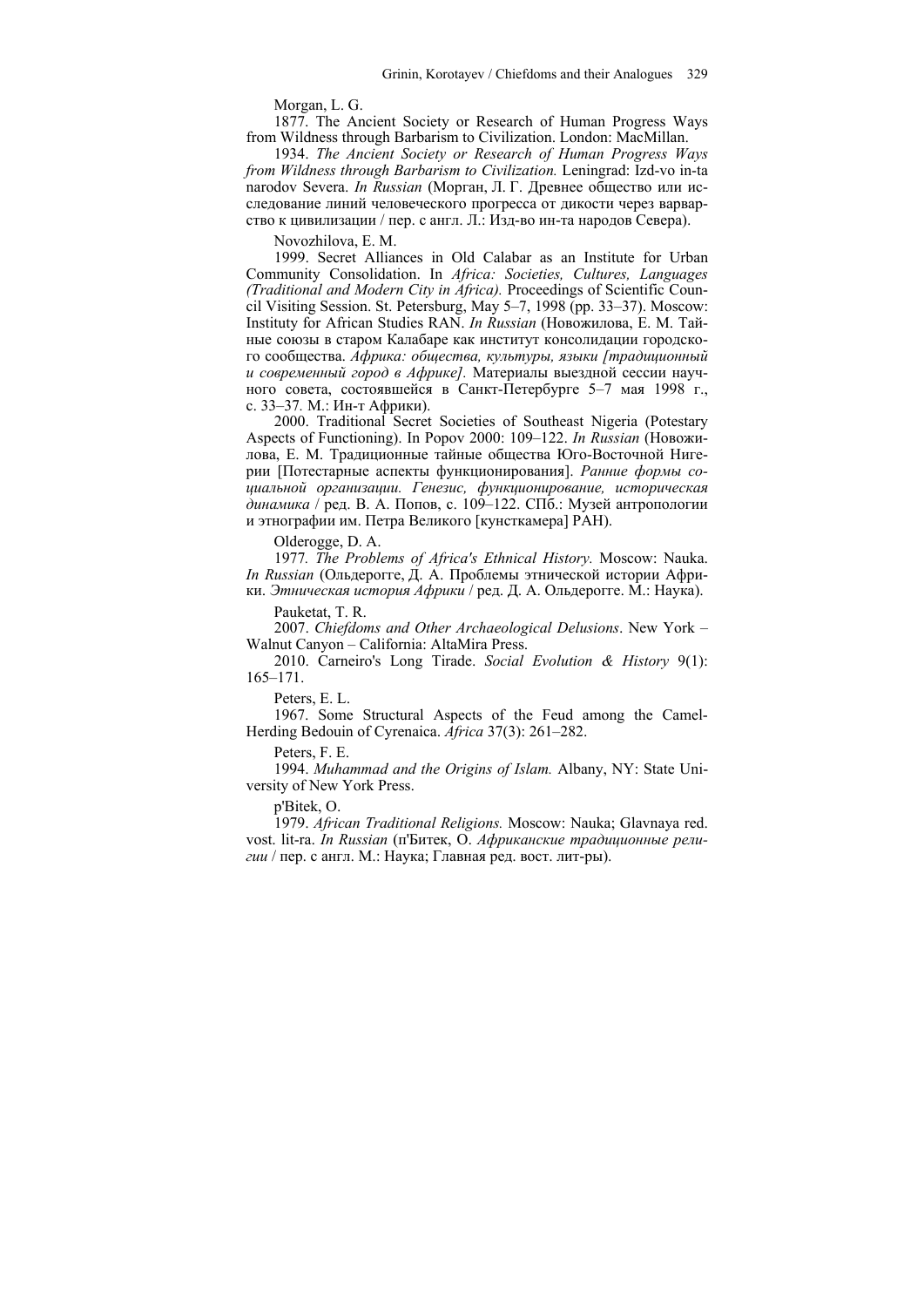Morgan, L. G.

1877. The Ancient Society or Research of Human Progress Ways from Wildness through Barbarism to Civilization. London: MacMillan.

1934. *The Ancient Society or Research of Human Progress Ways from Wildness through Barbarism to Civilization.* Leningrad: Izd-vo in-ta narodov Severa. *In Russian* (Морган, Л. Г. Древнее общество или исследование линий человеческого прогресса от дикости через варварство к цивилизации / пер. с англ. Л.: Изд-во ин-та народов Севера).

Novozhilova, E. M.

1999. Secret Alliances in Old Calabar as an Institute for Urban Community Consolidation. In *Africa: Societies, Cultures, Languages (Traditional and Modern City in Africa).* Proceedings of Scientific Council Visiting Session. St. Petersburg, May 5–7, 1998 (pp. 33–37). Moscow: Instituty for African Studies RAN. *In Russian* (Новожилова, Е. М. Тайные союзы в старом Калабаре как институт консолидации городского сообщества. *Африка: общества, культуры, языки [традиционный и современный город в Африке].* Материалы выездной сессии научного совета, состоявшейся в Санкт-Петербурге 5–7 мая 1998 г., с. 33–37. М.: Ин-т Африки).

2000. Traditional Secret Societies of Southeast Nigeria (Potestary Aspects of Functioning). In Popov 2000: 109–122. *In Russian* (Новожилова, Е. М. Традиционные тайные общества Юго-Восточной Нигерии [Потестарные аспекты функционирования]. *Ранние формы социальной организации. Генезис, функционирование, историческая динамика* / ред. В. А. Попов, с. 109–122. СПб.: Музей антропологии и этнографии им. Петра Великого [кунсткамера] РАН).

Olderogge, D. A.

1977*. The Problems of Africa's Ethnical History.* Moscow: Nauka. *In Russian* (Ольдерогге, Д. А. Проблемы этнической истории Африки. *Этническая история Африки* / ред. Д. А. Ольдерогге. М.: Наука).

Pauketat, T. R.

2007. *Chiefdoms and Other Archaeological Delusions*. New York – Walnut Canyon – California: AltaMira Press.

2010. Carneiro's Long Tirade. *Social Evolution & History* 9(1): 165–171.

Peters, E. L.

1967. Some Structural Aspects of the Feud among the Camel-Herding Bedouin of Cyrenaica. *Africa* 37(3): 261–282.

Peters, F. E.

1994. *Muhammad and the Origins of Islam.* Albany, NY: State University of New York Press.

p'Bitek, O.

1979. *African Traditional Religions.* Moscow: Nauka; Glavnaya red. vost. lit-ra. *In Russian* (п'Битек, О. *Африканские традиционные религии* / пер. с англ. М.: Наука; Главная ред. вост. лит-ры).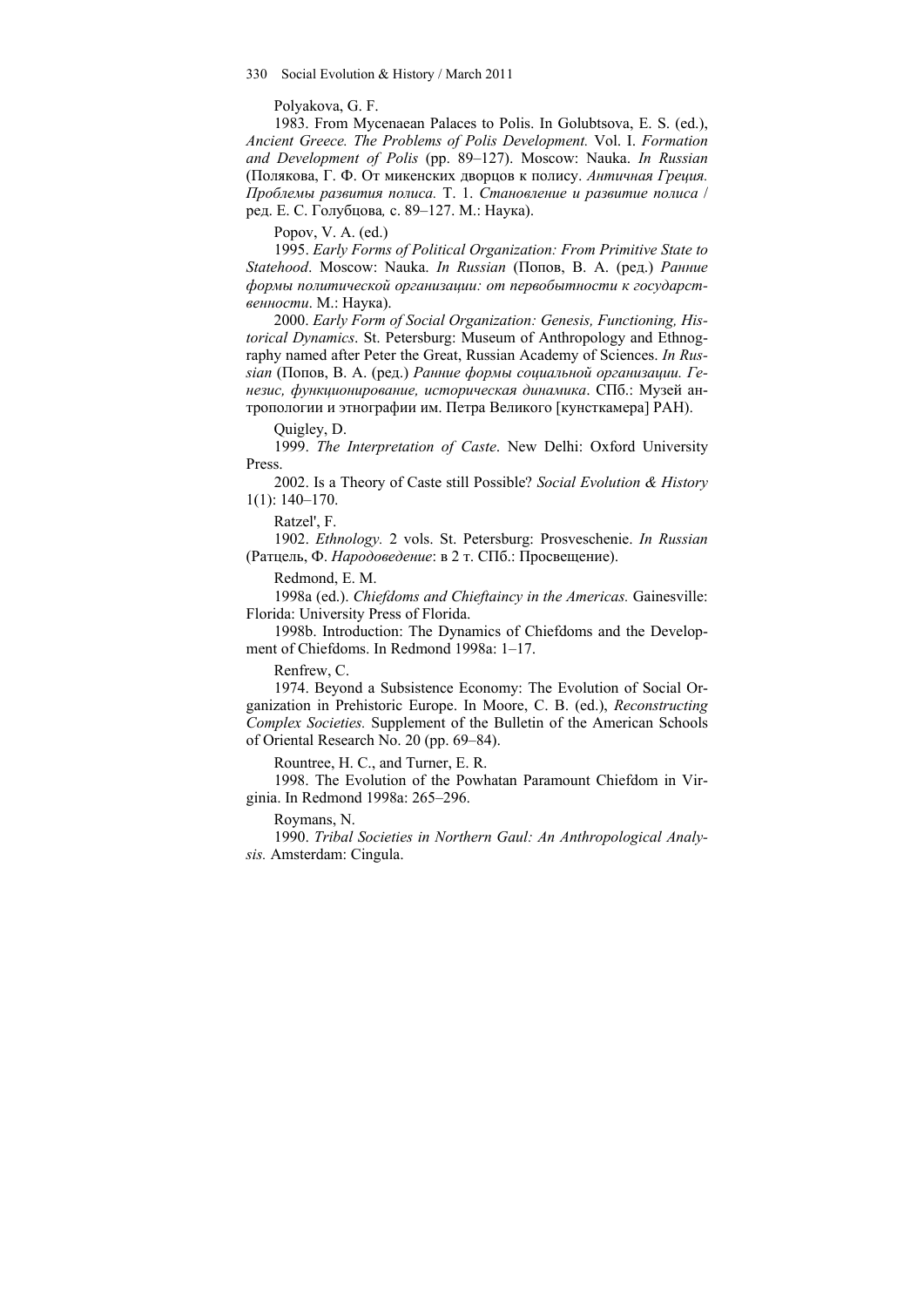Polyakova, G. F.

1983. From Mycenaean Palaces to Polis. In Golubtsova, E. S. (ed.), *Ancient Greece. The Problems of Polis Development.* Vol. I. *Formation and Development of Polis* (pp. 89–127). Moscow: Nauka. *In Russian* (Полякова, Г. Ф. От микенских дворцов к полису. *Античная Греция. Проблемы развития полиса.* Т. 1. *Становление и развитие полиса* / ред. Е. С. Голубцова*,* с. 89–127. М.: Наука).

Popov, V. A. (ed.)

1995. *Early Forms of Political Organization: From Primitive State to Statehood*. Moscow: Nauka. *In Russian* (Попов, В. А. (ред.) *Ранние формы политической организации: от первобытности к государственности*. М.: Наука).

2000. *Early Form of Social Organization: Genesis, Functioning, Historical Dynamics*. St. Petersburg: Museum of Anthropology and Ethnography named after Peter the Great, Russian Academy of Sciences. *In Russian* (Попов, В. А. (ред.) *Ранние формы социальной организации. Генезис, функционирование, историческая динамика*. СПб.: Музей антропологии и этнографии им. Петра Великого [кунсткамера] РАН).

Quigley, D.

1999. *The Interpretation of Caste*. New Delhi: Oxford University Press.

2002. Is a Theory of Caste still Possible? *Social Evolution & History* 1(1): 140–170.

Ratzel', F.

1902. *Ethnology.* 2 vols. St. Petersburg: Prosveschenie. *In Russian* (Ратцель, Ф. *Народоведение*: в 2 т. СПб.: Просвещение).

Redmond, E. M.

1998a (ed.). *Chiefdoms and Chieftaincy in the Americas.* Gainesville: Florida: University Press of Florida.

1998b. Introduction: The Dynamics of Chiefdoms and the Development of Chiefdoms. In Redmond 1998a: 1–17.

Renfrew, C.

1974. Beyond a Subsistence Economy: The Evolution of Social Organization in Prehistoric Europe. In Moore, C. B. (ed.), *Reconstructing Complex Societies.* Supplement of the Bulletin of the American Schools of Oriental Research No. 20 (pp. 69–84).

Rountree, H. C., and Turner, E. R.

1998. The Evolution of the Powhatan Paramount Chiefdom in Virginia. In Redmond 1998a: 265–296.

Roymans, N.

1990. *Tribal Societies in Northern Gaul: An Anthropological Analysis.* Amsterdam: Cingula.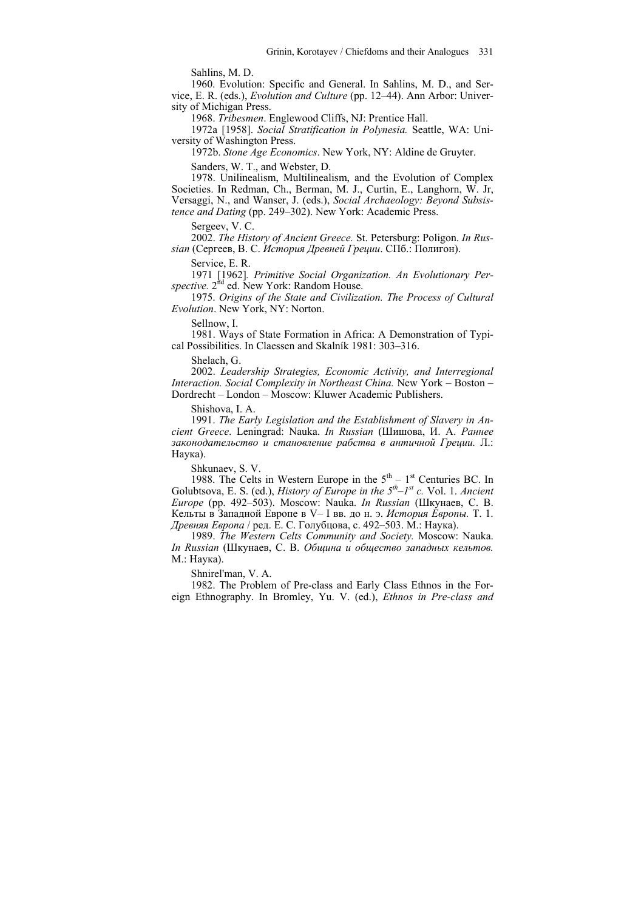Sahlins, M. D.

1960. Evolution: Specific and General. In Sahlins, M. D., and Service, E. R. (eds.), *Evolution and Culture* (pp. 12–44). Ann Arbor: University of Michigan Press.

1968. *Tribesmen*. Englewood Cliffs, NJ: Prentice Hall.

1972a [1958]. *Social Stratification in Polynesia.* Seattle, WA: University of Washington Press.

1972b. *Stone Age Economics*. New York, NY: Aldine de Gruyter.

Sanders, W. T., and Webster, D.

1978. Unilinealism, Multilinealism, and the Evolution of Complex Societies. In Redman, Ch., Berman, M. J., Curtin, E., Langhorn, W. Jr, Versaggi, N., and Wanser, J. (eds.), *Social Archaeology: Beyond Subsistence and Dating* (pp. 249–302). New York: Academic Press.

Sergeev, V. C.

2002. *The History of Ancient Greece.* St. Petersburg: Poligon. *In Russian* (Сергеев, В. С. *История Древней Греции*. СПб.: Полигон).

Service, E. R.

1971 [1962]*. Primitive Social Organization. An Evolutionary Perspective.* 2nd ed. New York: Random House.

1975. *Origins of the State and Civilization. The Process of Cultural Evolution*. New York, NY: Norton.

Sellnow, I.

1981. Ways of State Formation in Africa: A Demonstration of Typical Possibilities. In Claessen and Skalník 1981: 303–316.

Shelach, G.

2002. *Leadership Strategies, Economic Activity, and Interregional Interaction. Social Complexity in Northeast China.* New York – Boston – Dordrecht – London – Moscow: Kluwer Academic Publishers.

Shishova, I. A.

1991. *The Early Legislation and the Establishment of Slavery in Ancient Greece*. Leningrad: Nauka. *In Russian* (Шишова, И. А. *Раннее законодательство и становление рабства в античной Греции.* Л.: Наука).

Shkunaev, S. V.

1988. The Celts in Western Europe in the 5th – 1st Centuries BC. In Golubtsova, E. S. (ed.), *History of Europe in the 5th–1st c.* Vol. 1. *Ancient Europe* (pp. 492–503). Moscow: Nauka. *In Russian* (Шкунаев, С. В. Кельты в Западной Европе в V– I вв. до н. э. *История Европы.* Т. 1. *Древняя Европа* / ред. Е. С. Голубцова, с. 492–503. М.: Наука).

1989. *The Western Celts Community and Society.* Moscow: Nauka. *In Russian* (Шкунаев, С. В. *Община и общество западных кельтов.* М.: Наука).

Shnirel'man, V. A.

1982. The Problem of Pre-class and Early Class Ethnos in the Foreign Ethnography. In Bromley, Yu. V. (ed.), *Ethnos in Pre-class and*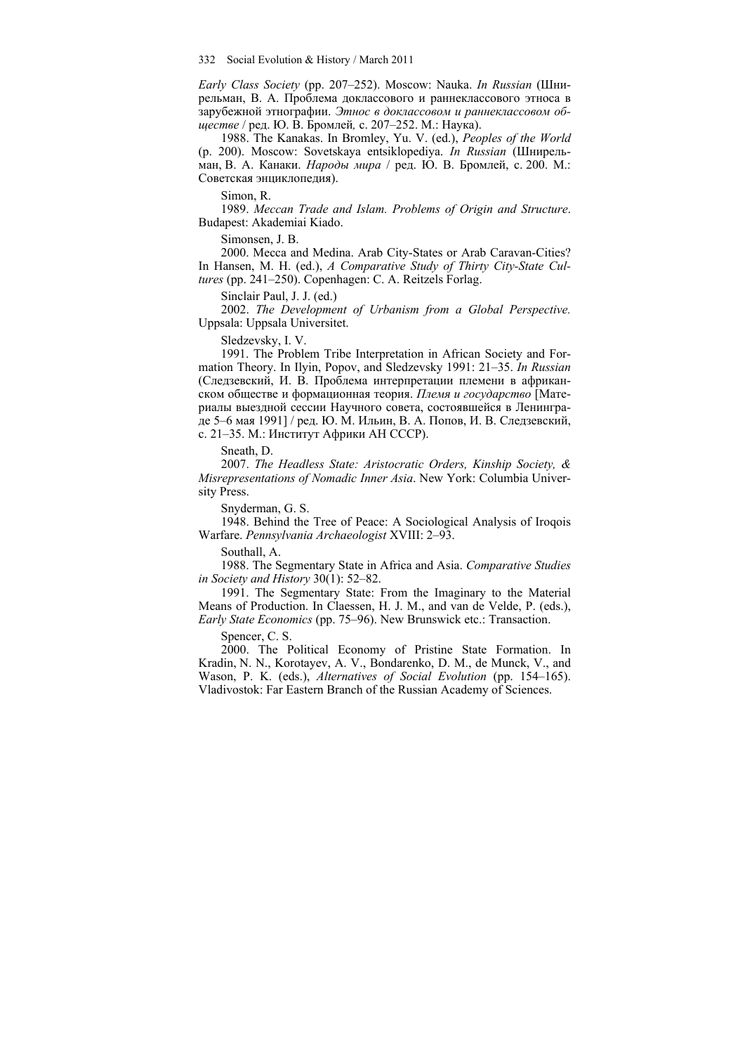*Early Class Society* (pp. 207–252). Moscow: Nauka. *In Russian* (Шнирельман, В. А. Проблема доклассового и раннеклассового этноса в зарубежной этнографии. *Этнос в доклассовом и раннеклассовом обществе* / ред. Ю. В. Бромлей, с. 207–252. М.: Наука).

1988. The Kanakas. In Bromley, Yu. V. (ed.), *Peoples of the World* (p. 200). Moscow: Sovetskaya entsiklopediya. *In Russian* (Шнирельман, В. А. Канаки. *Народы мира* / ред. Ю. В. Бромлей, с. 200. М.: Советская энциклопедия).

Simon, R.

1989. *Meccan Trade and Islam. Problems of Origin and Structure*. Budapest: Akademiai Kiado.

Simonsen, J. B.

2000. Mecca and Medina. Arab City-States or Arab Caravan-Cities? In Hansen, M. H. (ed.), *A Comparative Study of Thirty City-State Cultures* (pp. 241–250). Copenhagen: C. A. Reitzels Forlag.

Sinclair Paul, J. J. (ed.)

2002. *The Development of Urbanism from a Global Perspective.* Uppsala: Uppsala Universitet.

Sledzevsky, I. V.

1991. The Problem Tribe Interpretation in African Society and Formation Theory. In Ilyin, Popov, and Sledzevsky 1991: 21–35. *In Russian* (Следзевский, И. В. Проблема интерпретации племени в африканском обществе и формационная теория. *Племя и государство* [Материалы выездной сессии Научного совета, состоявшейся в Ленинграде 5–6 мая 1991] / ред. Ю. М. Ильин, В. А. Попов, И. В. Следзевский, с. 21–35. М.: Институт Африки АН СССР).

Sneath, D.

2007. *The Headless State: Aristocratic Orders, Kinship Society, & Misrepresentations of Nomadic Inner Asia*. New York: Columbia University Press.

Snyderman, G. S.

1948. Behind the Tree of Peace: A Sociological Analysis of Iroqois Warfare. *Pennsylvania Archaeologist* XVIII: 2–93.

Southall, A.

1988. The Segmentary State in Africa and Asia. *Comparative Studies in Society and History* 30(1): 52–82.

1991. The Segmentary State: From the Imaginary to the Material Means of Production. In Claessen, H. J. M., and van de Velde, P. (eds.), *Early State Economics* (pp. 75–96). New Brunswick etc.: Transaction.

Spencer, C. S.

2000. The Political Economy of Pristine State Formation. In Kradin, N. N., Korotayev, A. V., Bondarenko, D. M., de Munck, V., and Wason, P. K. (eds.), *Alternatives of Social Evolution* (pp. 154–165). Vladivostok: Far Eastern Branch of the Russian Academy of Sciences.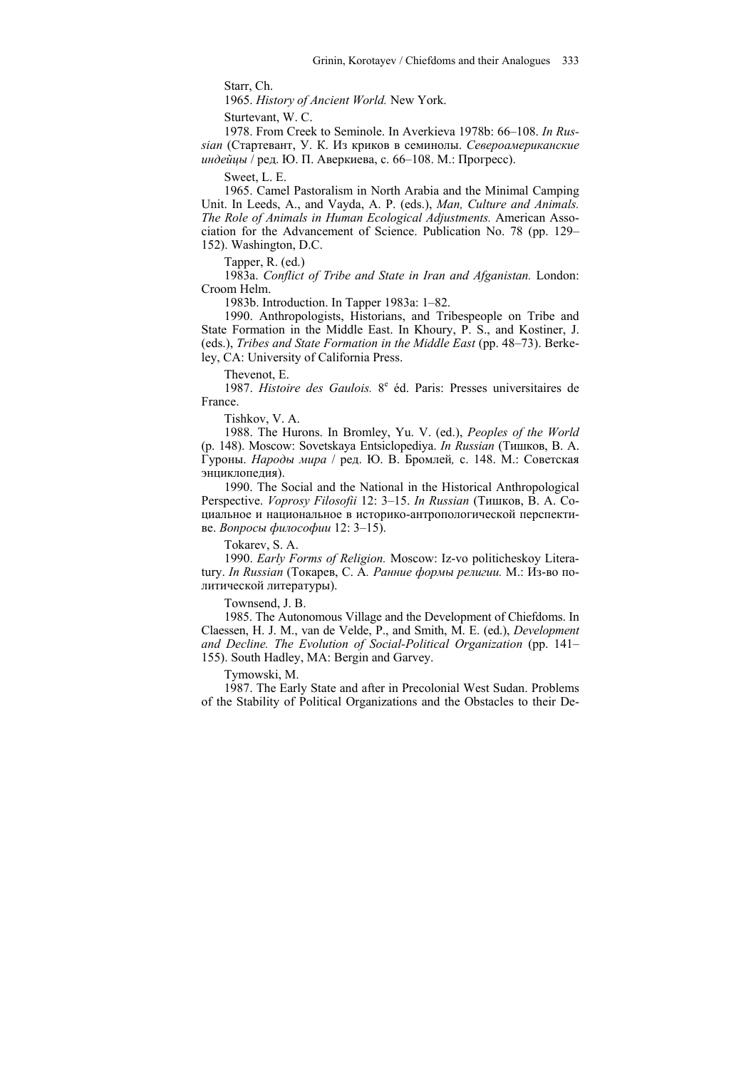Starr, Ch.

1965. *History of Ancient World.* New York.

Sturtevant, W. C.

1978. From Creek to Seminole. In Averkieva 1978b: 66–108. *In Russian* (Стартевант, У. К. Из криков в семинолы. *Североамериканские индейцы* / ред. Ю. П. Аверкиева, с. 66–108. М.: Прогресс).

Sweet, L. E.

1965. Camel Pastoralism in North Arabia and the Minimal Camping Unit. In Leeds, A., and Vayda, A. P. (eds.), *Man, Culture and Animals. The Role of Animals in Human Ecological Adjustments.* American Association for the Advancement of Science. Publication No. 78 (pp. 129–152). Washington, D.C.

Tapper, R. (ed.)

1983a. *Conflict of Tribe and State in Iran and Afganistan.* London: Croom Helm.

1983b. Introduction. In Tapper 1983a: 1–82.

1990. Anthropologists, Historians, and Tribespeople on Tribe and State Formation in the Middle East. In Khoury, P. S., and Kostiner, J. (eds.), *Tribes and State Formation in the Middle East* (pp. 48–73). Berkeley, CA: University of California Press.

Thevenot, E.

1987. *Histoire des Gaulois.* 8[e] éd. Paris: Presses universitaires de France.

Tishkov, V. A.

1988. The Hurons. In Bromley, Yu. V. (ed.), *Peoples of the World* (p. 148). Moscow: Sovetskaya Entsiclopediya. *In Russian* (Тишков, В. А. Гуроны. *Народы мира* / ред. Ю. В. Бромлей, с. 148. М.: Советская энциклопедия).

1990. The Social and the National in the Historical Anthropological Perspective. *Voprosy Filosofii* 12: 3–15. *In Russian* (Тишков, В. А. Социальное и национальное в историко-антропологической перспективе. *Вопросы философии* 12: 3–15).

Tokarev, S. A.

1990. *Early Forms of Religion.* Moscow: Iz-vo politicheskoy Literatury. *In Russian* (Токарев, С. А. *Ранние формы религии.* М.: Из-во политической литературы).

Townsend, J. B.

1985. The Autonomous Village and the Development of Chiefdoms. In Claessen, H. J. M., van de Velde, P., and Smith, M. E. (ed.), *Development and Decline. The Evolution of Social-Political Organization* (pp. 141–155). South Hadley, MA: Bergin and Garvey.

Tymowski, M.

1987. The Early State and after in Precolonial West Sudan. Problems of the Stability of Political Organizations and the Obstacles to their De-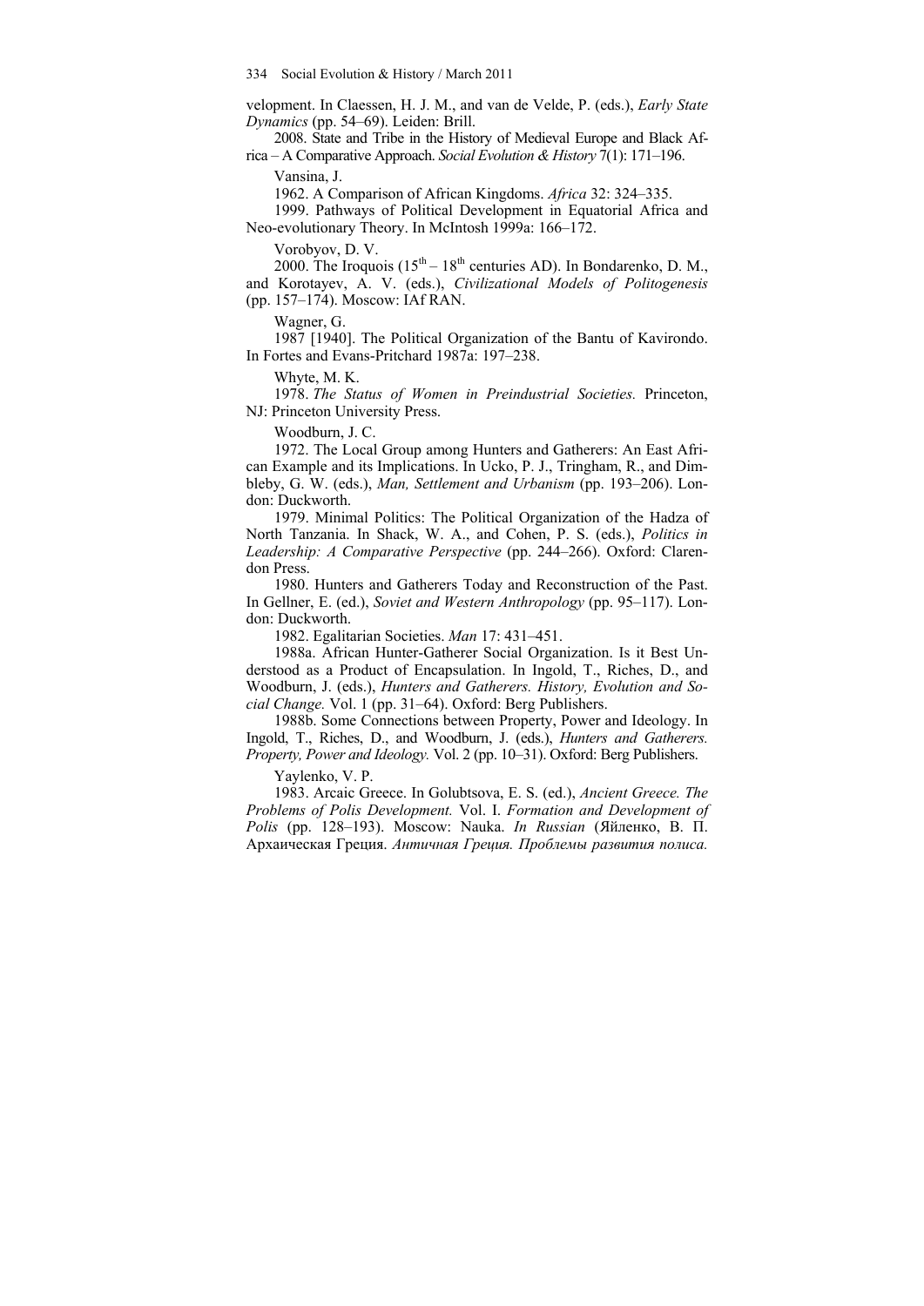velopment. In Claessen, H. J. M., and van de Velde, P. (eds.), *Early State Dynamics* (pp. 54–69). Leiden: Brill.

2008. State and Tribe in the History of Medieval Europe and Black Africa – A Comparative Approach. *Social Evolution & History* 7(1): 171–196.

Vansina, J.

1962. A Comparison of African Kingdoms. *Africa* 32: 324–335.

1999. Pathways of Political Development in Equatorial Africa and Neo-evolutionary Theory. In McIntosh 1999a: 166–172.

Vorobyov, D. V.

2000. The Iroquois (15th – 18th centuries AD). In Bondarenko, D. M., and Korotayev, A. V. (eds.), *Civilizational Models of Politogenesis* (pp. 157–174). Moscow: IAf RAN.

Wagner, G.

1987 [1940]. The Political Organization of the Bantu of Kavirondo. In Fortes and Evans-Pritchard 1987a: 197–238.

Whyte, M. K.

1978. *The Status of Women in Preindustrial Societies.* Princeton, NJ: Princeton University Press.

Woodburn, J. C.

1972. The Local Group among Hunters and Gatherers: An East African Example and its Implications. In Ucko, P. J., Tringham, R., and Dimbleby, G. W. (eds.), *Man, Settlement and Urbanism* (pp. 193–206). London: Duckworth.

1979. Minimal Politics: The Political Organization of the Hadza of North Tanzania. In Shack, W. A., and Cohen, P. S. (eds.), *Politics in Leadership: A Comparative Perspective* (pp. 244–266). Oxford: Clarendon Press.

1980. Hunters and Gatherers Today and Reconstruction of the Past. In Gellner, E. (ed.), *Soviet and Western Anthropology* (pp. 95–117). London: Duckworth.

1982. Egalitarian Societies. *Man* 17: 431–451.

1988a. African Hunter-Gatherer Social Organization. Is it Best Understood as a Product of Encapsulation. In Ingold, T., Riches, D., and Woodburn, J. (eds.), *Hunters and Gatherers. History, Evolution and Social Change.* Vol. 1 (pp. 31–64). Oxford: Berg Publishers.

1988b. Some Connections between Property, Power and Ideology. In Ingold, T., Riches, D., and Woodburn, J. (eds.), *Hunters and Gatherers. Property, Power and Ideology.* Vol. 2 (pp. 10–31). Oxford: Berg Publishers.

Yaylenko, V. P.

1983. Arcaic Greece. In Golubtsova, E. S. (ed.), *Ancient Greece. The Problems of Polis Development.* Vol. I. *Formation and Development of Polis* (pp. 128–193). Moscow: Nauka. *In Russian* (Яйленко, В. П. Архаическая Греция. *Античная Греция. Проблемы развития полиса.*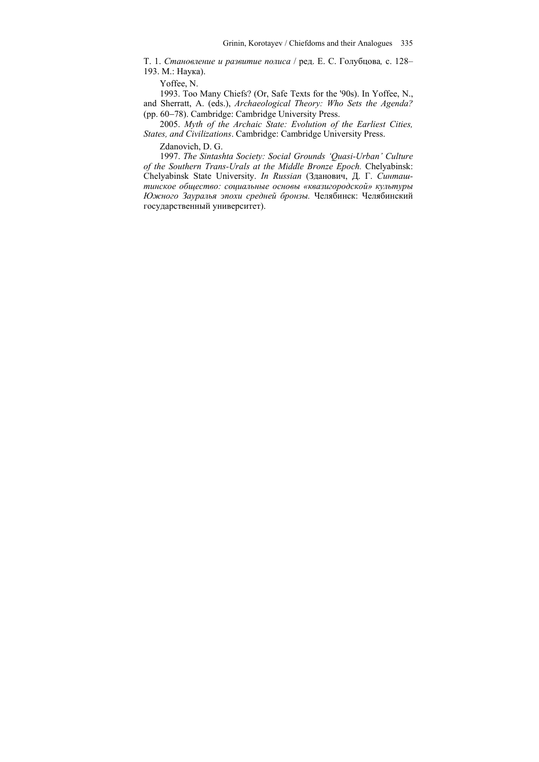Т. 1. *Становление и развитие полиса* / ред. Е. С. Голубцова*,* с. 128–193. М.: Наука).

Yoffee, N.

1993. Too Many Chiefs? (Or, Safe Texts for the '90s). In Yoffee, N., and Sherratt, A. (eds.), *Archaeological Theory: Who Sets the Agenda?* (pp. 60–78). Cambridge: Cambridge University Press.

2005. *Myth of the Archaic State: Evolution of the Earliest Cities, States, and Civilizations*. Cambridge: Cambridge University Press.

Zdanovich, D. G.

1997. *The Sintashta Society: Social Grounds 'Quasi-Urban' Culture of the Southern Trans-Urals at the Middle Bronze Epoch.* Chelyabinsk: Chelyabinsk State University. *In Russian* (Зданович, Д. Г. *Синташтинское общество: социальные основы «квазигородской» культуры Южного Зауралья эпохи средней бронзы.* Челябинск: Челябинский государственный университет).